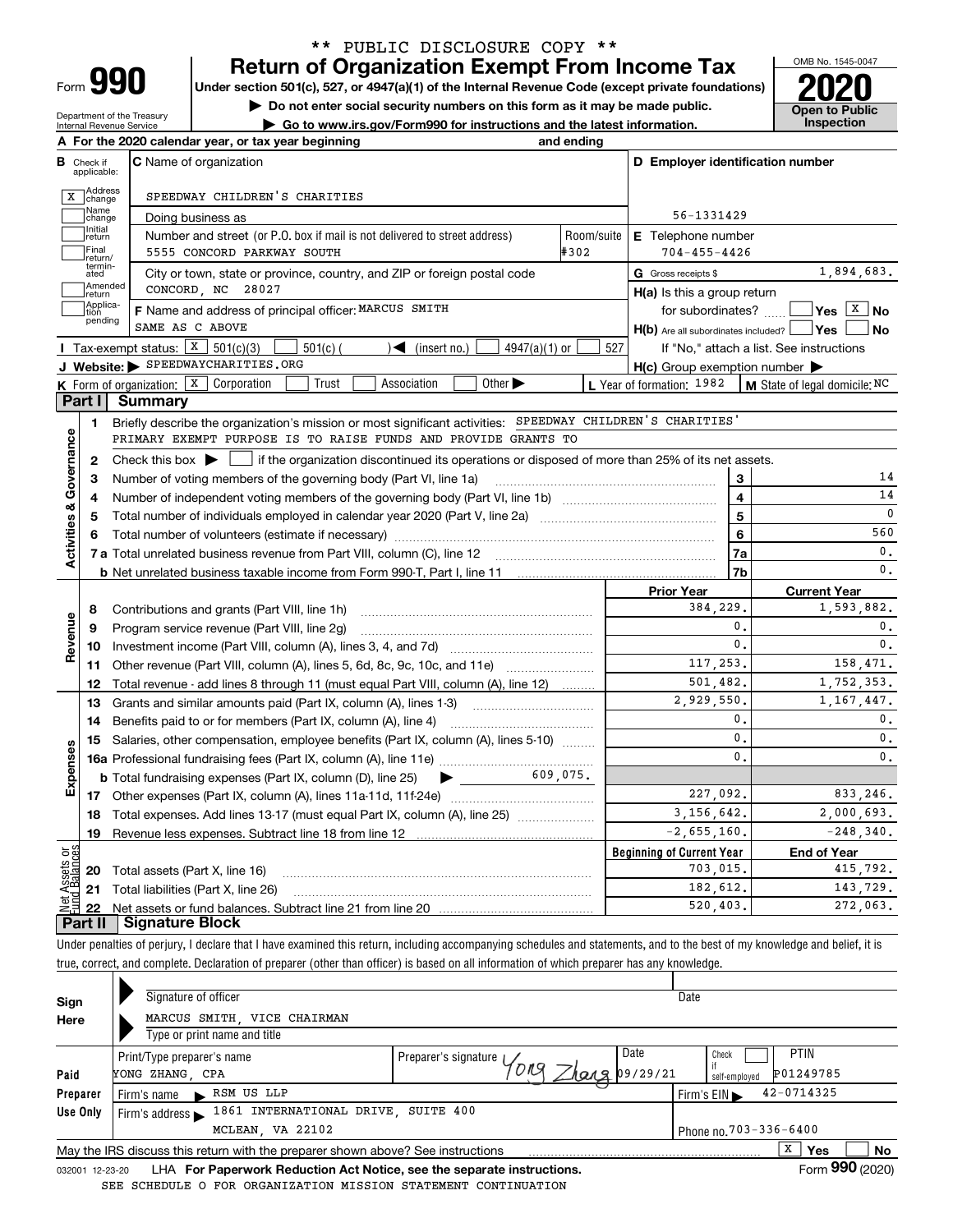\*\* PUBLIC DISCLOSURE COPY \*\*

# Form 990 — Return of Organization Exempt From Income Tax

Under section 501(c), 527, or 4947(a)(1) of the Internal Revenue Code (except private foundations)

▶ Do not enter social security numbers on this form as it may be made public.

▶ Go to www.irs.gov/Form990 for instructions and the latest information.

OMB No. 1545-0047

**2020**

Open to Public Inspection

Department of the Treasury
Internal Revenue Service

**A** For the 2020 calendar year, or tax year beginning and ending

**B** Check if applicable:
- [X] Address change
- [ ] Name change
- [ ] Initial return
- [ ] Final return/terminated
- [ ] Amended return
- [ ] Application pending

**C** Name of organization: SPEEDWAY CHILDREN'S CHARITIES

Doing business as

Number and street (or P.O. box if mail is not delivered to street address): 5555 CONCORD PARKWAY SOUTH — Room/suite: #302

City or town, state or province, country, and ZIP or foreign postal code: CONCORD, NC 28027

**D** Employer identification number: 56-1331429

**E** Telephone number: 704-455-4426

**G** Gross receipts $ 1,894,683.

**F** Name and address of principal officer: MARCUS SMITH, SAME AS C ABOVE

**H(a)** Is this a group return for subordinates? [ ] Yes [X] No

**H(b)** Are all subordinates included? [ ] Yes [ ] No — If "No," attach a list. See instructions

**H(c)** Group exemption number ▶

**I** Tax-exempt status: [X] 501(c)(3) [ ] 501(c) ( ) ◀ (insert no.) [ ] 4947(a)(1) or [ ] 527

**J** Website: ▶ SPEEDWAYCHARITIES.ORG

**K** Form of organization: [X] Corporation [ ] Trust [ ] Association [ ] Other ▶

**L** Year of formation: 1982

**M** State of legal domicile: NC

## Part I Summary

**Activities & Governance**

1. Briefly describe the organization's mission or most significant activities: SPEEDWAY CHILDREN'S CHARITIES' PRIMARY EXEMPT PURPOSE IS TO RAISE FUNDS AND PROVIDE GRANTS TO
2. Check this box ▶ [ ] if the organization discontinued its operations or disposed of more than 25% of its net assets.

| Line | Description | | Value |
|---|---|---|---|
| 3 | Number of voting members of the governing body (Part VI, line 1a) | 3 | 14 |
| 4 | Number of independent voting members of the governing body (Part VI, line 1b) | 4 | 14 |
| 5 | Total number of individuals employed in calendar year 2020 (Part V, line 2a) | 5 | 0 |
| 6 | Total number of volunteers (estimate if necessary) | 6 | 560 |
| 7a | Total unrelated business revenue from Part VIII, column (C), line 12 | 7a | 0. |
| 7b | Net unrelated business taxable income from Form 990-T, Part I, line 11 | 7b | 0. |

| Line | Description | Prior Year | Current Year |
|---|---|---|---|
| | **Revenue** | | |
| 8 | Contributions and grants (Part VIII, line 1h) | 384,229. | 1,593,882. |
| 9 | Program service revenue (Part VIII, line 2g) | 0. | 0. |
| 10 | Investment income (Part VIII, column (A), lines 3, 4, and 7d) | 0. | 0. |
| 11 | Other revenue (Part VIII, column (A), lines 5, 6d, 8c, 9c, 10c, and 11e) | 117,253. | 158,471. |
| 12 | Total revenue - add lines 8 through 11 (must equal Part VIII, column (A), line 12) | 501,482. | 1,752,353. |
| | **Expenses** | | |
| 13 | Grants and similar amounts paid (Part IX, column (A), lines 1-3) | 2,929,550. | 1,167,447. |
| 14 | Benefits paid to or for members (Part IX, column (A), line 4) | 0. | 0. |
| 15 | Salaries, other compensation, employee benefits (Part IX, column (A), lines 5-10) | 0. | 0. |
| 16a | Professional fundraising fees (Part IX, column (A), line 11e) | 0. | 0. |
| b | Total fundraising expenses (Part IX, column (D), line 25) ▶ 609,075. | | |
| 17 | Other expenses (Part IX, column (A), lines 11a-11d, 11f-24e) | 227,092. | 833,246. |
| 18 | Total expenses. Add lines 13-17 (must equal Part IX, column (A), line 25) | 3,156,642. | 2,000,693. |
| 19 | Revenue less expenses. Subtract line 18 from line 12 | -2,655,160. | -248,340. |

| Line | Net Assets or Fund Balances | Beginning of Current Year | End of Year |
|---|---|---|---|
| 20 | Total assets (Part X, line 16) | 703,015. | 415,792. |
| 21 | Total liabilities (Part X, line 26) | 182,612. | 143,729. |
| 22 | Net assets or fund balances. Subtract line 21 from line 20 | 520,403. | 272,063. |

## Part II Signature Block

Under penalties of perjury, I declare that I have examined this return, including accompanying schedules and statements, and to the best of my knowledge and belief, it is true, correct, and complete. Declaration of preparer (other than officer) is based on all information of which preparer has any knowledge.

**Sign Here**

Signature of officer — Date

MARCUS SMITH, VICE CHAIRMAN
Type or print name and title

**Paid Preparer Use Only**

| Print/Type preparer's name | Preparer's signature | Date | Check if self-employed | PTIN |
|---|---|---|---|---|
| YONG ZHANG, CPA | Yong Zhang | 09/29/21 | [ ] | P01249785 |

Firm's name ▶ RSM US LLP — Firm's EIN ▶ 42-0714325

Firm's address ▶ 1861 INTERNATIONAL DRIVE, SUITE 400, MCLEAN, VA 22102 — Phone no. 703-336-6400

May the IRS discuss this return with the preparer shown above? See instructions [X] Yes [ ] No

032001 12-23-20 LHA For Paperwork Reduction Act Notice, see the separate instructions. Form **990** (2020)

SEE SCHEDULE O FOR ORGANIZATION MISSION STATEMENT CONTINUATION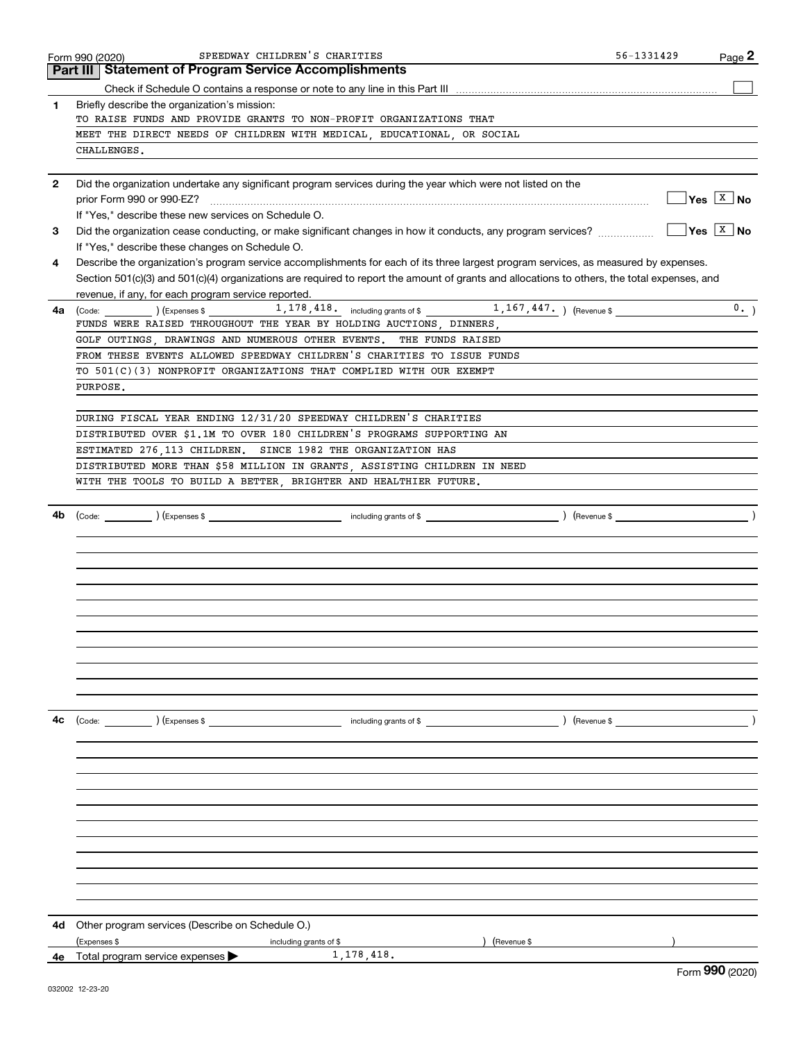Form 990 (2020) SPEEDWAY CHILDREN'S CHARITIES 56-1331429

## Part III | Statement of Program Service Accomplishments

Check if Schedule O contains a response or note to any line in this Part III ☐

**1** Briefly describe the organization's mission:

TO RAISE FUNDS AND PROVIDE GRANTS TO NON-PROFIT ORGANIZATIONS THAT MEET THE DIRECT NEEDS OF CHILDREN WITH MEDICAL, EDUCATIONAL, OR SOCIAL CHALLENGES.

**2** Did the organization undertake any significant program services during the year which were not listed on the prior Form 990 or 990-EZ? ☐ Yes ☒ No

If "Yes," describe these new services on Schedule O.

**3** Did the organization cease conducting, or make significant changes in how it conducts, any program services? ☐ Yes ☒ No

If "Yes," describe these changes on Schedule O.

**4** Describe the organization's program service accomplishments for each of its three largest program services, as measured by expenses. Section 501(c)(3) and 501(c)(4) organizations are required to report the amount of grants and allocations to others, the total expenses, and revenue, if any, for each program service reported.

**4a** (Code: ) (Expenses $ 1,178,418. including grants of $ 1,167,447. ) (Revenue $ 0. )

FUNDS WERE RAISED THROUGHOUT THE YEAR BY HOLDING AUCTIONS, DINNERS, GOLF OUTINGS, DRAWINGS AND NUMEROUS OTHER EVENTS. THE FUNDS RAISED FROM THESE EVENTS ALLOWED SPEEDWAY CHILDREN'S CHARITIES TO ISSUE FUNDS TO 501(C)(3) NONPROFIT ORGANIZATIONS THAT COMPLIED WITH OUR EXEMPT PURPOSE.

DURING FISCAL YEAR ENDING 12/31/20 SPEEDWAY CHILDREN'S CHARITIES DISTRIBUTED OVER $1.1M TO OVER 180 CHILDREN'S PROGRAMS SUPPORTING AN ESTIMATED 276,113 CHILDREN. SINCE 1982 THE ORGANIZATION HAS DISTRIBUTED MORE THAN $58 MILLION IN GRANTS, ASSISTING CHILDREN IN NEED WITH THE TOOLS TO BUILD A BETTER, BRIGHTER AND HEALTHIER FUTURE.

**4b** (Code: ) (Expenses $ including grants of $ ) (Revenue $ )

**4c** (Code: ) (Expenses $ including grants of $ ) (Revenue $ )

**4d** Other program services (Describe on Schedule O.)

(Expenses $ including grants of $ ) (Revenue $ )

**4e** Total program service expenses ▶ 1,178,418.

Form **990** (2020)

032002 12-23-20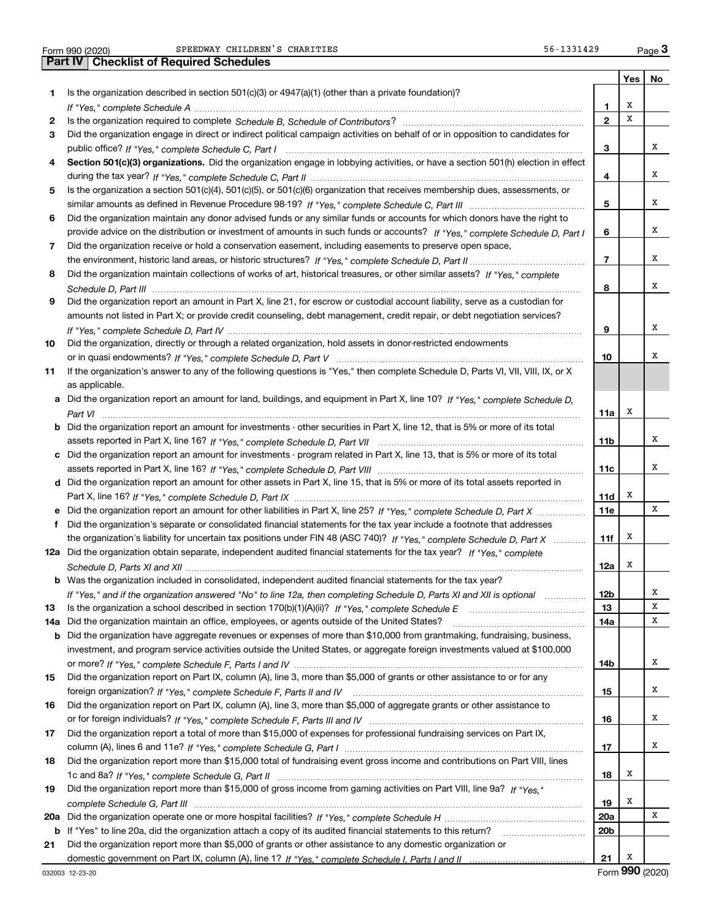Form 990 (2020) SPEEDWAY CHILDREN'S CHARITIES 56-1331429

## Part IV | Checklist of Required Schedules

| | | | Yes | No |
|---|---|---|---|---|
| 1 | Is the organization described in section 501(c)(3) or 4947(a)(1) (other than a private foundation)? *If "Yes," complete Schedule A* | 1 | X | |
| 2 | Is the organization required to complete *Schedule B, Schedule of Contributors*? | 2 | X | |
| 3 | Did the organization engage in direct or indirect political campaign activities on behalf of or in opposition to candidates for public office? *If "Yes," complete Schedule C, Part I* | 3 | | X |
| 4 | **Section 501(c)(3) organizations.** Did the organization engage in lobbying activities, or have a section 501(h) election in effect during the tax year? *If "Yes," complete Schedule C, Part II* | 4 | | X |
| 5 | Is the organization a section 501(c)(4), 501(c)(5), or 501(c)(6) organization that receives membership dues, assessments, or similar amounts as defined in Revenue Procedure 98-19? *If "Yes," complete Schedule C, Part III* | 5 | | X |
| 6 | Did the organization maintain any donor advised funds or any similar funds or accounts for which donors have the right to provide advice on the distribution or investment of amounts in such funds or accounts? *If "Yes," complete Schedule D, Part I* | 6 | | X |
| 7 | Did the organization receive or hold a conservation easement, including easements to preserve open space, the environment, historic land areas, or historic structures? *If "Yes," complete Schedule D, Part II* | 7 | | X |
| 8 | Did the organization maintain collections of works of art, historical treasures, or other similar assets? *If "Yes," complete Schedule D, Part III* | 8 | | X |
| 9 | Did the organization report an amount in Part X, line 21, for escrow or custodial account liability, serve as a custodian for amounts not listed in Part X; or provide credit counseling, debt management, credit repair, or debt negotiation services? *If "Yes," complete Schedule D, Part IV* | 9 | | X |
| 10 | Did the organization, directly or through a related organization, hold assets in donor-restricted endowments or in quasi endowments? *If "Yes," complete Schedule D, Part V* | 10 | | X |
| 11 | If the organization's answer to any of the following questions is "Yes," then complete Schedule D, Parts VI, VII, VIII, IX, or X as applicable. | | | |
| a | Did the organization report an amount for land, buildings, and equipment in Part X, line 10? *If "Yes," complete Schedule D, Part VI* | 11a | X | |
| b | Did the organization report an amount for investments - other securities in Part X, line 12, that is 5% or more of its total assets reported in Part X, line 16? *If "Yes," complete Schedule D, Part VII* | 11b | | X |
| c | Did the organization report an amount for investments - program related in Part X, line 13, that is 5% or more of its total assets reported in Part X, line 16? *If "Yes," complete Schedule D, Part VIII* | 11c | | X |
| d | Did the organization report an amount for other assets in Part X, line 15, that is 5% or more of its total assets reported in Part X, line 16? *If "Yes," complete Schedule D, Part IX* | 11d | X | |
| e | Did the organization report an amount for other liabilities in Part X, line 25? *If "Yes," complete Schedule D, Part X* | 11e | | X |
| f | Did the organization's separate or consolidated financial statements for the tax year include a footnote that addresses the organization's liability for uncertain tax positions under FIN 48 (ASC 740)? *If "Yes," complete Schedule D, Part X* | 11f | X | |
| 12a | Did the organization obtain separate, independent audited financial statements for the tax year? *If "Yes," complete Schedule D, Parts XI and XII* | 12a | X | |
| b | Was the organization included in consolidated, independent audited financial statements for the tax year? *If "Yes," and if the organization answered "No" to line 12a, then completing Schedule D, Parts XI and XII is optional* | 12b | | X |
| 13 | Is the organization a school described in section 170(b)(1)(A)(ii)? *If "Yes," complete Schedule E* | 13 | | X |
| 14a | Did the organization maintain an office, employees, or agents outside of the United States? | 14a | | X |
| b | Did the organization have aggregate revenues or expenses of more than $10,000 from grantmaking, fundraising, business, investment, and program service activities outside the United States, or aggregate foreign investments valued at $100,000 or more? *If "Yes," complete Schedule F, Parts I and IV* | 14b | | X |
| 15 | Did the organization report on Part IX, column (A), line 3, more than $5,000 of grants or other assistance to or for any foreign organization? *If "Yes," complete Schedule F, Parts II and IV* | 15 | | X |
| 16 | Did the organization report on Part IX, column (A), line 3, more than $5,000 of aggregate grants or other assistance to or for foreign individuals? *If "Yes," complete Schedule F, Parts III and IV* | 16 | | X |
| 17 | Did the organization report a total of more than $15,000 of expenses for professional fundraising services on Part IX, column (A), lines 6 and 11e? *If "Yes," complete Schedule G, Part I* | 17 | | X |
| 18 | Did the organization report more than $15,000 total of fundraising event gross income and contributions on Part VIII, lines 1c and 8a? *If "Yes," complete Schedule G, Part II* | 18 | X | |
| 19 | Did the organization report more than $15,000 of gross income from gaming activities on Part VIII, line 9a? *If "Yes," complete Schedule G, Part III* | 19 | X | |
| 20a | Did the organization operate one or more hospital facilities? *If "Yes," complete Schedule H* | 20a | | X |
| b | If "Yes" to line 20a, did the organization attach a copy of its audited financial statements to this return? | 20b | | |
| 21 | Did the organization report more than $5,000 of grants or other assistance to any domestic organization or domestic government on Part IX, column (A), line 1? *If "Yes," complete Schedule I, Parts I and II* | 21 | X | |

032003 12-23-20 Form **990** (2020)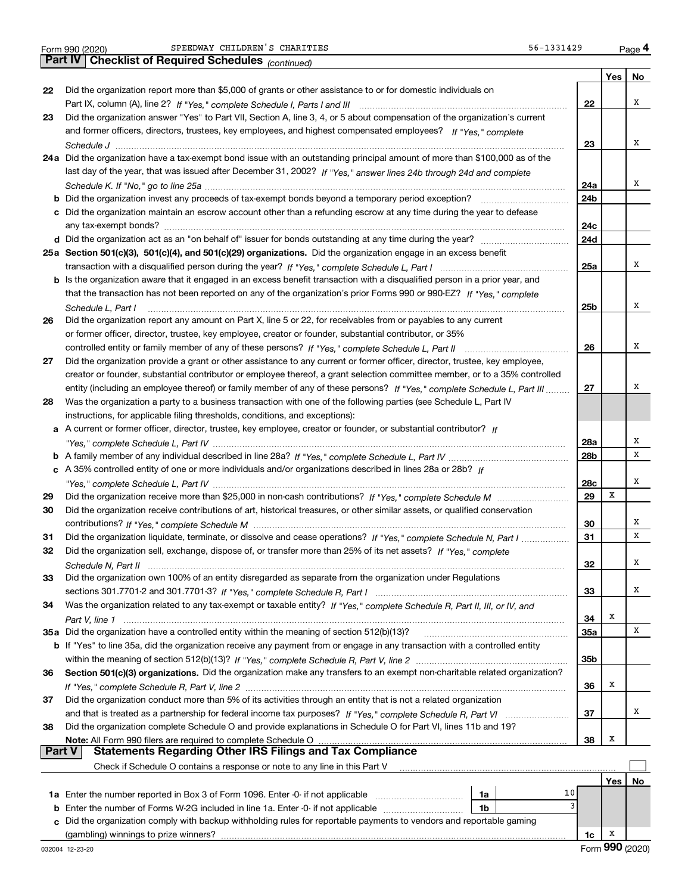Form 990 (2020) SPEEDWAY CHILDREN'S CHARITIES 56-1331429 Page 4

## Part IV Checklist of Required Schedules *(continued)*

| | | | Yes | No |
|---|---|---|---|---|
| 22 | Did the organization report more than $5,000 of grants or other assistance to or for domestic individuals on Part IX, column (A), line 2? *If "Yes," complete Schedule I, Parts I and III* | 22 | | X |
| 23 | Did the organization answer "Yes" to Part VII, Section A, line 3, 4, or 5 about compensation of the organization's current and former officers, directors, trustees, key employees, and highest compensated employees? *If "Yes," complete Schedule J* | 23 | | X |
| 24a | Did the organization have a tax-exempt bond issue with an outstanding principal amount of more than $100,000 as of the last day of the year, that was issued after December 31, 2002? *If "Yes," answer lines 24b through 24d and complete Schedule K. If "No," go to line 25a* | 24a | | X |
| b | Did the organization invest any proceeds of tax-exempt bonds beyond a temporary period exception? | 24b | | |
| c | Did the organization maintain an escrow account other than a refunding escrow at any time during the year to defease any tax-exempt bonds? | 24c | | |
| d | Did the organization act as an "on behalf of" issuer for bonds outstanding at any time during the year? | 24d | | |
| 25a | **Section 501(c)(3), 501(c)(4), and 501(c)(29) organizations.** Did the organization engage in an excess benefit transaction with a disqualified person during the year? *If "Yes," complete Schedule L, Part I* | 25a | | X |
| b | Is the organization aware that it engaged in an excess benefit transaction with a disqualified person in a prior year, and that the transaction has not been reported on any of the organization's prior Forms 990 or 990-EZ? *If "Yes," complete Schedule L, Part I* | 25b | | X |
| 26 | Did the organization report any amount on Part X, line 5 or 22, for receivables from or payables to any current or former officer, director, trustee, key employee, creator or founder, substantial contributor, or 35% controlled entity or family member of any of these persons? *If "Yes," complete Schedule L, Part II* | 26 | | X |
| 27 | Did the organization provide a grant or other assistance to any current or former officer, director, trustee, key employee, creator or founder, substantial contributor or employee thereof, a grant selection committee member, or to a 35% controlled entity (including an employee thereof) or family member of any of these persons? *If "Yes," complete Schedule L, Part III* | 27 | | X |
| 28 | Was the organization a party to a business transaction with one of the following parties (see Schedule L, Part IV instructions, for applicable filing thresholds, conditions, and exceptions): | | | |
| a | A current or former officer, director, trustee, key employee, creator or founder, or substantial contributor? *If "Yes," complete Schedule L, Part IV* | 28a | | X |
| b | A family member of any individual described in line 28a? *If "Yes," complete Schedule L, Part IV* | 28b | | X |
| c | A 35% controlled entity of one or more individuals and/or organizations described in lines 28a or 28b? *If "Yes," complete Schedule L, Part IV* | 28c | | X |
| 29 | Did the organization receive more than $25,000 in non-cash contributions? *If "Yes," complete Schedule M* | 29 | X | |
| 30 | Did the organization receive contributions of art, historical treasures, or other similar assets, or qualified conservation contributions? *If "Yes," complete Schedule M* | 30 | | X |
| 31 | Did the organization liquidate, terminate, or dissolve and cease operations? *If "Yes," complete Schedule N, Part I* | 31 | | X |
| 32 | Did the organization sell, exchange, dispose of, or transfer more than 25% of its net assets? *If "Yes," complete Schedule N, Part II* | 32 | | X |
| 33 | Did the organization own 100% of an entity disregarded as separate from the organization under Regulations sections 301.7701-2 and 301.7701-3? *If "Yes," complete Schedule R, Part I* | 33 | | X |
| 34 | Was the organization related to any tax-exempt or taxable entity? *If "Yes," complete Schedule R, Part II, III, or IV, and Part V, line 1* | 34 | X | |
| 35a | Did the organization have a controlled entity within the meaning of section 512(b)(13)? | 35a | | X |
| b | If "Yes" to line 35a, did the organization receive any payment from or engage in any transaction with a controlled entity within the meaning of section 512(b)(13)? *If "Yes," complete Schedule R, Part V, line 2* | 35b | | |
| 36 | **Section 501(c)(3) organizations.** Did the organization make any transfers to an exempt non-charitable related organization? *If "Yes," complete Schedule R, Part V, line 2* | 36 | X | |
| 37 | Did the organization conduct more than 5% of its activities through an entity that is not a related organization and that is treated as a partnership for federal income tax purposes? *If "Yes," complete Schedule R, Part VI* | 37 | | X |
| 38 | Did the organization complete Schedule O and provide explanations in Schedule O for Part VI, lines 11b and 19? **Note:** All Form 990 filers are required to complete Schedule O | 38 | X | |

## Part V Statements Regarding Other IRS Filings and Tax Compliance

Check if Schedule O contains a response or note to any line in this Part V ☐

| | | | | | Yes | No |
|---|---|---|---|---|---|---|
| 1a | Enter the number reported in Box 3 of Form 1096. Enter -0- if not applicable | 1a | 10 | | | |
| b | Enter the number of Forms W-2G included in line 1a. Enter -0- if not applicable | 1b | 3 | | | |
| c | Did the organization comply with backup withholding rules for reportable payments to vendors and reportable gaming (gambling) winnings to prize winners? | | | 1c | X | |

032004 12-23-20 Form **990** (2020)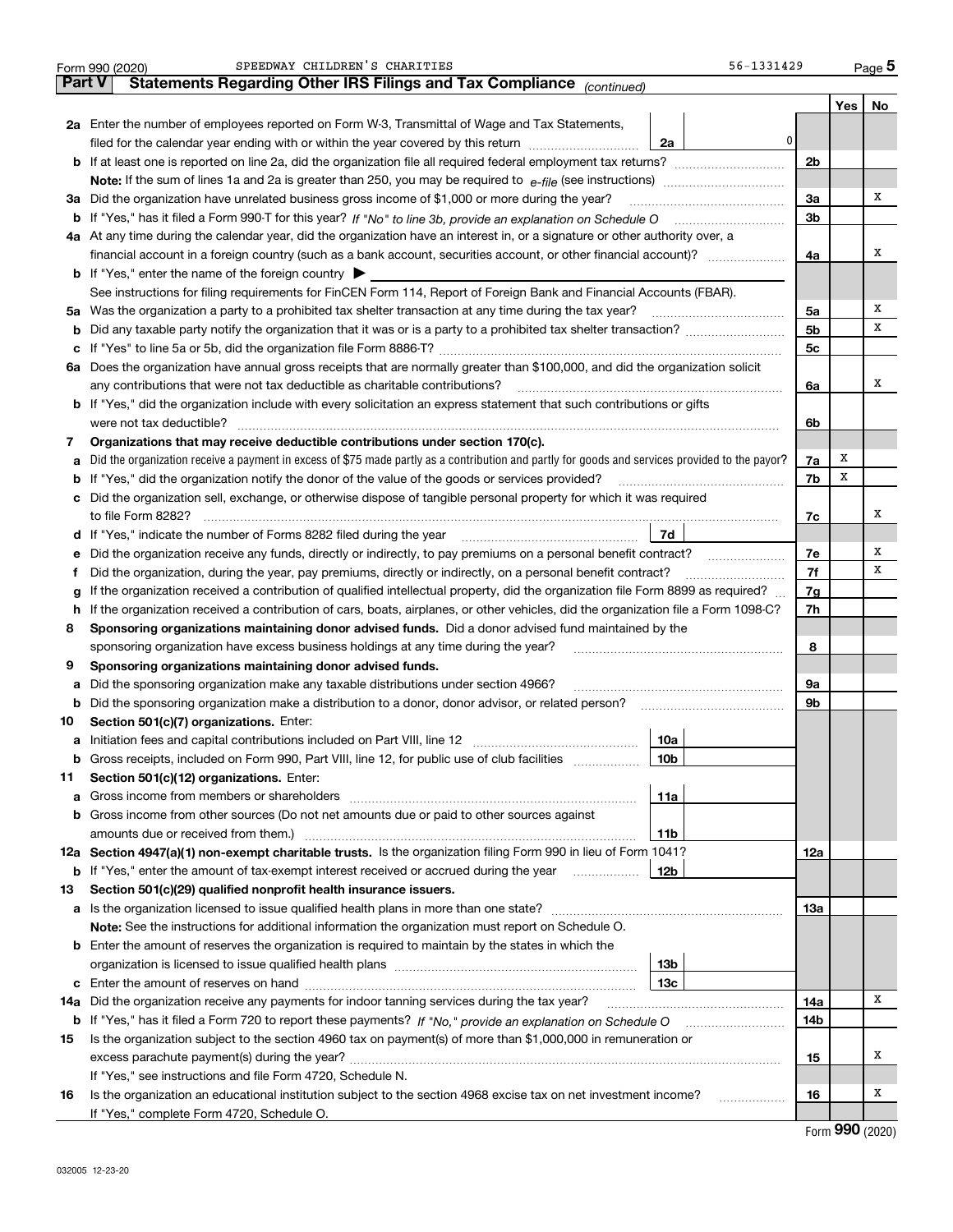Form 990 (2020) SPEEDWAY CHILDREN'S CHARITIES 56-1331429 Page 5

## Part V Statements Regarding Other IRS Filings and Tax Compliance *(continued)*

| | | | | Yes | No |
|---|---|---|---|---|---|
| **2a** | Enter the number of employees reported on Form W-3, Transmittal of Wage and Tax Statements, filed for the calendar year ending with or within the year covered by this return | 2a | 0 | | |
| **b** | If at least one is reported on line 2a, did the organization file all required federal employment tax returns? | | 2b | | |
| | **Note:** If the sum of lines 1a and 2a is greater than 250, you may be required to *e-file* (see instructions) | | | | |
| **3a** | Did the organization have unrelated business gross income of $1,000 or more during the year? | | 3a | | X |
| **b** | If "Yes," has it filed a Form 990-T for this year? *If "No" to line 3b, provide an explanation on Schedule O* | | 3b | | |
| **4a** | At any time during the calendar year, did the organization have an interest in, or a signature or other authority over, a financial account in a foreign country (such as a bank account, securities account, or other financial account)? | | 4a | | X |
| **b** | If "Yes," enter the name of the foreign country ▶ | | | | |
| | See instructions for filing requirements for FinCEN Form 114, Report of Foreign Bank and Financial Accounts (FBAR). | | | | |
| **5a** | Was the organization a party to a prohibited tax shelter transaction at any time during the tax year? | | 5a | | X |
| **b** | Did any taxable party notify the organization that it was or is a party to a prohibited tax shelter transaction? | | 5b | | X |
| **c** | If "Yes" to line 5a or 5b, did the organization file Form 8886-T? | | 5c | | |
| **6a** | Does the organization have annual gross receipts that are normally greater than $100,000, and did the organization solicit any contributions that were not tax deductible as charitable contributions? | | 6a | | X |
| **b** | If "Yes," did the organization include with every solicitation an express statement that such contributions or gifts were not tax deductible? | | 6b | | |
| **7** | **Organizations that may receive deductible contributions under section 170(c).** | | | | |
| **a** | Did the organization receive a payment in excess of $75 made partly as a contribution and partly for goods and services provided to the payor? | | 7a | X | |
| **b** | If "Yes," did the organization notify the donor of the value of the goods or services provided? | | 7b | X | |
| **c** | Did the organization sell, exchange, or otherwise dispose of tangible personal property for which it was required to file Form 8282? | | 7c | | X |
| **d** | If "Yes," indicate the number of Forms 8282 filed during the year | 7d | | | |
| **e** | Did the organization receive any funds, directly or indirectly, to pay premiums on a personal benefit contract? | | 7e | | X |
| **f** | Did the organization, during the year, pay premiums, directly or indirectly, on a personal benefit contract? | | 7f | | X |
| **g** | If the organization received a contribution of qualified intellectual property, did the organization file Form 8899 as required? | | 7g | | |
| **h** | If the organization received a contribution of cars, boats, airplanes, or other vehicles, did the organization file a Form 1098-C? | | 7h | | |
| **8** | **Sponsoring organizations maintaining donor advised funds.** Did a donor advised fund maintained by the sponsoring organization have excess business holdings at any time during the year? | | 8 | | |
| **9** | **Sponsoring organizations maintaining donor advised funds.** | | | | |
| **a** | Did the sponsoring organization make any taxable distributions under section 4966? | | 9a | | |
| **b** | Did the sponsoring organization make a distribution to a donor, donor advisor, or related person? | | 9b | | |
| **10** | **Section 501(c)(7) organizations.** Enter: | | | | |
| **a** | Initiation fees and capital contributions included on Part VIII, line 12 | 10a | | | |
| **b** | Gross receipts, included on Form 990, Part VIII, line 12, for public use of club facilities | 10b | | | |
| **11** | **Section 501(c)(12) organizations.** Enter: | | | | |
| **a** | Gross income from members or shareholders | 11a | | | |
| **b** | Gross income from other sources (Do not net amounts due or paid to other sources against amounts due or received from them.) | 11b | | | |
| **12a** | **Section 4947(a)(1) non-exempt charitable trusts.** Is the organization filing Form 990 in lieu of Form 1041? | | 12a | | |
| **b** | If "Yes," enter the amount of tax-exempt interest received or accrued during the year | 12b | | | |
| **13** | **Section 501(c)(29) qualified nonprofit health insurance issuers.** | | | | |
| **a** | Is the organization licensed to issue qualified health plans in more than one state? | | 13a | | |
| | **Note:** See the instructions for additional information the organization must report on Schedule O. | | | | |
| **b** | Enter the amount of reserves the organization is required to maintain by the states in which the organization is licensed to issue qualified health plans | 13b | | | |
| **c** | Enter the amount of reserves on hand | 13c | | | |
| **14a** | Did the organization receive any payments for indoor tanning services during the tax year? | | 14a | | X |
| **b** | If "Yes," has it filed a Form 720 to report these payments? *If "No," provide an explanation on Schedule O* | | 14b | | |
| **15** | Is the organization subject to the section 4960 tax on payment(s) of more than $1,000,000 in remuneration or excess parachute payment(s) during the year? | | 15 | | X |
| | If "Yes," see instructions and file Form 4720, Schedule N. | | | | |
| **16** | Is the organization an educational institution subject to the section 4968 excise tax on net investment income? | | 16 | | X |
| | If "Yes," complete Form 4720, Schedule O. | | | | |

Form **990** (2020)

032005 12-23-20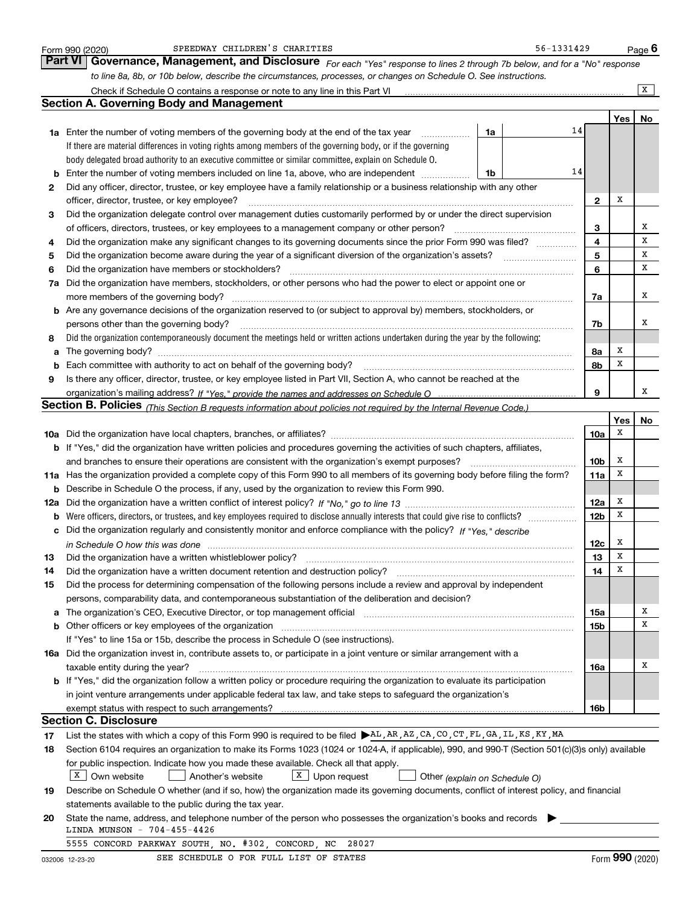Form 990 (2020) SPEEDWAY CHILDREN'S CHARITIES 56-1331429

## Part VI Governance, Management, and Disclosure

*For each "Yes" response to lines 2 through 7b below, and for a "No" response to line 8a, 8b, or 10b below, describe the circumstances, processes, or changes on Schedule O. See instructions.*

Check if Schedule O contains a response or note to any line in this Part VI [X]

### Section A. Governing Body and Management

| | | | | Yes | No |
|---|---|---|---|---|---|
| **1a** | Enter the number of voting members of the governing body at the end of the tax year | 1a | 14 | | |
| | If there are material differences in voting rights among members of the governing body, or if the governing body delegated broad authority to an executive committee or similar committee, explain on Schedule O. | | | | |
| **b** | Enter the number of voting members included on line 1a, above, who are independent | 1b | 14 | | |
| **2** | Did any officer, director, trustee, or key employee have a family relationship or a business relationship with any other officer, director, trustee, or key employee? | 2 | | X | |
| **3** | Did the organization delegate control over management duties customarily performed by or under the direct supervision of officers, directors, trustees, or key employees to a management company or other person? | 3 | | | X |
| **4** | Did the organization make any significant changes to its governing documents since the prior Form 990 was filed? | 4 | | | X |
| **5** | Did the organization become aware during the year of a significant diversion of the organization's assets? | 5 | | | X |
| **6** | Did the organization have members or stockholders? | 6 | | | X |
| **7a** | Did the organization have members, stockholders, or other persons who had the power to elect or appoint one or more members of the governing body? | 7a | | | X |
| **b** | Are any governance decisions of the organization reserved to (or subject to approval by) members, stockholders, or persons other than the governing body? | 7b | | | X |
| **8** | Did the organization contemporaneously document the meetings held or written actions undertaken during the year by the following: | | | | |
| **a** | The governing body? | 8a | | X | |
| **b** | Each committee with authority to act on behalf of the governing body? | 8b | | X | |
| **9** | Is there any officer, director, trustee, or key employee listed in Part VII, Section A, who cannot be reached at the organization's mailing address? *If "Yes," provide the names and addresses on Schedule O* | 9 | | | X |

### Section B. Policies *(This Section B requests information about policies not required by the Internal Revenue Code.)*

| | | | Yes | No |
|---|---|---|---|---|
| **10a** | Did the organization have local chapters, branches, or affiliates? | 10a | X | |
| **b** | If "Yes," did the organization have written policies and procedures governing the activities of such chapters, affiliates, and branches to ensure their operations are consistent with the organization's exempt purposes? | 10b | X | |
| **11a** | Has the organization provided a complete copy of this Form 990 to all members of its governing body before filing the form? | 11a | X | |
| **b** | Describe in Schedule O the process, if any, used by the organization to review this Form 990. | | | |
| **12a** | Did the organization have a written conflict of interest policy? *If "No," go to line 13* | 12a | X | |
| **b** | Were officers, directors, or trustees, and key employees required to disclose annually interests that could give rise to conflicts? | 12b | X | |
| **c** | Did the organization regularly and consistently monitor and enforce compliance with the policy? *If "Yes," describe in Schedule O how this was done* | 12c | X | |
| **13** | Did the organization have a written whistleblower policy? | 13 | X | |
| **14** | Did the organization have a written document retention and destruction policy? | 14 | X | |
| **15** | Did the process for determining compensation of the following persons include a review and approval by independent persons, comparability data, and contemporaneous substantiation of the deliberation and decision? | | | |
| **a** | The organization's CEO, Executive Director, or top management official | 15a | | X |
| **b** | Other officers or key employees of the organization | 15b | | X |
| | If "Yes" to line 15a or 15b, describe the process in Schedule O (see instructions). | | | |
| **16a** | Did the organization invest in, contribute assets to, or participate in a joint venture or similar arrangement with a taxable entity during the year? | 16a | | X |
| **b** | If "Yes," did the organization follow a written policy or procedure requiring the organization to evaluate its participation in joint venture arrangements under applicable federal tax law, and take steps to safeguard the organization's exempt status with respect to such arrangements? | 16b | | |

### Section C. Disclosure

**17** List the states with which a copy of this Form 990 is required to be filed ▶ AL,AR,AZ,CA,CO,CT,FL,GA,IL,KS,KY,MA

**18** Section 6104 requires an organization to make its Forms 1023 (1024 or 1024-A, if applicable), 990, and 990-T (Section 501(c)(3)s only) available for public inspection. Indicate how you made these available. Check all that apply.

[X] Own website [ ] Another's website [X] Upon request [ ] Other *(explain on Schedule O)*

**19** Describe on Schedule O whether (and if so, how) the organization made its governing documents, conflict of interest policy, and financial statements available to the public during the tax year.

**20** State the name, address, and telephone number of the person who possesses the organization's books and records ▶

LINDA MUNSON - 704-455-4426

5555 CONCORD PARKWAY SOUTH, NO. #302, CONCORD, NC 28027

SEE SCHEDULE O FOR FULL LIST OF STATES

032006 12-23-20 Form **990** (2020)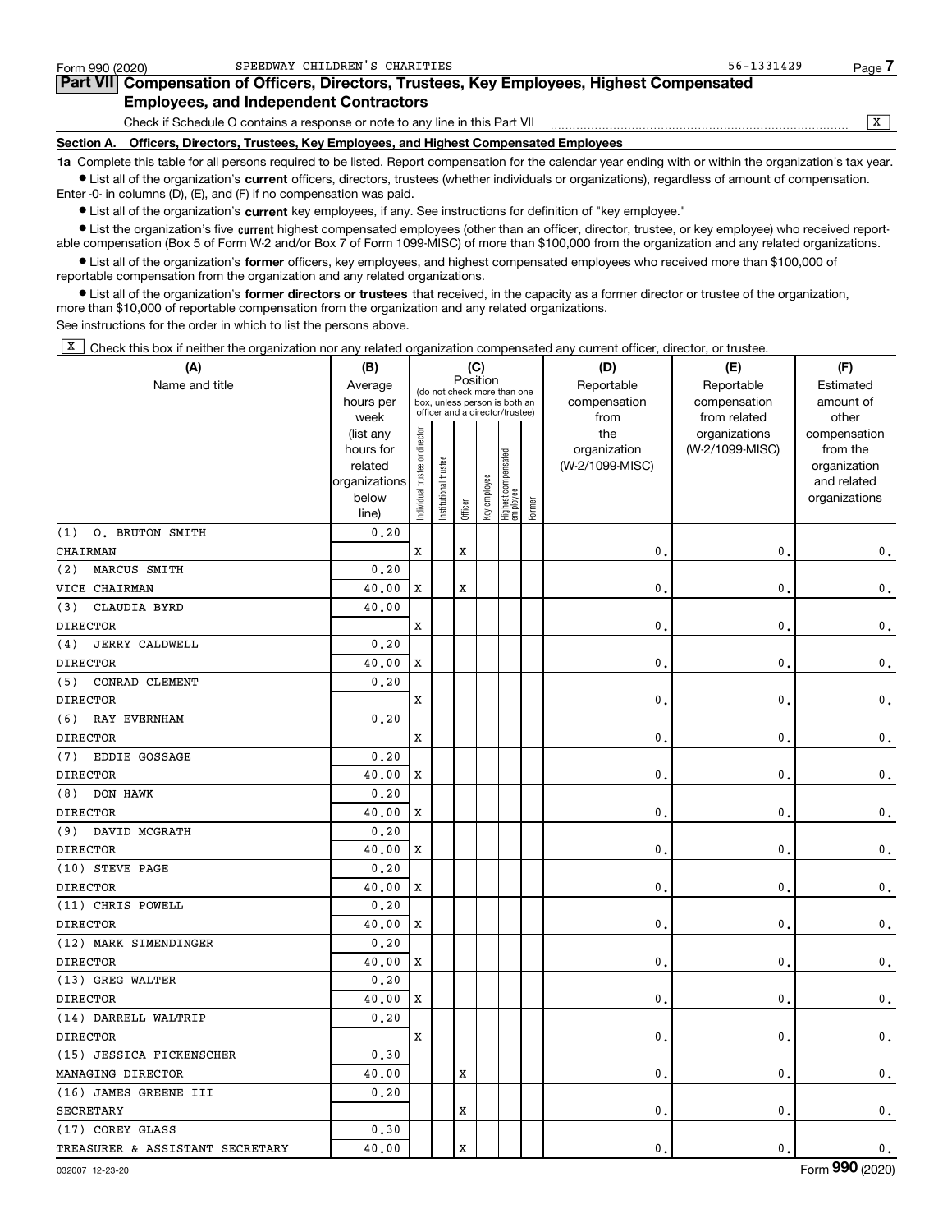Form 990 (2020) SPEEDWAY CHILDREN'S CHARITIES 56-1331429 Page 7

## Part VII Compensation of Officers, Directors, Trustees, Key Employees, Highest Compensated Employees, and Independent Contractors

Check if Schedule O contains a response or note to any line in this Part VII .......... [X]

### Section A. Officers, Directors, Trustees, Key Employees, and Highest Compensated Employees

**1a** Complete this table for all persons required to be listed. Report compensation for the calendar year ending with or within the organization's tax year.

- List all of the organization's **current** officers, directors, trustees (whether individuals or organizations), regardless of amount of compensation. Enter -0- in columns (D), (E), and (F) if no compensation was paid.
- List all of the organization's **current** key employees, if any. See instructions for definition of "key employee."
- List the organization's five **current** highest compensated employees (other than an officer, director, trustee, or key employee) who received reportable compensation (Box 5 of Form W-2 and/or Box 7 of Form 1099-MISC) of more than $100,000 from the organization and any related organizations.
- List all of the organization's **former** officers, key employees, and highest compensated employees who received more than $100,000 of reportable compensation from the organization and any related organizations.
- List all of the organization's **former directors or trustees** that received, in the capacity as a former director or trustee of the organization, more than $10,000 of reportable compensation from the organization and any related organizations.

See instructions for the order in which to list the persons above.

[X] Check this box if neither the organization nor any related organization compensated any current officer, director, or trustee.

| (A) Name and title | (B) Average hours per week (list any hours for related organizations below line) | (C) Position: Individual trustee or director | Institutional trustee | Officer | Key employee | Highest compensated employee | Former | (D) Reportable compensation from the organization (W-2/1099-MISC) | (E) Reportable compensation from related organizations (W-2/1099-MISC) | (F) Estimated amount of other compensation from the organization and related organizations |
|---|---|---|---|---|---|---|---|---|---|---|
| (1) O. BRUTON SMITH | 0.20 | | | | | | | | | |
| CHAIRMAN | | X | | X | | | | 0. | 0. | 0. |
| (2) MARCUS SMITH | 0.20 | | | | | | | | | |
| VICE CHAIRMAN | 40.00 | X | | X | | | | 0. | 0. | 0. |
| (3) CLAUDIA BYRD | 40.00 | | | | | | | | | |
| DIRECTOR | | X | | | | | | 0. | 0. | 0. |
| (4) JERRY CALDWELL | 0.20 | | | | | | | | | |
| DIRECTOR | 40.00 | X | | | | | | 0. | 0. | 0. |
| (5) CONRAD CLEMENT | 0.20 | | | | | | | | | |
| DIRECTOR | | X | | | | | | 0. | 0. | 0. |
| (6) RAY EVERNHAM | 0.20 | | | | | | | | | |
| DIRECTOR | | X | | | | | | 0. | 0. | 0. |
| (7) EDDIE GOSSAGE | 0.20 | | | | | | | | | |
| DIRECTOR | 40.00 | X | | | | | | 0. | 0. | 0. |
| (8) DON HAWK | 0.20 | | | | | | | | | |
| DIRECTOR | 40.00 | X | | | | | | 0. | 0. | 0. |
| (9) DAVID MCGRATH | 0.20 | | | | | | | | | |
| DIRECTOR | 40.00 | X | | | | | | 0. | 0. | 0. |
| (10) STEVE PAGE | 0.20 | | | | | | | | | |
| DIRECTOR | 40.00 | X | | | | | | 0. | 0. | 0. |
| (11) CHRIS POWELL | 0.20 | | | | | | | | | |
| DIRECTOR | 40.00 | X | | | | | | 0. | 0. | 0. |
| (12) MARK SIMENDINGER | 0.20 | | | | | | | | | |
| DIRECTOR | 40.00 | X | | | | | | 0. | 0. | 0. |
| (13) GREG WALTER | 0.20 | | | | | | | | | |
| DIRECTOR | 40.00 | X | | | | | | 0. | 0. | 0. |
| (14) DARRELL WALTRIP | 0.20 | | | | | | | | | |
| DIRECTOR | | X | | | | | | 0. | 0. | 0. |
| (15) JESSICA FICKENSCHER | 0.30 | | | | | | | | | |
| MANAGING DIRECTOR | 40.00 | | | X | | | | 0. | 0. | 0. |
| (16) JAMES GREENE III | 0.20 | | | | | | | | | |
| SECRETARY | | | | X | | | | 0. | 0. | 0. |
| (17) COREY GLASS | 0.30 | | | | | | | | | |
| TREASURER & ASSISTANT SECRETARY | 40.00 | | | X | | | | 0. | 0. | 0. |

032007 12-23-20 Form 990 (2020)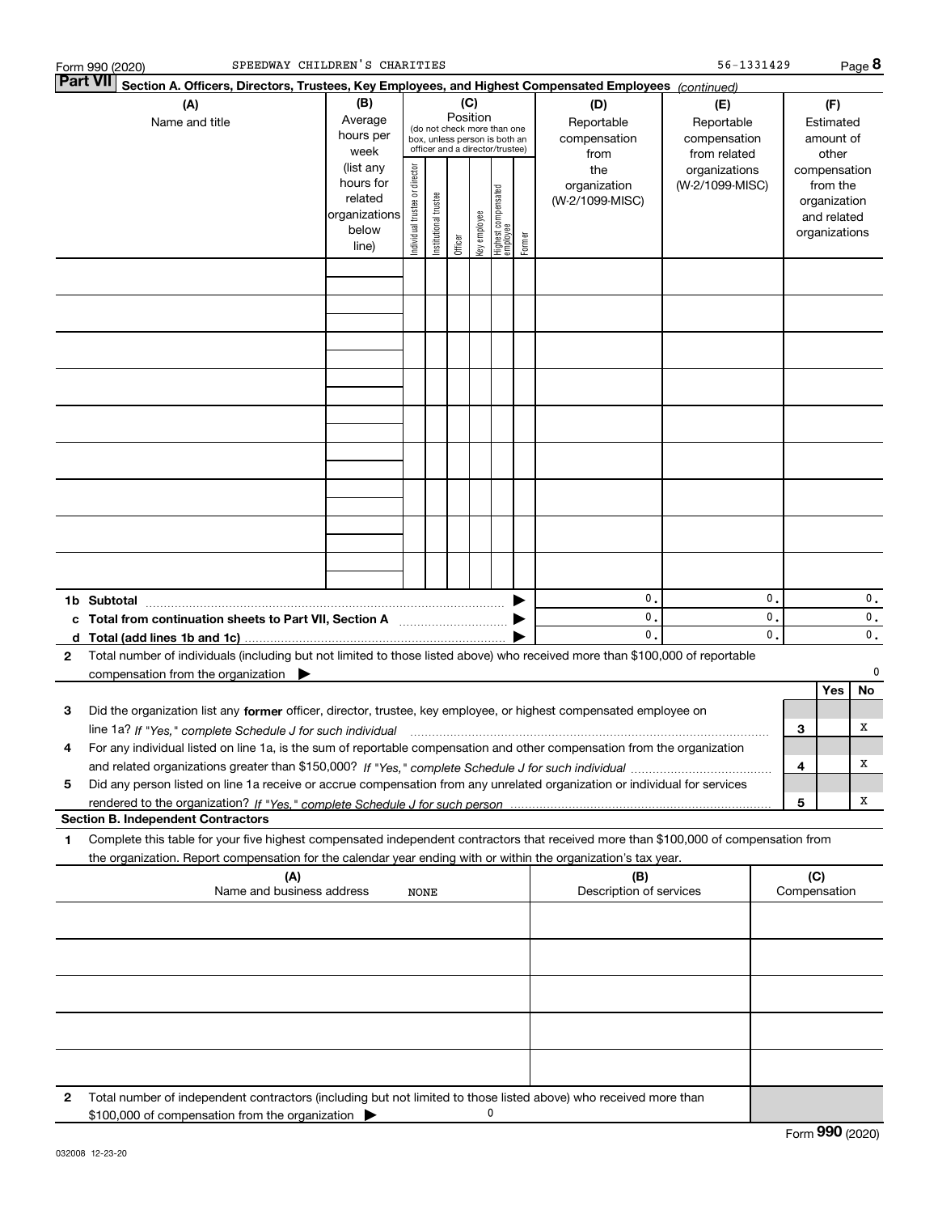Form 990 (2020) SPEEDWAY CHILDREN'S CHARITIES 56-1331429

## Part VII Section A. Officers, Directors, Trustees, Key Employees, and Highest Compensated Employees *(continued)*

| (A) Name and title | (B) Average hours per week (list any hours for related organizations below line) | (C) Position (do not check more than one box, unless person is both an officer and a director/trustee): Individual trustee or director | Institutional trustee | Officer | Key employee | Highest compensated employee | Former | (D) Reportable compensation from the organization (W-2/1099-MISC) | (E) Reportable compensation from related organizations (W-2/1099-MISC) | (F) Estimated amount of other compensation from the organization and related organizations |
|---|---|---|---|---|---|---|---|---|---|---|
| | | | | | | | | | | |
| | | | | | | | | | | |
| | | | | | | | | | | |
| | | | | | | | | | | |
| | | | | | | | | | | |
| | | | | | | | | | | |
| | | | | | | | | | | |
| | | | | | | | | | | |
| | | | | | | | | | | |
| **1b Subtotal** | | | | | | | | 0. | 0. | 0. |
| **c Total from continuation sheets to Part VII, Section A** | | | | | | | | 0. | 0. | 0. |
| **d Total (add lines 1b and 1c)** | | | | | | | | 0. | 0. | 0. |

**2** Total number of individuals (including but not limited to those listed above) who received more than $100,000 of reportable compensation from the organization ▶ 0

| | | | Yes | No |
|---|---|---|---|---|
| **3** | Did the organization list any **former** officer, director, trustee, key employee, or highest compensated employee on line 1a? *If "Yes," complete Schedule J for such individual* | 3 | | X |
| **4** | For any individual listed on line 1a, is the sum of reportable compensation and other compensation from the organization and related organizations greater than $150,000? *If "Yes," complete Schedule J for such individual* | 4 | | X |
| **5** | Did any person listed on line 1a receive or accrue compensation from any unrelated organization or individual for services rendered to the organization? *If "Yes," complete Schedule J for such person* | 5 | | X |

### Section B. Independent Contractors

**1** Complete this table for your five highest compensated independent contractors that received more than $100,000 of compensation from the organization. Report compensation for the calendar year ending with or within the organization's tax year.

| (A) Name and business address NONE | (B) Description of services | (C) Compensation |
|---|---|---|
| | | |
| | | |
| | | |
| | | |
| | | |

**2** Total number of independent contractors (including but not limited to those listed above) who received more than $100,000 of compensation from the organization ▶ 0

Form **990** (2020)

032008 12-23-20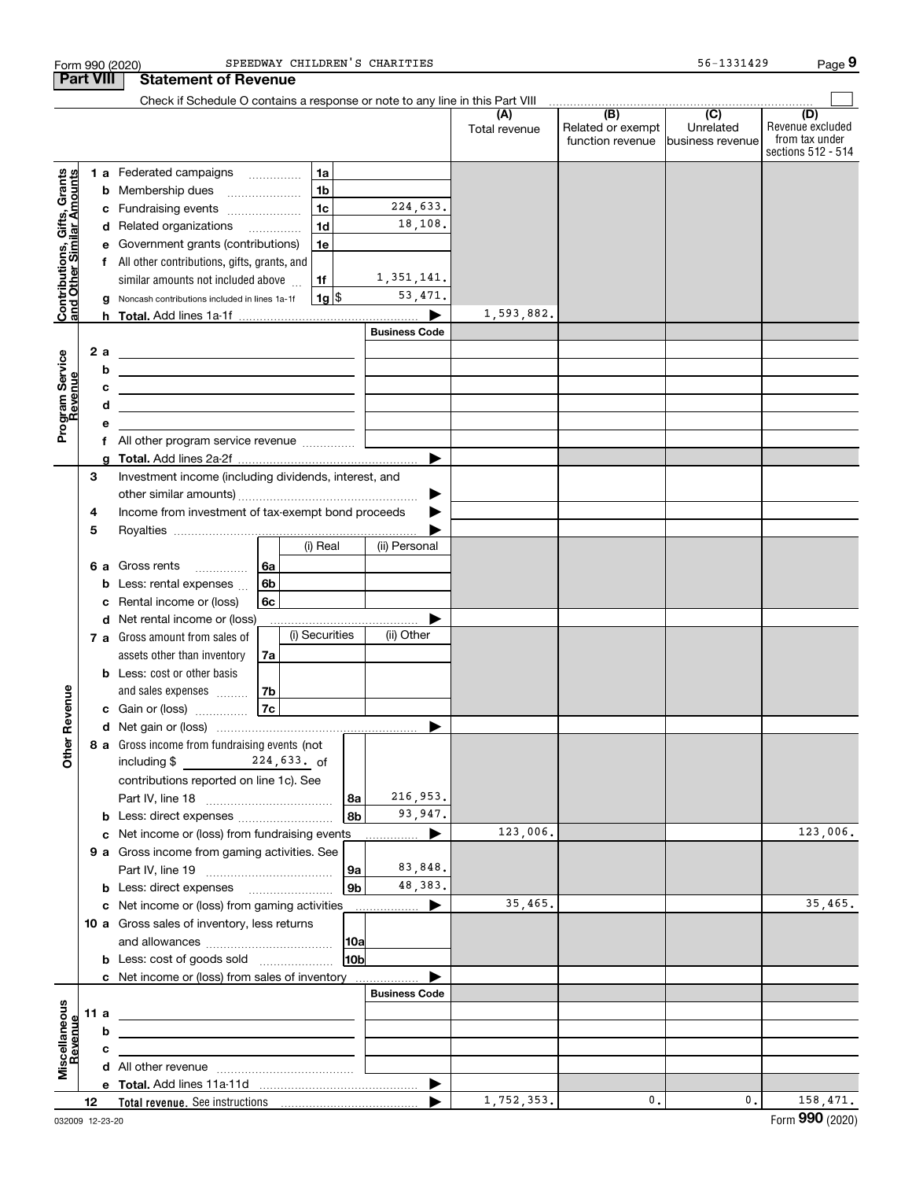Form 990 (2020) SPEEDWAY CHILDREN'S CHARITIES 56-1331429

## Part VIII Statement of Revenue

Check if Schedule O contains a response or note to any line in this Part VIII

| | | | (A) Total revenue | (B) Related or exempt function revenue | (C) Unrelated business revenue | (D) Revenue excluded from tax under sections 512 - 514 |
|---|---|---|---|---|---|---|
| **Contributions, Gifts, Grants and Other Similar Amounts** | | | | | | |
| 1 a | Federated campaigns | 1a | | | | |
| b | Membership dues | 1b | | | | |
| c | Fundraising events | 1c 224,633. | | | | |
| d | Related organizations | 1d 18,108. | | | | |
| e | Government grants (contributions) | 1e | | | | |
| f | All other contributions, gifts, grants, and similar amounts not included above | 1f 1,351,141. | | | | |
| g | Noncash contributions included in lines 1a-1f | 1g $ 53,471. | | | | |
| h | **Total.** Add lines 1a-1f | ▶ | 1,593,882. | | | |
| **Program Service Revenue** | | Business Code | | | | |
| 2 a | | | | | | |
| b | | | | | | |
| c | | | | | | |
| d | | | | | | |
| e | | | | | | |
| f | All other program service revenue | | | | | |
| g | **Total.** Add lines 2a-2f | ▶ | | | | |
| **Other Revenue** | | | | | | |
| 3 | Investment income (including dividends, interest, and other similar amounts) | ▶ | | | | |
| 4 | Income from investment of tax-exempt bond proceeds | ▶ | | | | |
| 5 | Royalties | ▶ | | | | |
| | | (i) Real / (ii) Personal | | | | |
| 6 a | Gross rents | 6a | | | | |
| b | Less: rental expenses | 6b | | | | |
| c | Rental income or (loss) | 6c | | | | |
| d | Net rental income or (loss) | ▶ | | | | |
| | | (i) Securities / (ii) Other | | | | |
| 7 a | Gross amount from sales of assets other than inventory | 7a | | | | |
| b | Less: cost or other basis and sales expenses | 7b | | | | |
| c | Gain or (loss) | 7c | | | | |
| d | Net gain or (loss) | ▶ | | | | |
| 8 a | Gross income from fundraising events (not including $ 224,633. of contributions reported on line 1c). See Part IV, line 18 | 8a 216,953. | | | | |
| b | Less: direct expenses | 8b 93,947. | | | | |
| c | Net income or (loss) from fundraising events | ▶ | 123,006. | | | 123,006. |
| 9 a | Gross income from gaming activities. See Part IV, line 19 | 9a 83,848. | | | | |
| b | Less: direct expenses | 9b 48,383. | | | | |
| c | Net income or (loss) from gaming activities | ▶ | 35,465. | | | 35,465. |
| 10 a | Gross sales of inventory, less returns and allowances | 10a | | | | |
| b | Less: cost of goods sold | 10b | | | | |
| c | Net income or (loss) from sales of inventory | ▶ | | | | |
| **Miscellaneous Revenue** | | Business Code | | | | |
| 11 a | | | | | | |
| b | | | | | | |
| c | | | | | | |
| d | All other revenue | | | | | |
| e | **Total.** Add lines 11a-11d | ▶ | | | | |
| 12 | **Total revenue.** See instructions | ▶ | 1,752,353. | 0. | 0. | 158,471. |

032009 12-23-20 Form **990** (2020)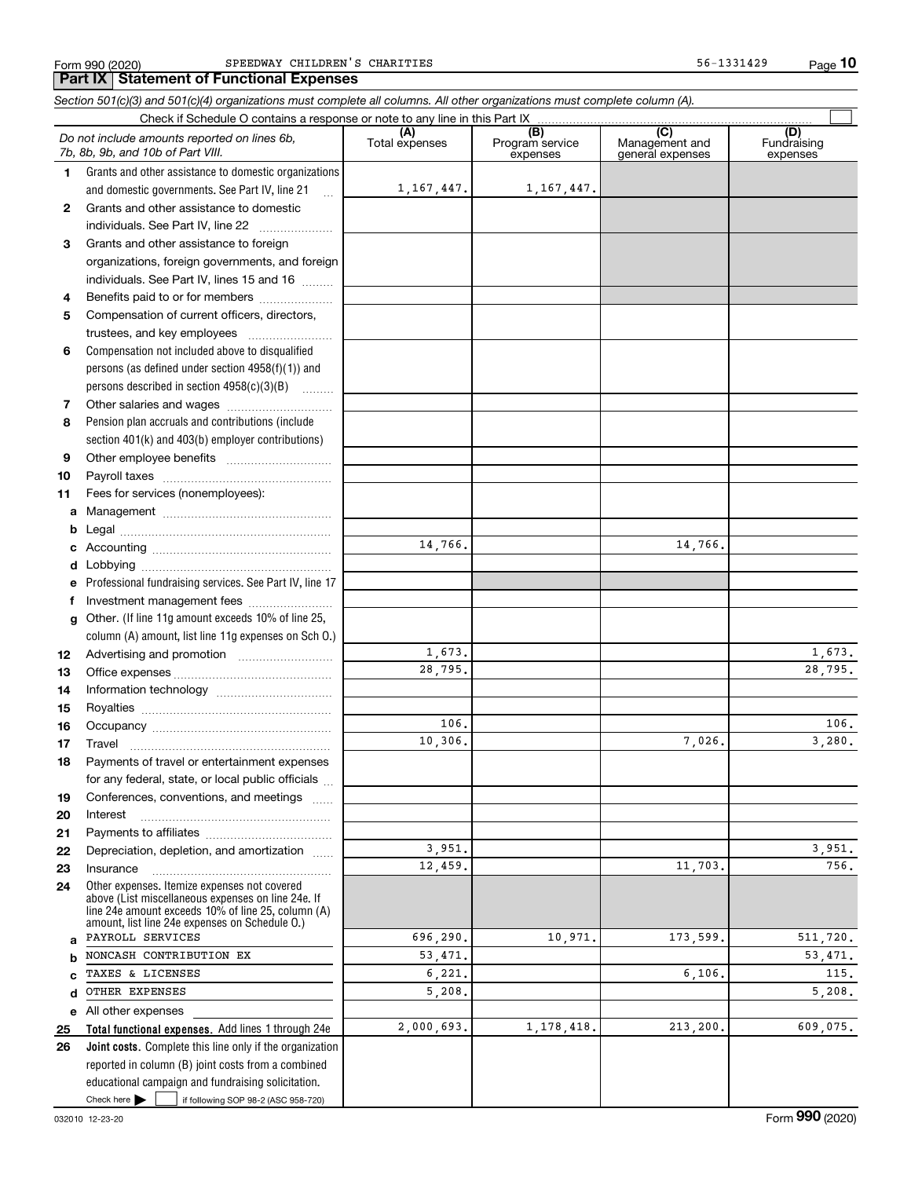Form 990 (2020) SPEEDWAY CHILDREN'S CHARITIES 56-1331429

## Part IX Statement of Functional Expenses

*Section 501(c)(3) and 501(c)(4) organizations must complete all columns. All other organizations must complete column (A).*

Check if Schedule O contains a response or note to any line in this Part IX ☐

| *Do not include amounts reported on lines 6b, 7b, 8b, 9b, and 10b of Part VIII.* | (A) Total expenses | (B) Program service expenses | (C) Management and general expenses | (D) Fundraising expenses |
|---|---|---|---|---|
| **1** Grants and other assistance to domestic organizations and domestic governments. See Part IV, line 21 | 1,167,447. | 1,167,447. | | |
| **2** Grants and other assistance to domestic individuals. See Part IV, line 22 | | | | |
| **3** Grants and other assistance to foreign organizations, foreign governments, and foreign individuals. See Part IV, lines 15 and 16 | | | | |
| **4** Benefits paid to or for members | | | | |
| **5** Compensation of current officers, directors, trustees, and key employees | | | | |
| **6** Compensation not included above to disqualified persons (as defined under section 4958(f)(1)) and persons described in section 4958(c)(3)(B) | | | | |
| **7** Other salaries and wages | | | | |
| **8** Pension plan accruals and contributions (include section 401(k) and 403(b) employer contributions) | | | | |
| **9** Other employee benefits | | | | |
| **10** Payroll taxes | | | | |
| **11** Fees for services (nonemployees): | | | | |
| **a** Management | | | | |
| **b** Legal | | | | |
| **c** Accounting | 14,766. | | 14,766. | |
| **d** Lobbying | | | | |
| **e** Professional fundraising services. See Part IV, line 17 | | | | |
| **f** Investment management fees | | | | |
| **g** Other. (If line 11g amount exceeds 10% of line 25, column (A) amount, list line 11g expenses on Sch O.) | | | | |
| **12** Advertising and promotion | 1,673. | | | 1,673. |
| **13** Office expenses | 28,795. | | | 28,795. |
| **14** Information technology | | | | |
| **15** Royalties | | | | |
| **16** Occupancy | 106. | | | 106. |
| **17** Travel | 10,306. | | 7,026. | 3,280. |
| **18** Payments of travel or entertainment expenses for any federal, state, or local public officials | | | | |
| **19** Conferences, conventions, and meetings | | | | |
| **20** Interest | | | | |
| **21** Payments to affiliates | | | | |
| **22** Depreciation, depletion, and amortization | 3,951. | | | 3,951. |
| **23** Insurance | 12,459. | | 11,703. | 756. |
| **24** Other expenses. Itemize expenses not covered above (List miscellaneous expenses on line 24e. If line 24e amount exceeds 10% of line 25, column (A) amount, list line 24e expenses on Schedule O.) | | | | |
| **a** PAYROLL SERVICES | 696,290. | 10,971. | 173,599. | 511,720. |
| **b** NONCASH CONTRIBUTION EX | 53,471. | | | 53,471. |
| **c** TAXES & LICENSES | 6,221. | | 6,106. | 115. |
| **d** OTHER EXPENSES | 5,208. | | | 5,208. |
| **e** All other expenses | | | | |
| **25 Total functional expenses.** Add lines 1 through 24e | 2,000,693. | 1,178,418. | 213,200. | 609,075. |
| **26 Joint costs.** Complete this line only if the organization reported in column (B) joint costs from a combined educational campaign and fundraising solicitation. Check here ☐ if following SOP 98-2 (ASC 958-720) | | | | |

032010 12-23-20 Form **990** (2020)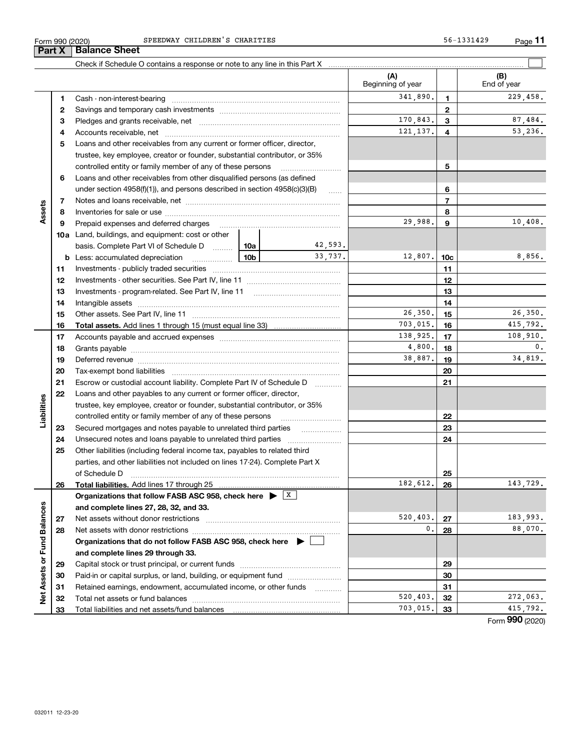Form 990 (2020) SPEEDWAY CHILDREN'S CHARITIES 56-1331429

## Part X Balance Sheet

Check if Schedule O contains a response or note to any line in this Part X

| Section | Line | Description | | | (A) Beginning of year | Line | (B) End of year |
|---|---|---|---|---|---|---|---|
| Assets | 1 | Cash - non-interest-bearing | | | 341,890. | 1 | 229,458. |
| | 2 | Savings and temporary cash investments | | | | 2 | |
| | 3 | Pledges and grants receivable, net | | | 170,843. | 3 | 87,484. |
| | 4 | Accounts receivable, net | | | 121,137. | 4 | 53,236. |
| | 5 | Loans and other receivables from any current or former officer, director, trustee, key employee, creator or founder, substantial contributor, or 35% controlled entity or family member of any of these persons | | | | 5 | |
| | 6 | Loans and other receivables from other disqualified persons (as defined under section 4958(f)(1)), and persons described in section 4958(c)(3)(B) | | | | 6 | |
| | 7 | Notes and loans receivable, net | | | | 7 | |
| | 8 | Inventories for sale or use | | | | 8 | |
| | 9 | Prepaid expenses and deferred charges | | | 29,988. | 9 | 10,408. |
| | 10a | Land, buildings, and equipment: cost or other basis. Complete Part VI of Schedule D | 10a | 42,593. | | | |
| | b | Less: accumulated depreciation | 10b | 33,737. | 12,807. | 10c | 8,856. |
| | 11 | Investments - publicly traded securities | | | | 11 | |
| | 12 | Investments - other securities. See Part IV, line 11 | | | | 12 | |
| | 13 | Investments - program-related. See Part IV, line 11 | | | | 13 | |
| | 14 | Intangible assets | | | | 14 | |
| | 15 | Other assets. See Part IV, line 11 | | | 26,350. | 15 | 26,350. |
| | 16 | **Total assets.** Add lines 1 through 15 (must equal line 33) | | | 703,015. | 16 | 415,792. |
| Liabilities | 17 | Accounts payable and accrued expenses | | | 138,925. | 17 | 108,910. |
| | 18 | Grants payable | | | 4,800. | 18 | 0. |
| | 19 | Deferred revenue | | | 38,887. | 19 | 34,819. |
| | 20 | Tax-exempt bond liabilities | | | | 20 | |
| | 21 | Escrow or custodial account liability. Complete Part IV of Schedule D | | | | 21 | |
| | 22 | Loans and other payables to any current or former officer, director, trustee, key employee, creator or founder, substantial contributor, or 35% controlled entity or family member of any of these persons | | | | 22 | |
| | 23 | Secured mortgages and notes payable to unrelated third parties | | | | 23 | |
| | 24 | Unsecured notes and loans payable to unrelated third parties | | | | 24 | |
| | 25 | Other liabilities (including federal income tax, payables to related third parties, and other liabilities not included on lines 17-24). Complete Part X of Schedule D | | | | 25 | |
| | 26 | **Total liabilities.** Add lines 17 through 25 | | | 182,612. | 26 | 143,729. |
| Net Assets or Fund Balances | | **Organizations that follow FASB ASC 958, check here** ▶ [X] **and complete lines 27, 28, 32, and 33.** | | | | | |
| | 27 | Net assets without donor restrictions | | | 520,403. | 27 | 183,993. |
| | 28 | Net assets with donor restrictions | | | 0. | 28 | 88,070. |
| | | **Organizations that do not follow FASB ASC 958, check here** ▶ [ ] **and complete lines 29 through 33.** | | | | | |
| | 29 | Capital stock or trust principal, or current funds | | | | 29 | |
| | 30 | Paid-in or capital surplus, or land, building, or equipment fund | | | | 30 | |
| | 31 | Retained earnings, endowment, accumulated income, or other funds | | | | 31 | |
| | 32 | Total net assets or fund balances | | | 520,403. | 32 | 272,063. |
| | 33 | Total liabilities and net assets/fund balances | | | 703,015. | 33 | 415,792. |

Form **990** (2020)

032011 12-23-20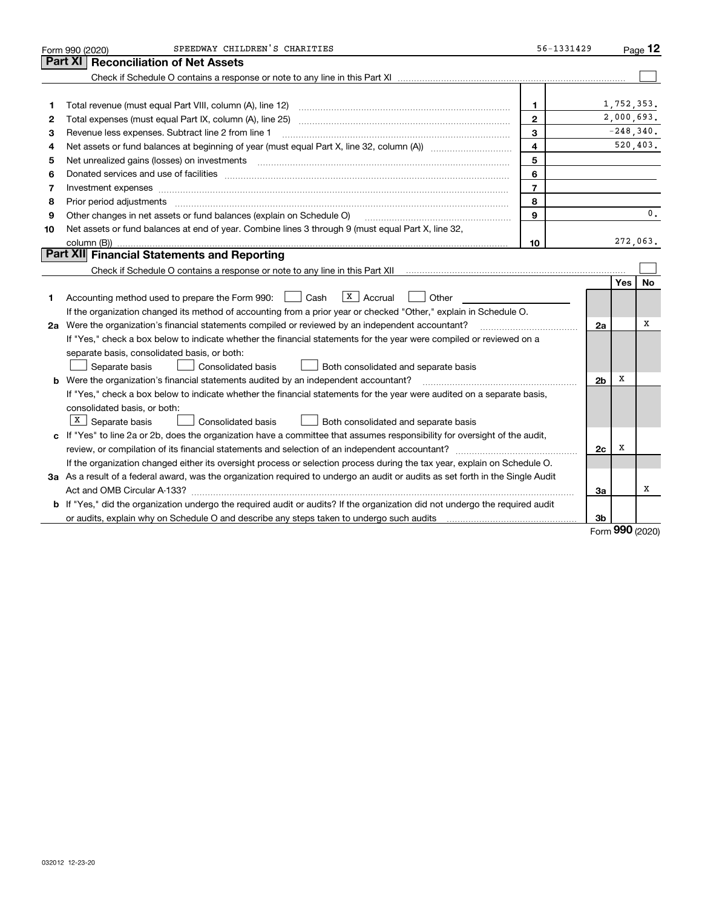Form 990 (2020) SPEEDWAY CHILDREN'S CHARITIES 56-1331429 Page **12**

## Part XI Reconciliation of Net Assets

Check if Schedule O contains a response or note to any line in this Part XI ☐

| | | | |
|---|---|---|---|
| 1 | Total revenue (must equal Part VIII, column (A), line 12) | 1 | 1,752,353. |
| 2 | Total expenses (must equal Part IX, column (A), line 25) | 2 | 2,000,693. |
| 3 | Revenue less expenses. Subtract line 2 from line 1 | 3 | -248,340. |
| 4 | Net assets or fund balances at beginning of year (must equal Part X, line 32, column (A)) | 4 | 520,403. |
| 5 | Net unrealized gains (losses) on investments | 5 | |
| 6 | Donated services and use of facilities | 6 | |
| 7 | Investment expenses | 7 | |
| 8 | Prior period adjustments | 8 | |
| 9 | Other changes in net assets or fund balances (explain on Schedule O) | 9 | 0. |
| 10 | Net assets or fund balances at end of year. Combine lines 3 through 9 (must equal Part X, line 32, column (B)) | 10 | 272,063. |

## Part XII Financial Statements and Reporting

Check if Schedule O contains a response or note to any line in this Part XII ☐

| | | | Yes | No |
|---|---|---|---|---|
| 1 | Accounting method used to prepare the Form 990: ☐ Cash ☒ Accrual ☐ Other ______<br>If the organization changed its method of accounting from a prior year or checked "Other," explain in Schedule O. | | | |
| 2a | Were the organization's financial statements compiled or reviewed by an independent accountant?<br>If "Yes," check a box below to indicate whether the financial statements for the year were compiled or reviewed on a separate basis, consolidated basis, or both:<br>☐ Separate basis ☐ Consolidated basis ☐ Both consolidated and separate basis | 2a | | X |
| b | Were the organization's financial statements audited by an independent accountant?<br>If "Yes," check a box below to indicate whether the financial statements for the year were audited on a separate basis, consolidated basis, or both:<br>☒ Separate basis ☐ Consolidated basis ☐ Both consolidated and separate basis | 2b | X | |
| c | If "Yes" to line 2a or 2b, does the organization have a committee that assumes responsibility for oversight of the audit, review, or compilation of its financial statements and selection of an independent accountant?<br>If the organization changed either its oversight process or selection process during the tax year, explain on Schedule O. | 2c | X | |
| 3a | As a result of a federal award, was the organization required to undergo an audit or audits as set forth in the Single Audit Act and OMB Circular A-133? | 3a | | X |
| b | If "Yes," did the organization undergo the required audit or audits? If the organization did not undergo the required audit or audits, explain why on Schedule O and describe any steps taken to undergo such audits | 3b | | |

Form **990** (2020)

032012 12-23-20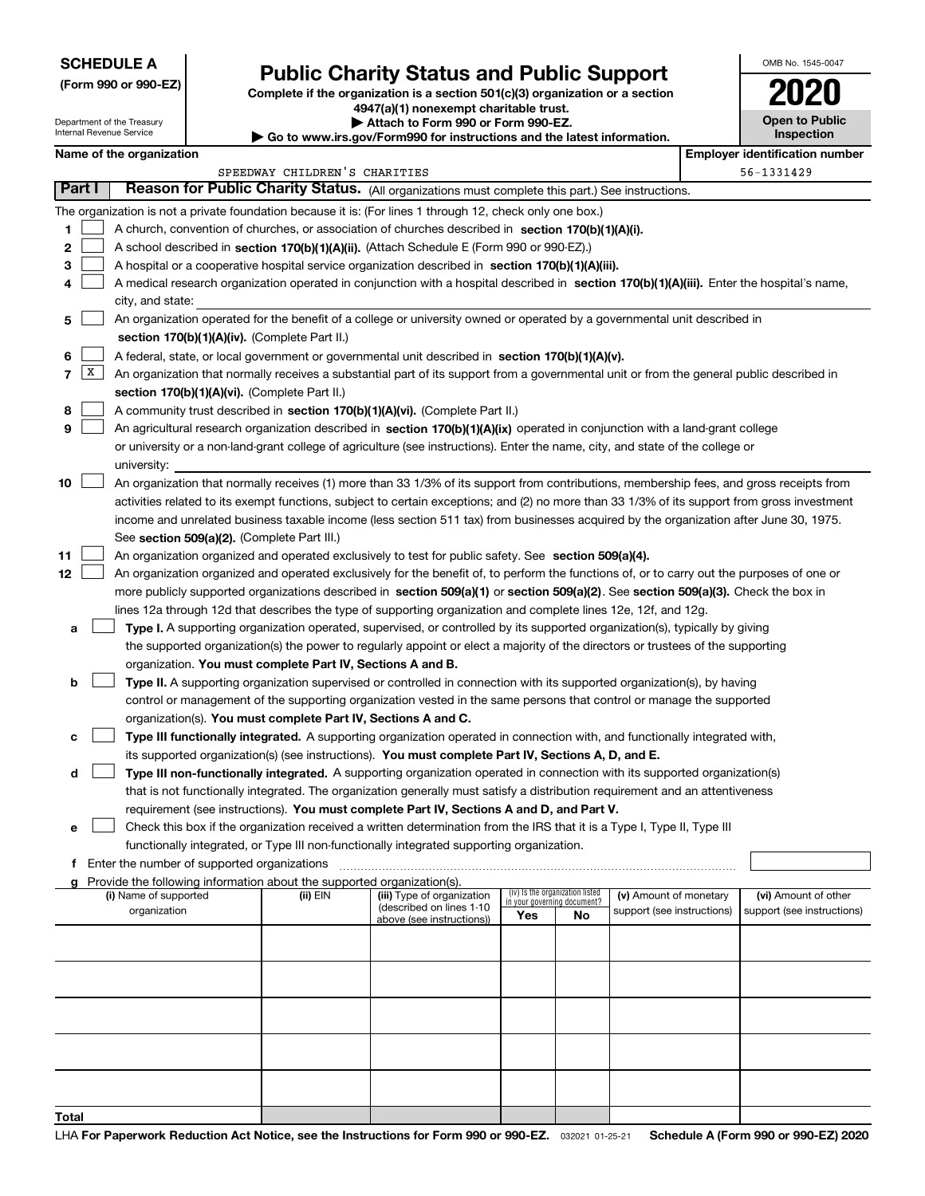**SCHEDULE A**
**(Form 990 or 990-EZ)**

Department of the Treasury
Internal Revenue Service

# Public Charity Status and Public Support

**Complete if the organization is a section 501(c)(3) organization or a section 4947(a)(1) nonexempt charitable trust.**
**▶ Attach to Form 990 or Form 990-EZ.**
**▶ Go to www.irs.gov/Form990 for instructions and the latest information.**

OMB No. 1545-0047

**2020**

**Open to Public Inspection**

**Name of the organization**
SPEEDWAY CHILDREN'S CHARITIES

**Employer identification number**
56-1331429

## Part I Reason for Public Charity Status. (All organizations must complete this part.) See instructions.

The organization is not a private foundation because it is: (For lines 1 through 12, check only one box.)

1 ☐ A church, convention of churches, or association of churches described in **section 170(b)(1)(A)(i).**

2 ☐ A school described in **section 170(b)(1)(A)(ii).** (Attach Schedule E (Form 990 or 990-EZ).)

3 ☐ A hospital or a cooperative hospital service organization described in **section 170(b)(1)(A)(iii).**

4 ☐ A medical research organization operated in conjunction with a hospital described in **section 170(b)(1)(A)(iii).** Enter the hospital's name, city, and state:

5 ☐ An organization operated for the benefit of a college or university owned or operated by a governmental unit described in **section 170(b)(1)(A)(iv).** (Complete Part II.)

6 ☐ A federal, state, or local government or governmental unit described in **section 170(b)(1)(A)(v).**

7 ☒ An organization that normally receives a substantial part of its support from a governmental unit or from the general public described in **section 170(b)(1)(A)(vi).** (Complete Part II.)

8 ☐ A community trust described in **section 170(b)(1)(A)(vi).** (Complete Part II.)

9 ☐ An agricultural research organization described in **section 170(b)(1)(A)(ix)** operated in conjunction with a land-grant college or university or a non-land-grant college of agriculture (see instructions). Enter the name, city, and state of the college or university:

10 ☐ An organization that normally receives (1) more than 33 1/3% of its support from contributions, membership fees, and gross receipts from activities related to its exempt functions, subject to certain exceptions; and (2) no more than 33 1/3% of its support from gross investment income and unrelated business taxable income (less section 511 tax) from businesses acquired by the organization after June 30, 1975. See **section 509(a)(2).** (Complete Part III.)

11 ☐ An organization organized and operated exclusively to test for public safety. See **section 509(a)(4).**

12 ☐ An organization organized and operated exclusively for the benefit of, to perform the functions of, or to carry out the purposes of one or more publicly supported organizations described in **section 509(a)(1)** or **section 509(a)(2)**. See **section 509(a)(3).** Check the box in lines 12a through 12d that describes the type of supporting organization and complete lines 12e, 12f, and 12g.

a ☐ **Type I.** A supporting organization operated, supervised, or controlled by its supported organization(s), typically by giving the supported organization(s) the power to regularly appoint or elect a majority of the directors or trustees of the supporting organization. **You must complete Part IV, Sections A and B.**

b ☐ **Type II.** A supporting organization supervised or controlled in connection with its supported organization(s), by having control or management of the supporting organization vested in the same persons that control or manage the supported organization(s). **You must complete Part IV, Sections A and C.**

c ☐ **Type III functionally integrated.** A supporting organization operated in connection with, and functionally integrated with, its supported organization(s) (see instructions). **You must complete Part IV, Sections A, D, and E.**

d ☐ **Type III non-functionally integrated.** A supporting organization operated in connection with its supported organization(s) that is not functionally integrated. The organization generally must satisfy a distribution requirement and an attentiveness requirement (see instructions). **You must complete Part IV, Sections A and D, and Part V.**

e ☐ Check this box if the organization received a written determination from the IRS that it is a Type I, Type II, Type III functionally integrated, or Type III non-functionally integrated supporting organization.

f Enter the number of supported organizations

g Provide the following information about the supported organization(s).

| (i) Name of supported organization | (ii) EIN | (iii) Type of organization (described on lines 1-10 above (see instructions)) | (iv) Is the organization listed in your governing document? Yes | No | (v) Amount of monetary support (see instructions) | (vi) Amount of other support (see instructions) |
|---|---|---|---|---|---|---|
| | | | | | | |
| | | | | | | |
| | | | | | | |
| | | | | | | |
| | | | | | | |
| **Total** | | | | | | |

LHA **For Paperwork Reduction Act Notice, see the Instructions for Form 990 or 990-EZ.** 032021 01-25-21 **Schedule A (Form 990 or 990-EZ) 2020**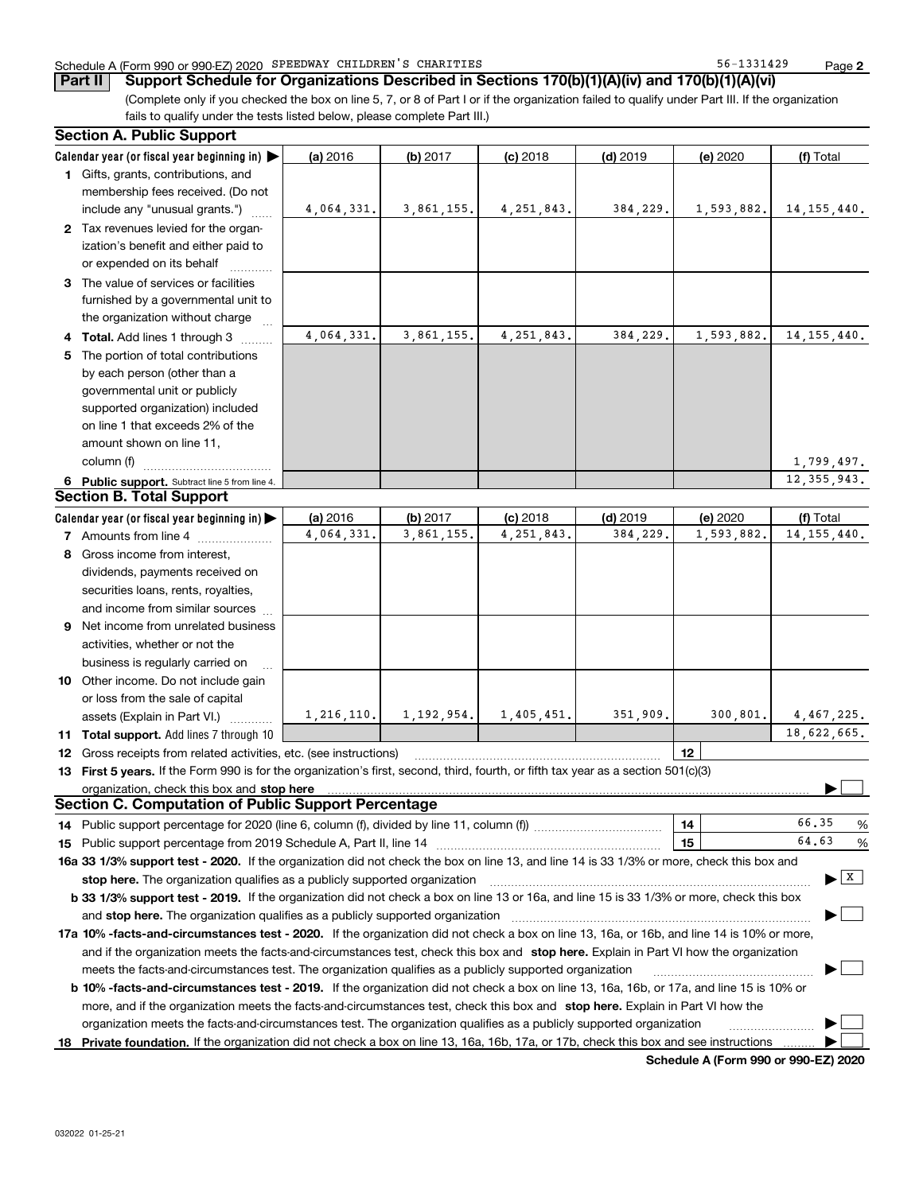Schedule A (Form 990 or 990-EZ) 2020 SPEEDWAY CHILDREN'S CHARITIES 56-1331429

**Part II** **Support Schedule for Organizations Described in Sections 170(b)(1)(A)(iv) and 170(b)(1)(A)(vi)**

(Complete only if you checked the box on line 5, 7, or 8 of Part I or if the organization failed to qualify under Part III. If the organization fails to qualify under the tests listed below, please complete Part III.)

### Section A. Public Support

| Calendar year (or fiscal year beginning in) ▶ | (a) 2016 | (b) 2017 | (c) 2018 | (d) 2019 | (e) 2020 | (f) Total |
|---|---|---|---|---|---|---|
| 1 Gifts, grants, contributions, and membership fees received. (Do not include any "unusual grants.") | 4,064,331. | 3,861,155. | 4,251,843. | 384,229. | 1,593,882. | 14,155,440. |
| 2 Tax revenues levied for the organization's benefit and either paid to or expended on its behalf | | | | | | |
| 3 The value of services or facilities furnished by a governmental unit to the organization without charge | | | | | | |
| 4 **Total.** Add lines 1 through 3 | 4,064,331. | 3,861,155. | 4,251,843. | 384,229. | 1,593,882. | 14,155,440. |
| 5 The portion of total contributions by each person (other than a governmental unit or publicly supported organization) included on line 1 that exceeds 2% of the amount shown on line 11, column (f) | | | | | | 1,799,497. |
| 6 **Public support.** Subtract line 5 from line 4. | | | | | | 12,355,943. |

### Section B. Total Support

| Calendar year (or fiscal year beginning in) ▶ | (a) 2016 | (b) 2017 | (c) 2018 | (d) 2019 | (e) 2020 | (f) Total |
|---|---|---|---|---|---|---|
| 7 Amounts from line 4 | 4,064,331. | 3,861,155. | 4,251,843. | 384,229. | 1,593,882. | 14,155,440. |
| 8 Gross income from interest, dividends, payments received on securities loans, rents, royalties, and income from similar sources | | | | | | |
| 9 Net income from unrelated business activities, whether or not the business is regularly carried on | | | | | | |
| 10 Other income. Do not include gain or loss from the sale of capital assets (Explain in Part VI.) | 1,216,110. | 1,192,954. | 1,405,451. | 351,909. | 300,801. | 4,467,225. |
| 11 **Total support.** Add lines 7 through 10 | | | | | | 18,622,665. |

12 Gross receipts from related activities, etc. (see instructions) | 12 |

13 **First 5 years.** If the Form 990 is for the organization's first, second, third, fourth, or fifth tax year as a section 501(c)(3) organization, check this box and **stop here** ▶ ☐

### Section C. Computation of Public Support Percentage

14 Public support percentage for 2020 (line 6, column (f), divided by line 11, column (f)) | 14 | 66.35 %

15 Public support percentage from 2019 Schedule A, Part II, line 14 | 15 | 64.63 %

**16a 33 1/3% support test - 2020.** If the organization did not check the box on line 13, and line 14 is 33 1/3% or more, check this box and **stop here.** The organization qualifies as a publicly supported organization ▶ ☒

**b 33 1/3% support test - 2019.** If the organization did not check a box on line 13 or 16a, and line 15 is 33 1/3% or more, check this box and **stop here.** The organization qualifies as a publicly supported organization ▶ ☐

**17a 10% -facts-and-circumstances test - 2020.** If the organization did not check a box on line 13, 16a, or 16b, and line 14 is 10% or more, and if the organization meets the facts-and-circumstances test, check this box and **stop here.** Explain in Part VI how the organization meets the facts-and-circumstances test. The organization qualifies as a publicly supported organization ▶ ☐

**b 10% -facts-and-circumstances test - 2019.** If the organization did not check a box on line 13, 16a, 16b, or 17a, and line 15 is 10% or more, and if the organization meets the facts-and-circumstances test, check this box and **stop here.** Explain in Part VI how the organization meets the facts-and-circumstances test. The organization qualifies as a publicly supported organization ▶ ☐

**18 Private foundation.** If the organization did not check a box on line 13, 16a, 16b, 17a, or 17b, check this box and see instructions ▶ ☐

**Schedule A (Form 990 or 990-EZ) 2020**

032022 01-25-21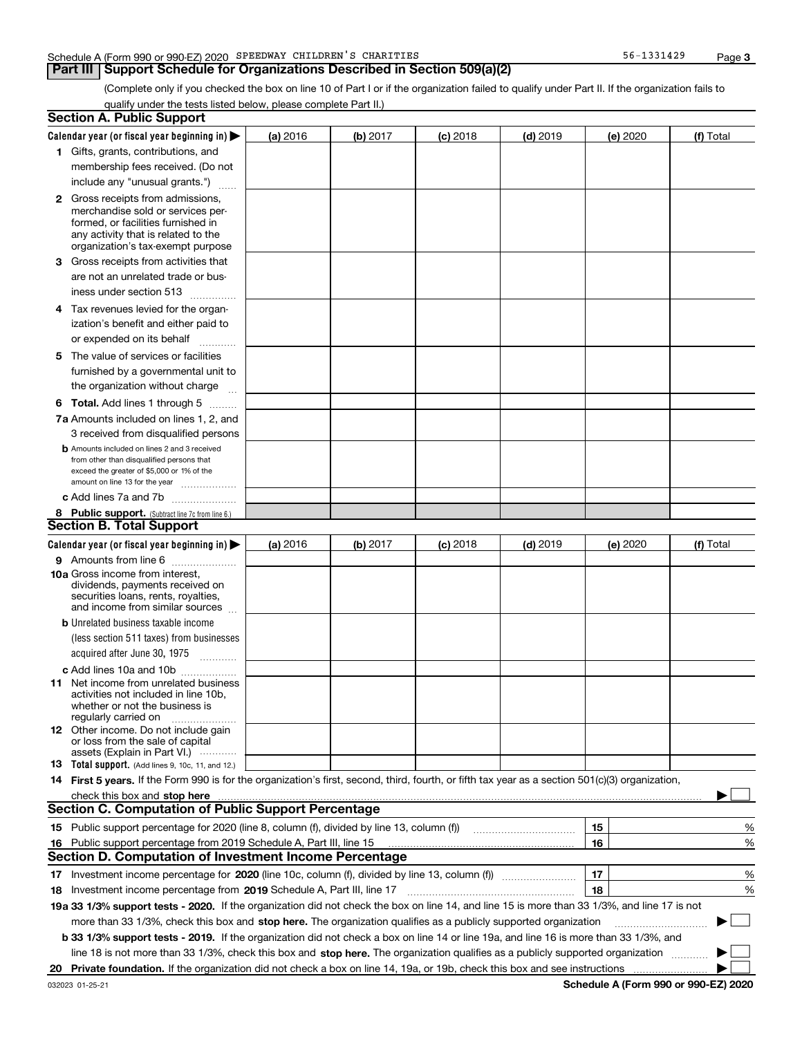Schedule A (Form 990 or 990-EZ) 2020 SPEEDWAY CHILDREN'S CHARITIES 56-1331429

## Part III Support Schedule for Organizations Described in Section 509(a)(2)

(Complete only if you checked the box on line 10 of Part I or if the organization failed to qualify under Part II. If the organization fails to qualify under the tests listed below, please complete Part II.)

### Section A. Public Support

| Calendar year (or fiscal year beginning in) ▶ | (a) 2016 | (b) 2017 | (c) 2018 | (d) 2019 | (e) 2020 | (f) Total |
|---|---|---|---|---|---|---|
| 1 Gifts, grants, contributions, and membership fees received. (Do not include any "unusual grants.") | | | | | | |
| 2 Gross receipts from admissions, merchandise sold or services performed, or facilities furnished in any activity that is related to the organization's tax-exempt purpose | | | | | | |
| 3 Gross receipts from activities that are not an unrelated trade or business under section 513 | | | | | | |
| 4 Tax revenues levied for the organization's benefit and either paid to or expended on its behalf | | | | | | |
| 5 The value of services or facilities furnished by a governmental unit to the organization without charge | | | | | | |
| 6 **Total.** Add lines 1 through 5 | | | | | | |
| 7a Amounts included on lines 1, 2, and 3 received from disqualified persons | | | | | | |
| b Amounts included on lines 2 and 3 received from other than disqualified persons that exceed the greater of $5,000 or 1% of the amount on line 13 for the year | | | | | | |
| c Add lines 7a and 7b | | | | | | |
| 8 **Public support.** (Subtract line 7c from line 6.) | | | | | | |

### Section B. Total Support

| Calendar year (or fiscal year beginning in) ▶ | (a) 2016 | (b) 2017 | (c) 2018 | (d) 2019 | (e) 2020 | (f) Total |
|---|---|---|---|---|---|---|
| 9 Amounts from line 6 | | | | | | |
| 10a Gross income from interest, dividends, payments received on securities loans, rents, royalties, and income from similar sources | | | | | | |
| b Unrelated business taxable income (less section 511 taxes) from businesses acquired after June 30, 1975 | | | | | | |
| c Add lines 10a and 10b | | | | | | |
| 11 Net income from unrelated business activities not included in line 10b, whether or not the business is regularly carried on | | | | | | |
| 12 Other income. Do not include gain or loss from the sale of capital assets (Explain in Part VI.) | | | | | | |
| 13 **Total support.** (Add lines 9, 10c, 11, and 12.) | | | | | | |

14 **First 5 years.** If the Form 990 is for the organization's first, second, third, fourth, or fifth tax year as a section 501(c)(3) organization, check this box and **stop here** ▶ ☐

### Section C. Computation of Public Support Percentage

| | | | |
|---|---|---|---|
| 15 | Public support percentage for 2020 (line 8, column (f), divided by line 13, column (f)) | 15 | % |
| 16 | Public support percentage from 2019 Schedule A, Part III, line 15 | 16 | % |

### Section D. Computation of Investment Income Percentage

| | | | |
|---|---|---|---|
| 17 | Investment income percentage for **2020** (line 10c, column (f), divided by line 13, column (f)) | 17 | % |
| 18 | Investment income percentage from **2019** Schedule A, Part III, line 17 | 18 | % |

**19a 33 1/3% support tests - 2020.** If the organization did not check the box on line 14, and line 15 is more than 33 1/3%, and line 17 is not more than 33 1/3%, check this box and **stop here.** The organization qualifies as a publicly supported organization ▶ ☐

**b 33 1/3% support tests - 2019.** If the organization did not check a box on line 14 or line 19a, and line 16 is more than 33 1/3%, and line 18 is not more than 33 1/3%, check this box and **stop here.** The organization qualifies as a publicly supported organization ▶ ☐

**20 Private foundation.** If the organization did not check a box on line 14, 19a, or 19b, check this box and see instructions ▶ ☐

032023 01-25-21 **Schedule A (Form 990 or 990-EZ) 2020**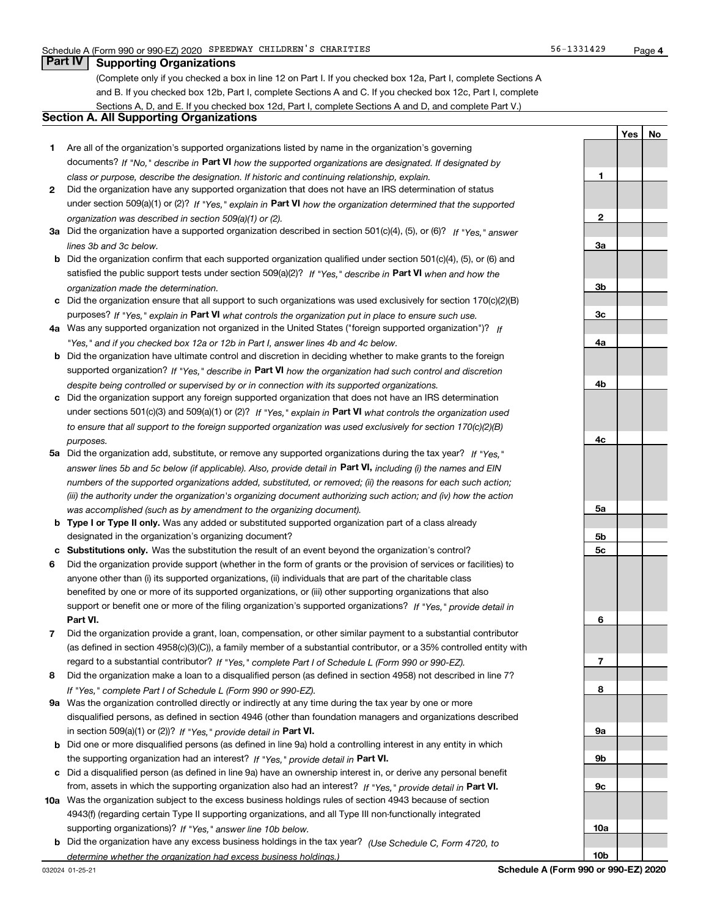Schedule A (Form 990 or 990-EZ) 2020 SPEEDWAY CHILDREN'S CHARITIES 56-1331429

## Part IV Supporting Organizations

(Complete only if you checked a box in line 12 on Part I. If you checked box 12a, Part I, complete Sections A and B. If you checked box 12b, Part I, complete Sections A and C. If you checked box 12c, Part I, complete Sections A, D, and E. If you checked box 12d, Part I, complete Sections A and D, and complete Part V.)

### Section A. All Supporting Organizations

| | | Line | Yes | No |
|---|---|---|---|---|
| **1** | Are all of the organization's supported organizations listed by name in the organization's governing documents? *If "No," describe in* **Part VI** *how the supported organizations are designated. If designated by class or purpose, describe the designation. If historic and continuing relationship, explain.* | 1 | | |
| **2** | Did the organization have any supported organization that does not have an IRS determination of status under section 509(a)(1) or (2)? *If "Yes," explain in* **Part VI** *how the organization determined that the supported organization was described in section 509(a)(1) or (2).* | 2 | | |
| **3a** | Did the organization have a supported organization described in section 501(c)(4), (5), or (6)? *If "Yes," answer lines 3b and 3c below.* | 3a | | |
| **b** | Did the organization confirm that each supported organization qualified under section 501(c)(4), (5), or (6) and satisfied the public support tests under section 509(a)(2)? *If "Yes," describe in* **Part VI** *when and how the organization made the determination.* | 3b | | |
| **c** | Did the organization ensure that all support to such organizations was used exclusively for section 170(c)(2)(B) purposes? *If "Yes," explain in* **Part VI** *what controls the organization put in place to ensure such use.* | 3c | | |
| **4a** | Was any supported organization not organized in the United States ("foreign supported organization")? *If "Yes," and if you checked box 12a or 12b in Part I, answer lines 4b and 4c below.* | 4a | | |
| **b** | Did the organization have ultimate control and discretion in deciding whether to make grants to the foreign supported organization? *If "Yes," describe in* **Part VI** *how the organization had such control and discretion despite being controlled or supervised by or in connection with its supported organizations.* | 4b | | |
| **c** | Did the organization support any foreign supported organization that does not have an IRS determination under sections 501(c)(3) and 509(a)(1) or (2)? *If "Yes," explain in* **Part VI** *what controls the organization used to ensure that all support to the foreign supported organization was used exclusively for section 170(c)(2)(B) purposes.* | 4c | | |
| **5a** | Did the organization add, substitute, or remove any supported organizations during the tax year? *If "Yes," answer lines 5b and 5c below (if applicable). Also, provide detail in* **Part VI,** *including (i) the names and EIN numbers of the supported organizations added, substituted, or removed; (ii) the reasons for each such action; (iii) the authority under the organization's organizing document authorizing such action; and (iv) how the action was accomplished (such as by amendment to the organizing document).* | 5a | | |
| **b** | **Type I or Type II only.** Was any added or substituted supported organization part of a class already designated in the organization's organizing document? | 5b | | |
| **c** | **Substitutions only.** Was the substitution the result of an event beyond the organization's control? | 5c | | |
| **6** | Did the organization provide support (whether in the form of grants or the provision of services or facilities) to anyone other than (i) its supported organizations, (ii) individuals that are part of the charitable class benefited by one or more of its supported organizations, or (iii) other supporting organizations that also support or benefit one or more of the filing organization's supported organizations? *If "Yes," provide detail in* **Part VI.** | 6 | | |
| **7** | Did the organization provide a grant, loan, compensation, or other similar payment to a substantial contributor (as defined in section 4958(c)(3)(C)), a family member of a substantial contributor, or a 35% controlled entity with regard to a substantial contributor? *If "Yes," complete Part I of Schedule L (Form 990 or 990-EZ).* | 7 | | |
| **8** | Did the organization make a loan to a disqualified person (as defined in section 4958) not described in line 7? *If "Yes," complete Part I of Schedule L (Form 990 or 990-EZ).* | 8 | | |
| **9a** | Was the organization controlled directly or indirectly at any time during the tax year by one or more disqualified persons, as defined in section 4946 (other than foundation managers and organizations described in section 509(a)(1) or (2))? *If "Yes," provide detail in* **Part VI.** | 9a | | |
| **b** | Did one or more disqualified persons (as defined in line 9a) hold a controlling interest in any entity in which the supporting organization had an interest? *If "Yes," provide detail in* **Part VI.** | 9b | | |
| **c** | Did a disqualified person (as defined in line 9a) have an ownership interest in, or derive any personal benefit from, assets in which the supporting organization also had an interest? *If "Yes," provide detail in* **Part VI.** | 9c | | |
| **10a** | Was the organization subject to the excess business holdings rules of section 4943 because of section 4943(f) (regarding certain Type II supporting organizations, and all Type III non-functionally integrated supporting organizations)? *If "Yes," answer line 10b below.* | 10a | | |
| **b** | Did the organization have any excess business holdings in the tax year? *(Use Schedule C, Form 4720, to determine whether the organization had excess business holdings.)* | 10b | | |

032024 01-25-21 **Schedule A (Form 990 or 990-EZ) 2020**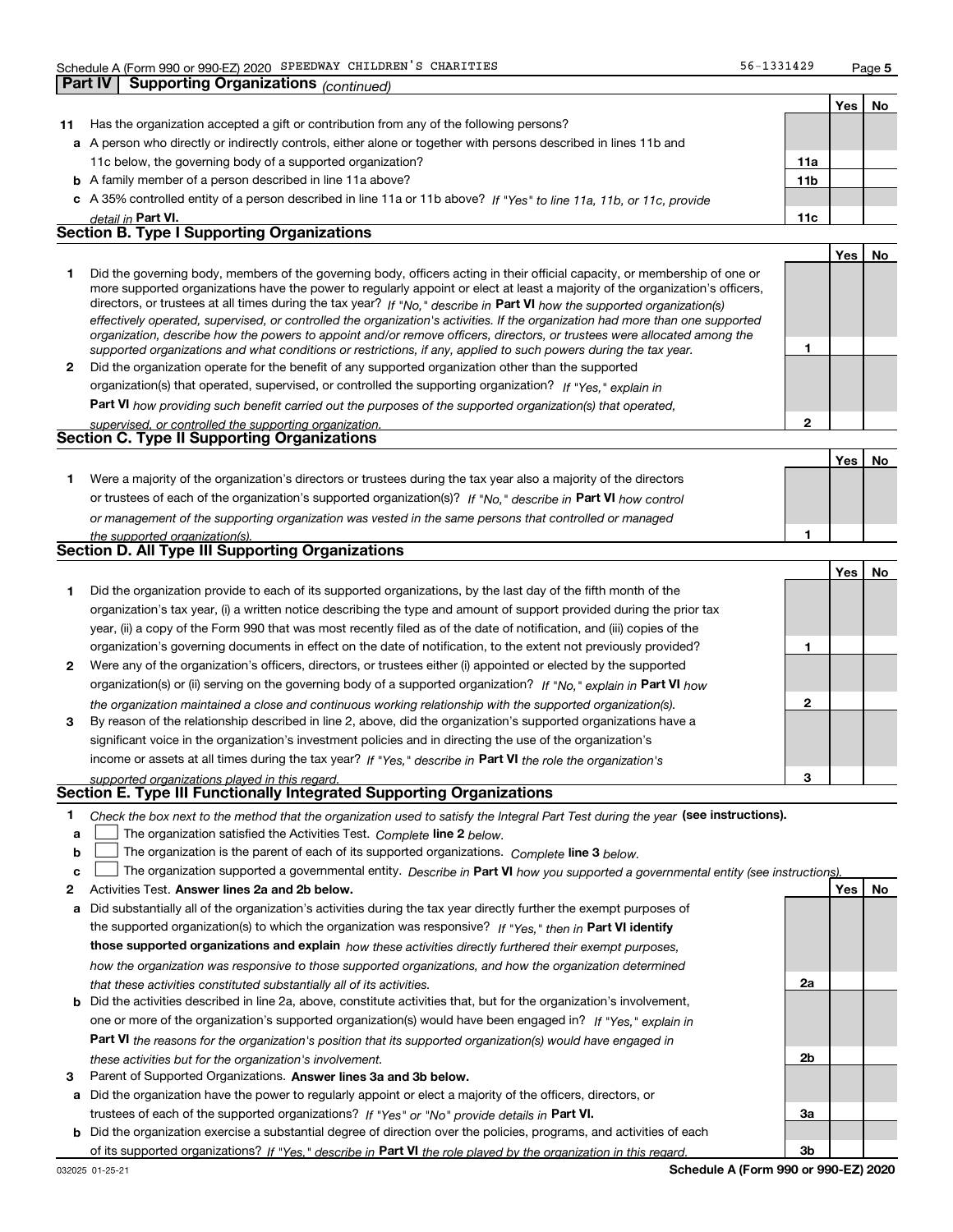Schedule A (Form 990 or 990-EZ) 2020 SPEEDWAY CHILDREN'S CHARITIES 56-1331429

## Part IV Supporting Organizations *(continued)*

| | | | Yes | No |
|---|---|---|---|---|
| **11** | Has the organization accepted a gift or contribution from any of the following persons? | | | |
| **a** | A person who directly or indirectly controls, either alone or together with persons described in lines 11b and 11c below, the governing body of a supported organization? | **11a** | | |
| **b** | A family member of a person described in line 11a above? | **11b** | | |
| **c** | A 35% controlled entity of a person described in line 11a or 11b above? *If "Yes" to line 11a, 11b, or 11c, provide detail in* **Part VI.** | **11c** | | |

### Section B. Type I Supporting Organizations

| | | | Yes | No |
|---|---|---|---|---|
| **1** | Did the governing body, members of the governing body, officers acting in their official capacity, or membership of one or more supported organizations have the power to regularly appoint or elect at least a majority of the organization's officers, directors, or trustees at all times during the tax year? *If "No," describe in* **Part VI** *how the supported organization(s) effectively operated, supervised, or controlled the organization's activities. If the organization had more than one supported organization, describe how the powers to appoint and/or remove officers, directors, or trustees were allocated among the supported organizations and what conditions or restrictions, if any, applied to such powers during the tax year.* | **1** | | |
| **2** | Did the organization operate for the benefit of any supported organization other than the supported organization(s) that operated, supervised, or controlled the supporting organization? *If "Yes," explain in* **Part VI** *how providing such benefit carried out the purposes of the supported organization(s) that operated, supervised, or controlled the supporting organization.* | **2** | | |

### Section C. Type II Supporting Organizations

| | | | Yes | No |
|---|---|---|---|---|
| **1** | Were a majority of the organization's directors or trustees during the tax year also a majority of the directors or trustees of each of the organization's supported organization(s)? *If "No," describe in* **Part VI** *how control or management of the supporting organization was vested in the same persons that controlled or managed the supported organization(s).* | **1** | | |

### Section D. All Type III Supporting Organizations

| | | | Yes | No |
|---|---|---|---|---|
| **1** | Did the organization provide to each of its supported organizations, by the last day of the fifth month of the organization's tax year, (i) a written notice describing the type and amount of support provided during the prior tax year, (ii) a copy of the Form 990 that was most recently filed as of the date of notification, and (iii) copies of the organization's governing documents in effect on the date of notification, to the extent not previously provided? | **1** | | |
| **2** | Were any of the organization's officers, directors, or trustees either (i) appointed or elected by the supported organization(s) or (ii) serving on the governing body of a supported organization? *If "No," explain in* **Part VI** *how the organization maintained a close and continuous working relationship with the supported organization(s).* | **2** | | |
| **3** | By reason of the relationship described in line 2, above, did the organization's supported organizations have a significant voice in the organization's investment policies and in directing the use of the organization's income or assets at all times during the tax year? *If "Yes," describe in* **Part VI** *the role the organization's supported organizations played in this regard.* | **3** | | |

### Section E. Type III Functionally Integrated Supporting Organizations

**1** *Check the box next to the method that the organization used to satisfy the Integral Part Test during the year* **(see instructions).**

- **a** ☐ The organization satisfied the Activities Test. *Complete* **line 2** *below.*
- **b** ☐ The organization is the parent of each of its supported organizations. *Complete* **line 3** *below.*
- **c** ☐ The organization supported a governmental entity. *Describe in* **Part VI** *how you supported a governmental entity (see instructions).*

| | | | Yes | No |
|---|---|---|---|---|
| **2** | Activities Test. **Answer lines 2a and 2b below.** | | | |
| **a** | Did substantially all of the organization's activities during the tax year directly further the exempt purposes of the supported organization(s) to which the organization was responsive? *If "Yes," then in* **Part VI identify those supported organizations and explain** *how these activities directly furthered their exempt purposes, how the organization was responsive to those supported organizations, and how the organization determined that these activities constituted substantially all of its activities.* | **2a** | | |
| **b** | Did the activities described in line 2a, above, constitute activities that, but for the organization's involvement, one or more of the organization's supported organization(s) would have been engaged in? *If "Yes," explain in* **Part VI** *the reasons for the organization's position that its supported organization(s) would have engaged in these activities but for the organization's involvement.* | **2b** | | |
| **3** | Parent of Supported Organizations. **Answer lines 3a and 3b below.** | | | |
| **a** | Did the organization have the power to regularly appoint or elect a majority of the officers, directors, or trustees of each of the supported organizations? *If "Yes" or "No" provide details in* **Part VI.** | **3a** | | |
| **b** | Did the organization exercise a substantial degree of direction over the policies, programs, and activities of each of its supported organizations? *If "Yes," describe in* **Part VI** *the role played by the organization in this regard.* | **3b** | | |

032025 01-25-21 **Schedule A (Form 990 or 990-EZ) 2020**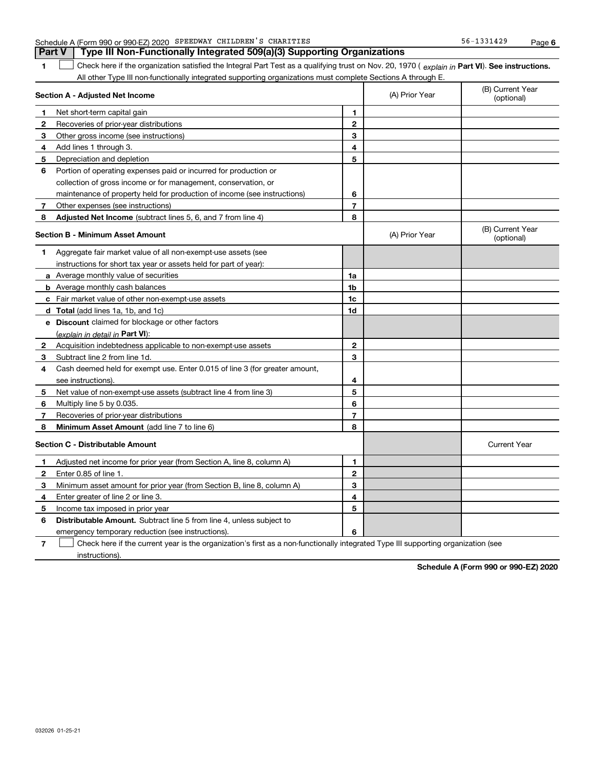Schedule A (Form 990 or 990-EZ) 2020 SPEEDWAY CHILDREN'S CHARITIES 56-1331429

## Part V Type III Non-Functionally Integrated 509(a)(3) Supporting Organizations

**1** ☐ Check here if the organization satisfied the Integral Part Test as a qualifying trust on Nov. 20, 1970 ( *explain in* **Part VI**). **See instructions.** All other Type III non-functionally integrated supporting organizations must complete Sections A through E.

| Section A - Adjusted Net Income | | | (A) Prior Year | (B) Current Year (optional) |
|---|---|---|---|---|
| 1 | Net short-term capital gain | 1 | | |
| 2 | Recoveries of prior-year distributions | 2 | | |
| 3 | Other gross income (see instructions) | 3 | | |
| 4 | Add lines 1 through 3. | 4 | | |
| 5 | Depreciation and depletion | 5 | | |
| 6 | Portion of operating expenses paid or incurred for production or collection of gross income or for management, conservation, or maintenance of property held for production of income (see instructions) | 6 | | |
| 7 | Other expenses (see instructions) | 7 | | |
| 8 | **Adjusted Net Income** (subtract lines 5, 6, and 7 from line 4) | 8 | | |

| Section B - Minimum Asset Amount | | | (A) Prior Year | (B) Current Year (optional) |
|---|---|---|---|---|
| 1 | Aggregate fair market value of all non-exempt-use assets (see instructions for short tax year or assets held for part of year): | | | |
| a | Average monthly value of securities | 1a | | |
| b | Average monthly cash balances | 1b | | |
| c | Fair market value of other non-exempt-use assets | 1c | | |
| d | **Total** (add lines 1a, 1b, and 1c) | 1d | | |
| e | **Discount** claimed for blockage or other factors (*explain in detail in* **Part VI**): | | | |
| 2 | Acquisition indebtedness applicable to non-exempt-use assets | 2 | | |
| 3 | Subtract line 2 from line 1d. | 3 | | |
| 4 | Cash deemed held for exempt use. Enter 0.015 of line 3 (for greater amount, see instructions). | 4 | | |
| 5 | Net value of non-exempt-use assets (subtract line 4 from line 3) | 5 | | |
| 6 | Multiply line 5 by 0.035. | 6 | | |
| 7 | Recoveries of prior-year distributions | 7 | | |
| 8 | **Minimum Asset Amount** (add line 7 to line 6) | 8 | | |

| Section C - Distributable Amount | | | | Current Year |
|---|---|---|---|---|
| 1 | Adjusted net income for prior year (from Section A, line 8, column A) | 1 | | |
| 2 | Enter 0.85 of line 1. | 2 | | |
| 3 | Minimum asset amount for prior year (from Section B, line 8, column A) | 3 | | |
| 4 | Enter greater of line 2 or line 3. | 4 | | |
| 5 | Income tax imposed in prior year | 5 | | |
| 6 | **Distributable Amount.** Subtract line 5 from line 4, unless subject to emergency temporary reduction (see instructions). | 6 | | |

**7** ☐ Check here if the current year is the organization's first as a non-functionally integrated Type III supporting organization (see instructions).

**Schedule A (Form 990 or 990-EZ) 2020**

032026 01-25-21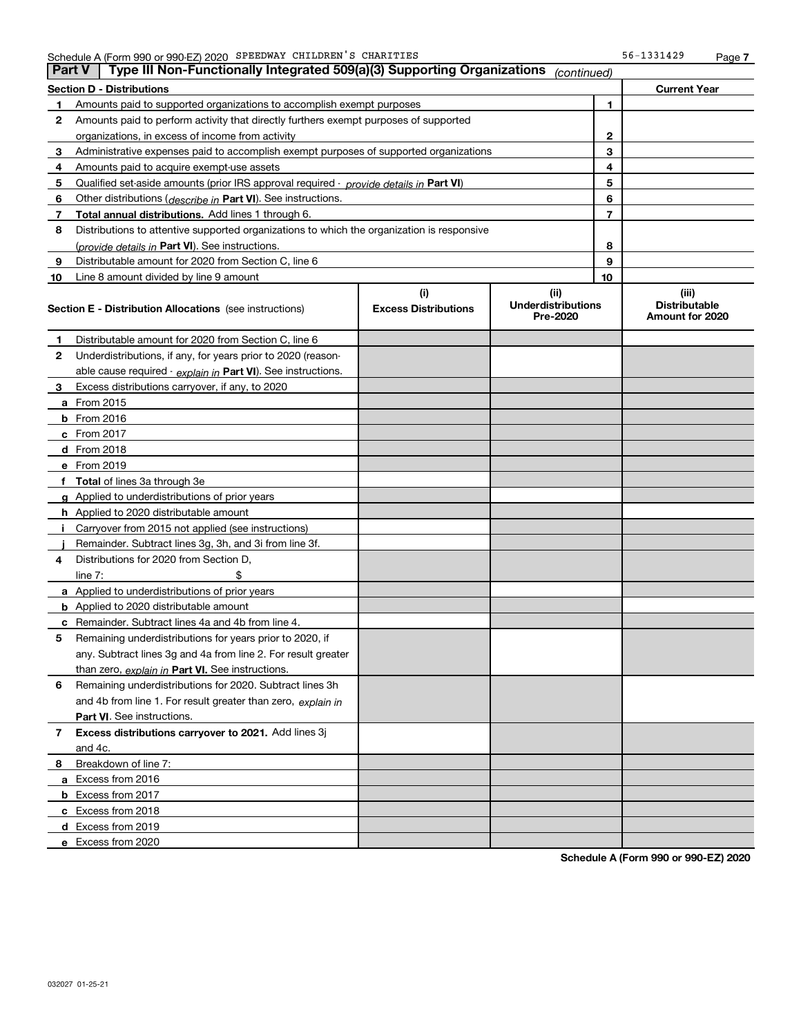Schedule A (Form 990 or 990-EZ) 2020 SPEEDWAY CHILDREN'S CHARITIES 56-1331429

## Part V Type III Non-Functionally Integrated 509(a)(3) Supporting Organizations *(continued)*

| Section D - Distributions | | | Current Year |
|---|---|---|---|
| 1 | Amounts paid to supported organizations to accomplish exempt purposes | 1 | |
| 2 | Amounts paid to perform activity that directly furthers exempt purposes of supported organizations, in excess of income from activity | 2 | |
| 3 | Administrative expenses paid to accomplish exempt purposes of supported organizations | 3 | |
| 4 | Amounts paid to acquire exempt-use assets | 4 | |
| 5 | Qualified set-aside amounts (prior IRS approval required - *provide details in* **Part VI**) | 5 | |
| 6 | Other distributions (*describe in* **Part VI**). See instructions. | 6 | |
| 7 | **Total annual distributions.** Add lines 1 through 6. | 7 | |
| 8 | Distributions to attentive supported organizations to which the organization is responsive (*provide details in* **Part VI**). See instructions. | 8 | |
| 9 | Distributable amount for 2020 from Section C, line 6 | 9 | |
| 10 | Line 8 amount divided by line 9 amount | 10 | |

| Section E - Distribution Allocations (see instructions) | | (i) Excess Distributions | (ii) Underdistributions Pre-2020 | (iii) Distributable Amount for 2020 |
|---|---|---|---|---|
| 1 | Distributable amount for 2020 from Section C, line 6 | | | |
| 2 | Underdistributions, if any, for years prior to 2020 (reasonable cause required - *explain in* **Part VI**). See instructions. | | | |
| 3 | Excess distributions carryover, if any, to 2020 | | | |
| a | From 2015 | | | |
| b | From 2016 | | | |
| c | From 2017 | | | |
| d | From 2018 | | | |
| e | From 2019 | | | |
| f | **Total** of lines 3a through 3e | | | |
| g | Applied to underdistributions of prior years | | | |
| h | Applied to 2020 distributable amount | | | |
| i | Carryover from 2015 not applied (see instructions) | | | |
| j | Remainder. Subtract lines 3g, 3h, and 3i from line 3f. | | | |
| 4 | Distributions for 2020 from Section D, line 7: $ | | | |
| a | Applied to underdistributions of prior years | | | |
| b | Applied to 2020 distributable amount | | | |
| c | Remainder. Subtract lines 4a and 4b from line 4. | | | |
| 5 | Remaining underdistributions for years prior to 2020, if any. Subtract lines 3g and 4a from line 2. For result greater than zero, *explain in* **Part VI.** See instructions. | | | |
| 6 | Remaining underdistributions for 2020. Subtract lines 3h and 4b from line 1. For result greater than zero, *explain in* **Part VI**. See instructions. | | | |
| 7 | **Excess distributions carryover to 2021.** Add lines 3j and 4c. | | | |
| 8 | Breakdown of line 7: | | | |
| a | Excess from 2016 | | | |
| b | Excess from 2017 | | | |
| c | Excess from 2018 | | | |
| d | Excess from 2019 | | | |
| e | Excess from 2020 | | | |

**Schedule A (Form 990 or 990-EZ) 2020**

032027 01-25-21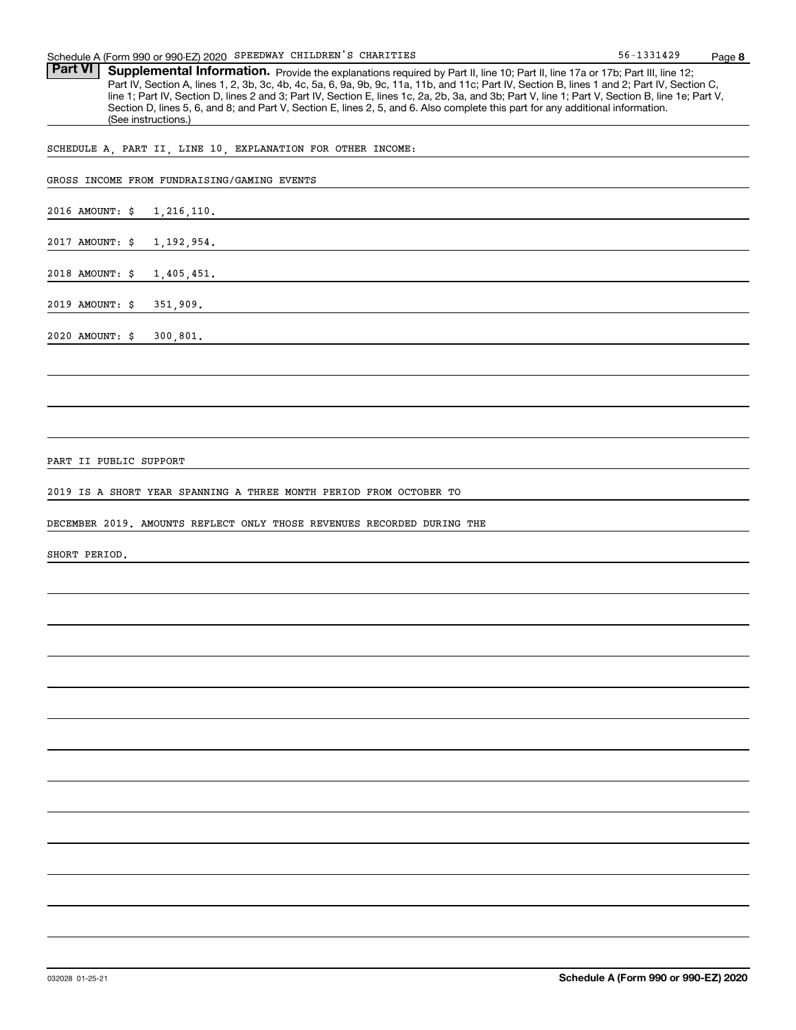## Part VI Supplemental Information.

**Supplemental Information.** Provide the explanations required by Part II, line 10; Part II, line 17a or 17b; Part III, line 12; Part IV, Section A, lines 1, 2, 3b, 3c, 4b, 4c, 5a, 6, 9a, 9b, 9c, 11a, 11b, and 11c; Part IV, Section B, lines 1 and 2; Part IV, Section C, line 1; Part IV, Section D, lines 2 and 3; Part IV, Section E, lines 1c, 2a, 2b, 3a, and 3b; Part V, line 1; Part V, Section B, line 1e; Part V, Section D, lines 5, 6, and 8; and Part V, Section E, lines 2, 5, and 6. Also complete this part for any additional information. (See instructions.)

SCHEDULE A, PART II, LINE 10, EXPLANATION FOR OTHER INCOME:

GROSS INCOME FROM FUNDRAISING/GAMING EVENTS

2016 AMOUNT: $ 1,216,110.

2017 AMOUNT: $ 1,192,954.

2018 AMOUNT: $ 1,405,451.

2019 AMOUNT: $ 351,909.

2020 AMOUNT: $ 300,801.

PART II PUBLIC SUPPORT

2019 IS A SHORT YEAR SPANNING A THREE MONTH PERIOD FROM OCTOBER TO DECEMBER 2019. AMOUNTS REFLECT ONLY THOSE REVENUES RECORDED DURING THE SHORT PERIOD.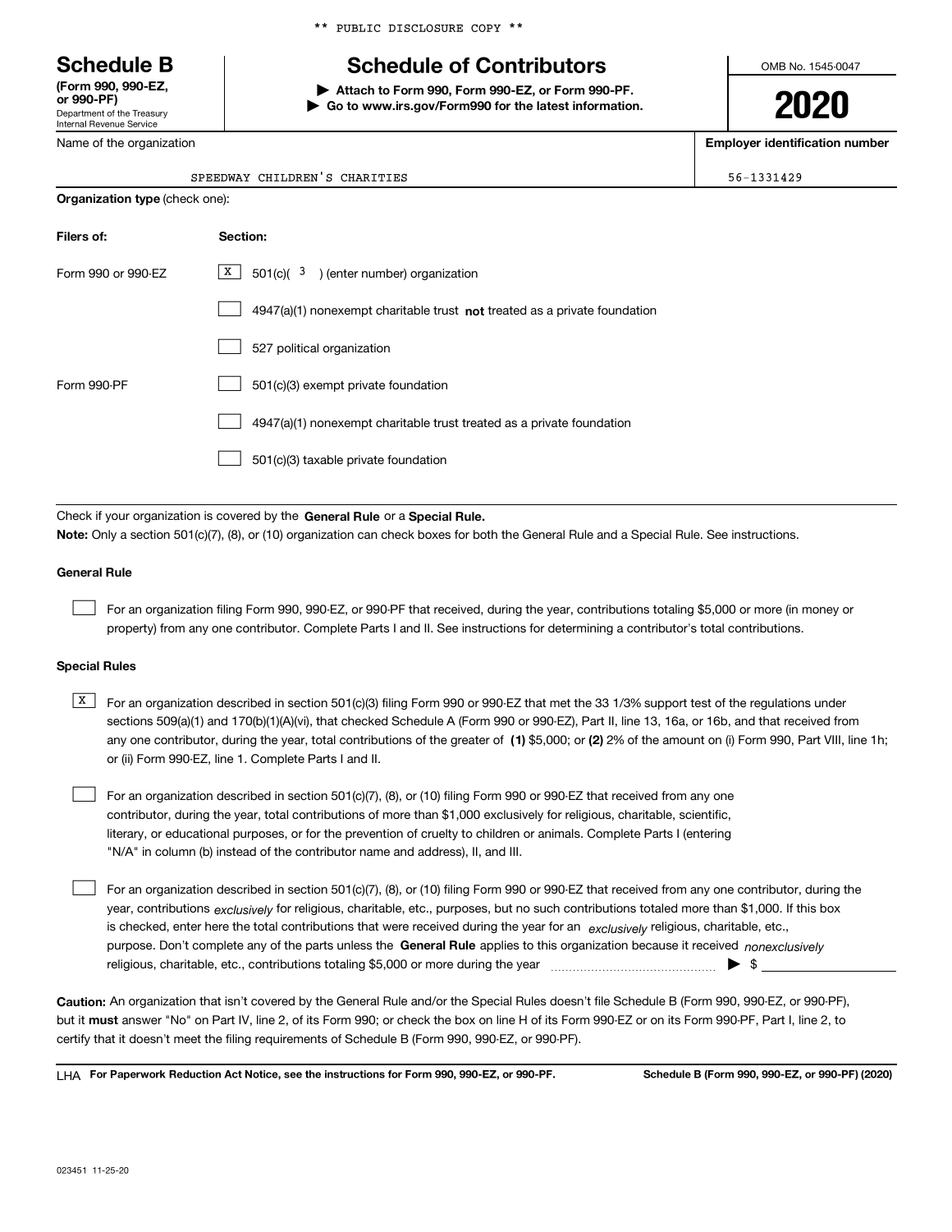** PUBLIC DISCLOSURE COPY **

# Schedule B

**(Form 990, 990-EZ, or 990-PF)**
Department of the Treasury
Internal Revenue Service

## Schedule of Contributors

▶ **Attach to Form 990, Form 990-EZ, or Form 990-PF.**
▶ **Go to www.irs.gov/Form990 for the latest information.**

OMB No. 1545-0047

**2020**

| Name of the organization | Employer identification number |
|---|---|
| SPEEDWAY CHILDREN'S CHARITIES | 56-1331429 |

**Organization type** (check one):

| Filers of: | Section: |
|---|---|
| Form 990 or 990-EZ | [X] 501(c)( 3 ) (enter number) organization |
| | [ ] 4947(a)(1) nonexempt charitable trust **not** treated as a private foundation |
| | [ ] 527 political organization |
| Form 990-PF | [ ] 501(c)(3) exempt private foundation |
| | [ ] 4947(a)(1) nonexempt charitable trust treated as a private foundation |
| | [ ] 501(c)(3) taxable private foundation |

Check if your organization is covered by the **General Rule** or a **Special Rule.**

**Note:** Only a section 501(c)(7), (8), or (10) organization can check boxes for both the General Rule and a Special Rule. See instructions.

**General Rule**

[ ] For an organization filing Form 990, 990-EZ, or 990-PF that received, during the year, contributions totaling $5,000 or more (in money or property) from any one contributor. Complete Parts I and II. See instructions for determining a contributor's total contributions.

**Special Rules**

[X] For an organization described in section 501(c)(3) filing Form 990 or 990-EZ that met the 33 1/3% support test of the regulations under sections 509(a)(1) and 170(b)(1)(A)(vi), that checked Schedule A (Form 990 or 990-EZ), Part II, line 13, 16a, or 16b, and that received from any one contributor, during the year, total contributions of the greater of **(1)** $5,000; or **(2)** 2% of the amount on (i) Form 990, Part VIII, line 1h; or (ii) Form 990-EZ, line 1. Complete Parts I and II.

[ ] For an organization described in section 501(c)(7), (8), or (10) filing Form 990 or 990-EZ that received from any one contributor, during the year, total contributions of more than $1,000 exclusively for religious, charitable, scientific, literary, or educational purposes, or for the prevention of cruelty to children or animals. Complete Parts I (entering "N/A" in column (b) instead of the contributor name and address), II, and III.

[ ] For an organization described in section 501(c)(7), (8), or (10) filing Form 990 or 990-EZ that received from any one contributor, during the year, contributions *exclusively* for religious, charitable, etc., purposes, but no such contributions totaled more than $1,000. If this box is checked, enter here the total contributions that were received during the year for an *exclusively* religious, charitable, etc., purpose. Don't complete any of the parts unless the **General Rule** applies to this organization because it received *nonexclusively* religious, charitable, etc., contributions totaling $5,000 or more during the year ▶ $

**Caution:** An organization that isn't covered by the General Rule and/or the Special Rules doesn't file Schedule B (Form 990, 990-EZ, or 990-PF), but it **must** answer "No" on Part IV, line 2, of its Form 990; or check the box on line H of its Form 990-EZ or on its Form 990-PF, Part I, line 2, to certify that it doesn't meet the filing requirements of Schedule B (Form 990, 990-EZ, or 990-PF).

LHA **For Paperwork Reduction Act Notice, see the instructions for Form 990, 990-EZ, or 990-PF.** **Schedule B (Form 990, 990-EZ, or 990-PF) (2020)**

023451 11-25-20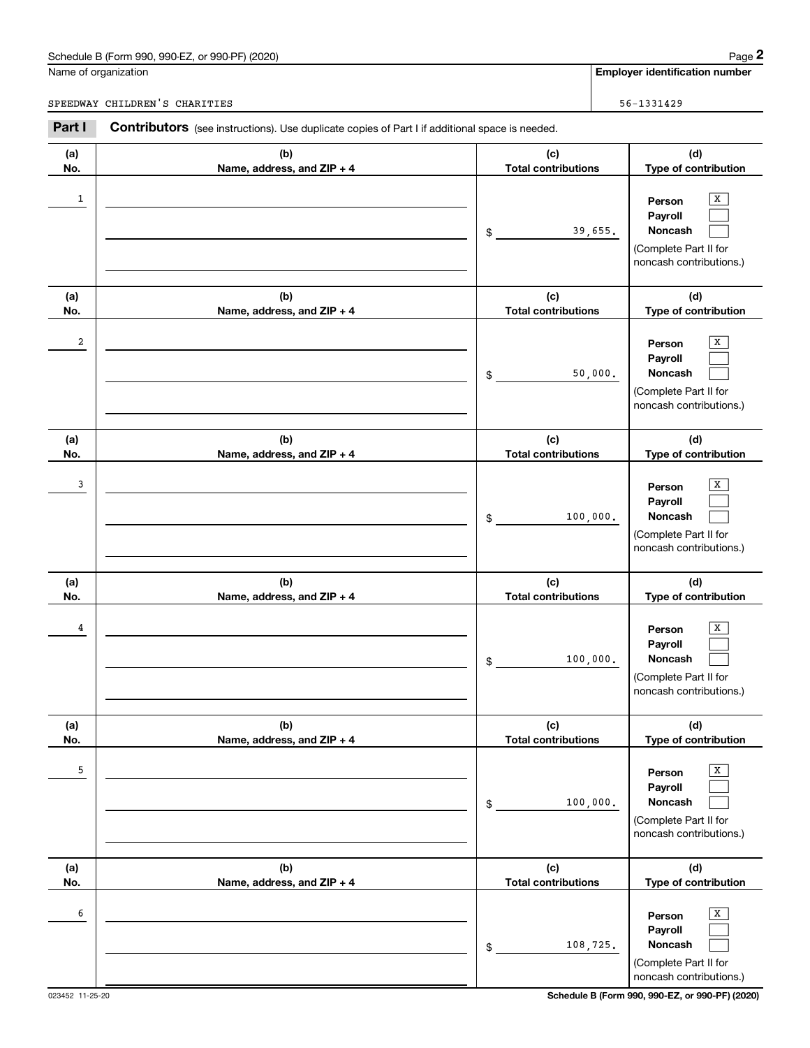Schedule B (Form 990, 990-EZ, or 990-PF) (2020)

Name of organization: SPEEDWAY CHILDREN'S CHARITIES

Employer identification number: 56-1331429

## Part I Contributors (see instructions). Use duplicate copies of Part I if additional space is needed.

| (a) No. | (b) Name, address, and ZIP + 4 | (c) Total contributions | (d) Type of contribution |
|---|---|---|---|
| 1 | | $ 39,655. | Person [X] Payroll [ ] Noncash [ ] (Complete Part II for noncash contributions.) |
| 2 | | $ 50,000. | Person [X] Payroll [ ] Noncash [ ] (Complete Part II for noncash contributions.) |
| 3 | | $ 100,000. | Person [X] Payroll [ ] Noncash [ ] (Complete Part II for noncash contributions.) |
| 4 | | $ 100,000. | Person [X] Payroll [ ] Noncash [ ] (Complete Part II for noncash contributions.) |
| 5 | | $ 100,000. | Person [X] Payroll [ ] Noncash [ ] (Complete Part II for noncash contributions.) |
| 6 | | $ 108,725. | Person [X] Payroll [ ] Noncash [ ] (Complete Part II for noncash contributions.) |

023452 11-25-20

Schedule B (Form 990, 990-EZ, or 990-PF) (2020)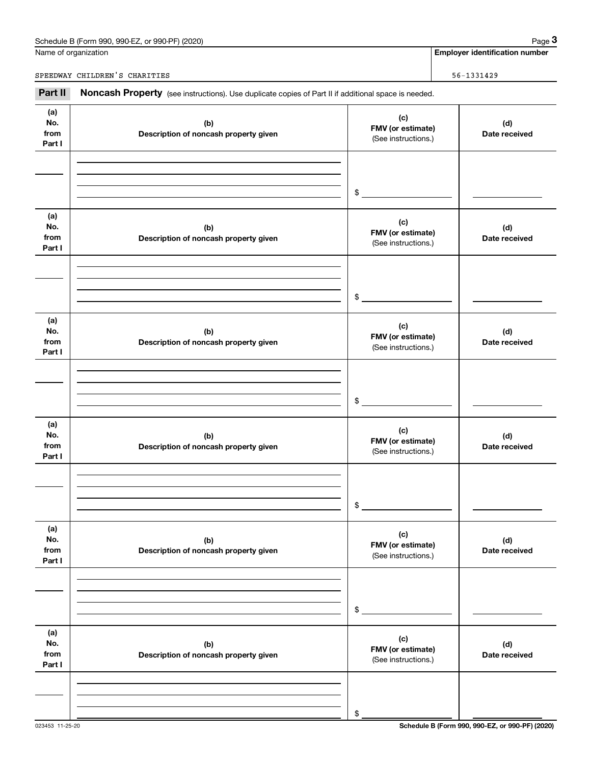Name of organization

SPEEDWAY CHILDREN'S CHARITIES

**Employer identification number**

56-1331429

## Part II Noncash Property (see instructions). Use duplicate copies of Part II if additional space is needed.

| (a) No. from Part I | (b) Description of noncash property given | (c) FMV (or estimate) (See instructions.) | (d) Date received |
|---|---|---|---|
| | | $ | |

| (a) No. from Part I | (b) Description of noncash property given | (c) FMV (or estimate) (See instructions.) | (d) Date received |
|---|---|---|---|
| | | $ | |

| (a) No. from Part I | (b) Description of noncash property given | (c) FMV (or estimate) (See instructions.) | (d) Date received |
|---|---|---|---|
| | | $ | |

| (a) No. from Part I | (b) Description of noncash property given | (c) FMV (or estimate) (See instructions.) | (d) Date received |
|---|---|---|---|
| | | $ | |

| (a) No. from Part I | (b) Description of noncash property given | (c) FMV (or estimate) (See instructions.) | (d) Date received |
|---|---|---|---|
| | | $ | |

| (a) No. from Part I | (b) Description of noncash property given | (c) FMV (or estimate) (See instructions.) | (d) Date received |
|---|---|---|---|
| | | $ | |

023453 11-25-20

**Schedule B (Form 990, 990-EZ, or 990-PF) (2020)**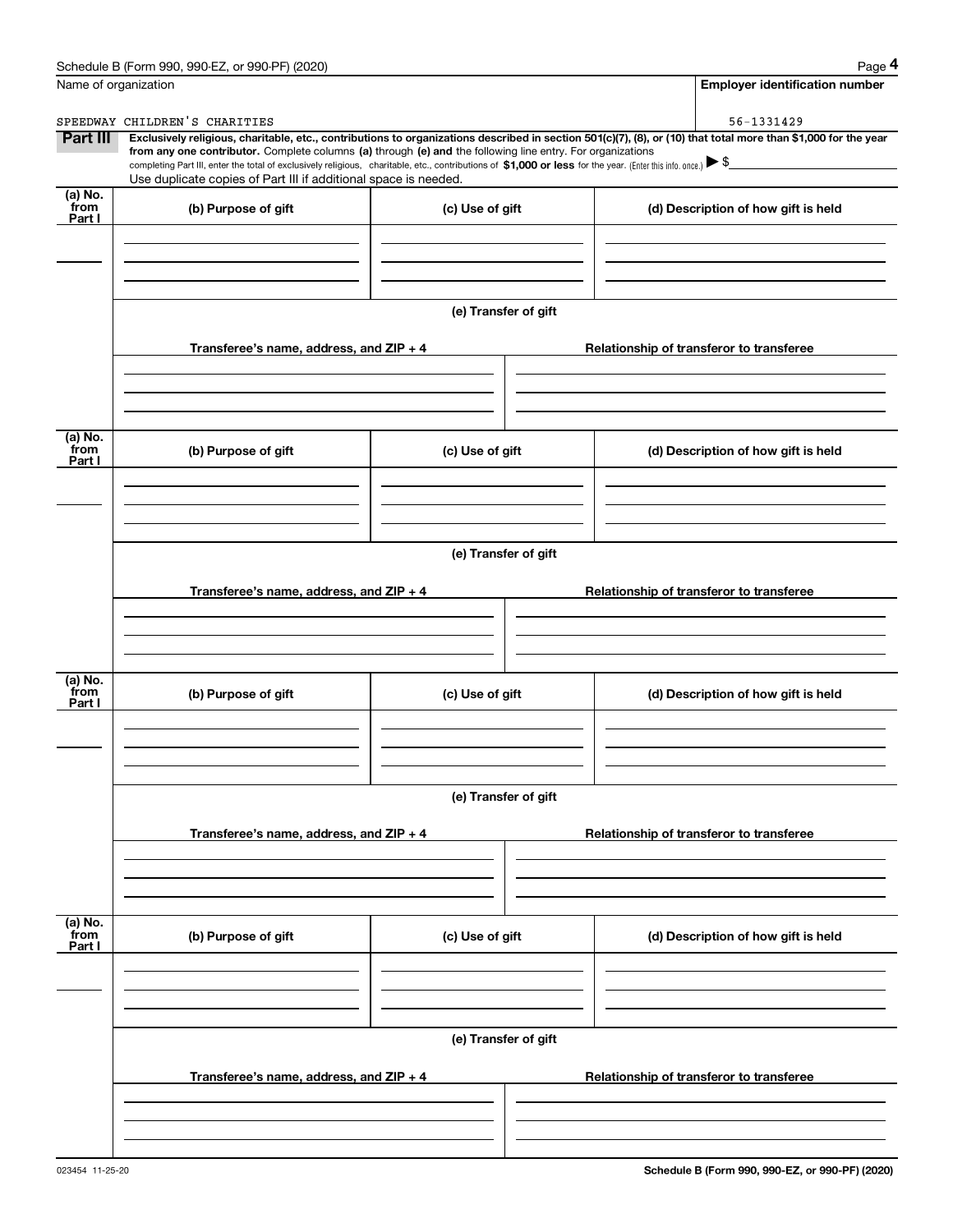Schedule B (Form 990, 990-EZ, or 990-PF) (2020)

Name of organization: SPEEDWAY CHILDREN'S CHARITIES

Employer identification number: 56-1331429

**Part III** **Exclusively religious, charitable, etc., contributions to organizations described in section 501(c)(7), (8), or (10) that total more than $1,000 for the year from any one contributor.** Complete columns **(a)** through **(e) and** the following line entry. For organizations completing Part III, enter the total of exclusively religious, charitable, etc., contributions of **$1,000 or less** for the year. (Enter this info. once.) ▶ $

Use duplicate copies of Part III if additional space is needed.

| (a) No. from Part I | (b) Purpose of gift | (c) Use of gift | (d) Description of how gift is held |
|---|---|---|---|
| | | | |

(e) Transfer of gift

| Transferee's name, address, and ZIP + 4 | Relationship of transferor to transferee |
|---|---|
| | |

| (a) No. from Part I | (b) Purpose of gift | (c) Use of gift | (d) Description of how gift is held |
|---|---|---|---|
| | | | |

(e) Transfer of gift

| Transferee's name, address, and ZIP + 4 | Relationship of transferor to transferee |
|---|---|
| | |

| (a) No. from Part I | (b) Purpose of gift | (c) Use of gift | (d) Description of how gift is held |
|---|---|---|---|
| | | | |

(e) Transfer of gift

| Transferee's name, address, and ZIP + 4 | Relationship of transferor to transferee |
|---|---|
| | |

| (a) No. from Part I | (b) Purpose of gift | (c) Use of gift | (d) Description of how gift is held |
|---|---|---|---|
| | | | |

(e) Transfer of gift

| Transferee's name, address, and ZIP + 4 | Relationship of transferor to transferee |
|---|---|
| | |

023454 11-25-20

Schedule B (Form 990, 990-EZ, or 990-PF) (2020)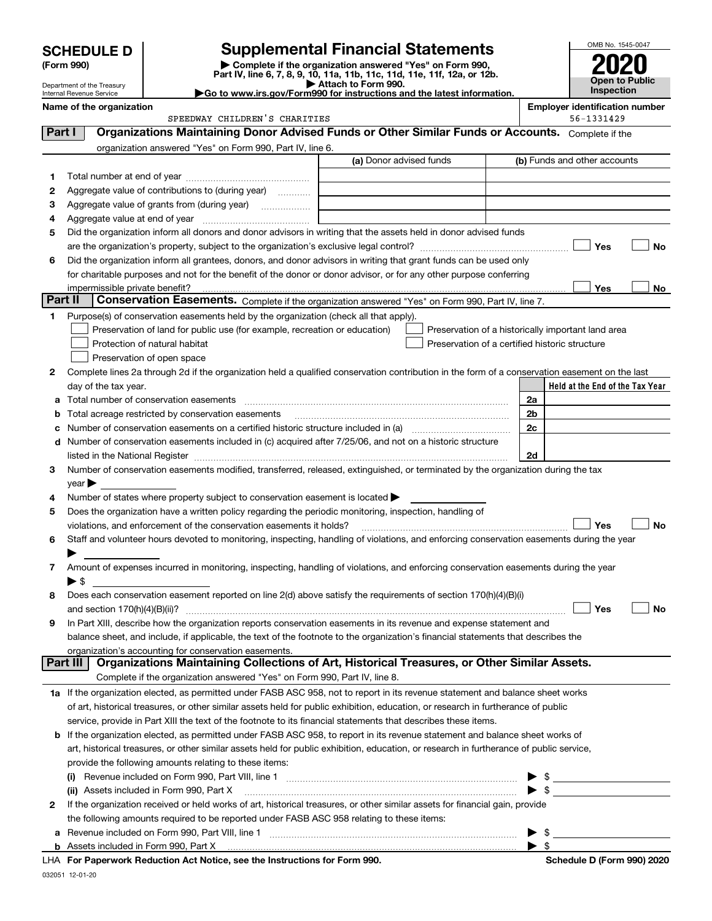# SCHEDULE D (Form 990)

Department of the Treasury
Internal Revenue Service

# Supplemental Financial Statements

▶ Complete if the organization answered "Yes" on Form 990, Part IV, line 6, 7, 8, 9, 10, 11a, 11b, 11c, 11d, 11e, 11f, 12a, or 12b.
▶ Attach to Form 990.
▶Go to www.irs.gov/Form990 for instructions and the latest information.

OMB No. 1545-0047

**2020**

**Open to Public Inspection**

**Name of the organization**
SPEEDWAY CHILDREN'S CHARITIES

**Employer identification number**
56-1331429

## Part I Organizations Maintaining Donor Advised Funds or Other Similar Funds or Accounts.

Complete if the organization answered "Yes" on Form 990, Part IV, line 6.

| | | (a) Donor advised funds | (b) Funds and other accounts |
|---|---|---|---|
| 1 | Total number at end of year | | |
| 2 | Aggregate value of contributions to (during year) | | |
| 3 | Aggregate value of grants from (during year) | | |
| 4 | Aggregate value at end of year | | |

5 Did the organization inform all donors and donor advisors in writing that the assets held in donor advised funds are the organization's property, subject to the organization's exclusive legal control? ☐ Yes ☐ No

6 Did the organization inform all grantees, donors, and donor advisors in writing that grant funds can be used only for charitable purposes and not for the benefit of the donor or donor advisor, or for any other purpose conferring impermissible private benefit? ☐ Yes ☐ No

## Part II Conservation Easements.

Complete if the organization answered "Yes" on Form 990, Part IV, line 7.

1 Purpose(s) of conservation easements held by the organization (check all that apply).

- ☐ Preservation of land for public use (for example, recreation or education)
- ☐ Protection of natural habitat
- ☐ Preservation of open space
- ☐ Preservation of a historically important land area
- ☐ Preservation of a certified historic structure

2 Complete lines 2a through 2d if the organization held a qualified conservation contribution in the form of a conservation easement on the last day of the tax year.

| | | | Held at the End of the Tax Year |
|---|---|---|---|
| a | Total number of conservation easements | 2a | |
| b | Total acreage restricted by conservation easements | 2b | |
| c | Number of conservation easements on a certified historic structure included in (a) | 2c | |
| d | Number of conservation easements included in (c) acquired after 7/25/06, and not on a historic structure listed in the National Register | 2d | |

3 Number of conservation easements modified, transferred, released, extinguished, or terminated by the organization during the tax year ▶

4 Number of states where property subject to conservation easement is located ▶

5 Does the organization have a written policy regarding the periodic monitoring, inspection, handling of violations, and enforcement of the conservation easements it holds? ☐ Yes ☐ No

6 Staff and volunteer hours devoted to monitoring, inspecting, handling of violations, and enforcing conservation easements during the year ▶

7 Amount of expenses incurred in monitoring, inspecting, handling of violations, and enforcing conservation easements during the year ▶ $

8 Does each conservation easement reported on line 2(d) above satisfy the requirements of section 170(h)(4)(B)(i) and section 170(h)(4)(B)(ii)? ☐ Yes ☐ No

9 In Part XIII, describe how the organization reports conservation easements in its revenue and expense statement and balance sheet, and include, if applicable, the text of the footnote to the organization's financial statements that describes the organization's accounting for conservation easements.

## Part III Organizations Maintaining Collections of Art, Historical Treasures, or Other Similar Assets.

Complete if the organization answered "Yes" on Form 990, Part IV, line 8.

1a If the organization elected, as permitted under FASB ASC 958, not to report in its revenue statement and balance sheet works of art, historical treasures, or other similar assets held for public exhibition, education, or research in furtherance of public service, provide in Part XIII the text of the footnote to its financial statements that describes these items.

b If the organization elected, as permitted under FASB ASC 958, to report in its revenue statement and balance sheet works of art, historical treasures, or other similar assets held for public exhibition, education, or research in furtherance of public service, provide the following amounts relating to these items:

(i) Revenue included on Form 990, Part VIII, line 1 ▶ $

(ii) Assets included in Form 990, Part X ▶ $

2 If the organization received or held works of art, historical treasures, or other similar assets for financial gain, provide the following amounts required to be reported under FASB ASC 958 relating to these items:

a Revenue included on Form 990, Part VIII, line 1 ▶ $

b Assets included in Form 990, Part X ▶ $

LHA For Paperwork Reduction Act Notice, see the Instructions for Form 990. Schedule D (Form 990) 2020

032051 12-01-20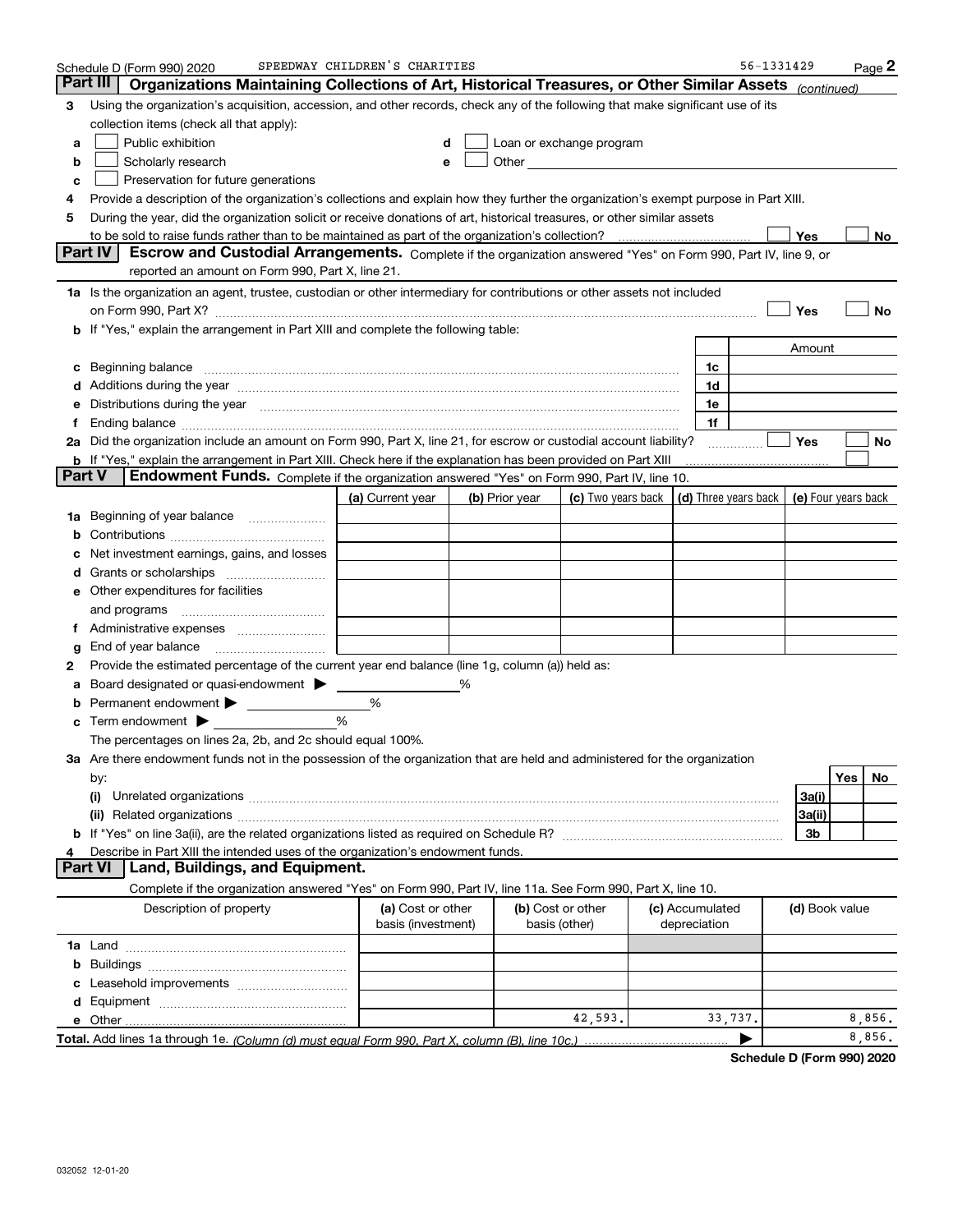Schedule D (Form 990) 2020 SPEEDWAY CHILDREN'S CHARITIES 56-1331429 Page 2

## Part III Organizations Maintaining Collections of Art, Historical Treasures, or Other Similar Assets *(continued)*

**3** Using the organization's acquisition, accession, and other records, check any of the following that make significant use of its collection items (check all that apply):

- **a** ☐ Public exhibition
- **b** ☐ Scholarly research
- **c** ☐ Preservation for future generations
- **d** ☐ Loan or exchange program
- **e** ☐ Other

**4** Provide a description of the organization's collections and explain how they further the organization's exempt purpose in Part XIII.

**5** During the year, did the organization solicit or receive donations of art, historical treasures, or other similar assets to be sold to raise funds rather than to be maintained as part of the organization's collection? ☐ Yes ☐ No

## Part IV Escrow and Custodial Arrangements.

Complete if the organization answered "Yes" on Form 990, Part IV, line 9, or reported an amount on Form 990, Part X, line 21.

**1a** Is the organization an agent, trustee, custodian or other intermediary for contributions or other assets not included on Form 990, Part X? ☐ Yes ☐ No

**b** If "Yes," explain the arrangement in Part XIII and complete the following table:

| | | | Amount |
|---|---|---|---|
| **c** | Beginning balance | 1c | |
| **d** | Additions during the year | 1d | |
| **e** | Distributions during the year | 1e | |
| **f** | Ending balance | 1f | |

**2a** Did the organization include an amount on Form 990, Part X, line 21, for escrow or custodial account liability? ☐ Yes ☐ No

**b** If "Yes," explain the arrangement in Part XIII. Check here if the explanation has been provided on Part XIII ☐

## Part V Endowment Funds.

Complete if the organization answered "Yes" on Form 990, Part IV, line 10.

| | | (a) Current year | (b) Prior year | (c) Two years back | (d) Three years back | (e) Four years back |
|---|---|---|---|---|---|---|
| **1a** | Beginning of year balance | | | | | |
| **b** | Contributions | | | | | |
| **c** | Net investment earnings, gains, and losses | | | | | |
| **d** | Grants or scholarships | | | | | |
| **e** | Other expenditures for facilities and programs | | | | | |
| **f** | Administrative expenses | | | | | |
| **g** | End of year balance | | | | | |

**2** Provide the estimated percentage of the current year end balance (line 1g, column (a)) held as:

- **a** Board designated or quasi-endowment ▶ %
- **b** Permanent endowment ▶ %
- **c** Term endowment ▶ %

The percentages on lines 2a, 2b, and 2c should equal 100%.

**3a** Are there endowment funds not in the possession of the organization that are held and administered for the organization by:

| | | | Yes | No |
|---|---|---|---|---|
| **(i)** | Unrelated organizations | 3a(i) | | |
| **(ii)** | Related organizations | 3a(ii) | | |
| **b** | If "Yes" on line 3a(ii), are the related organizations listed as required on Schedule R? | 3b | | |

**4** Describe in Part XIII the intended uses of the organization's endowment funds.

## Part VI Land, Buildings, and Equipment.

Complete if the organization answered "Yes" on Form 990, Part IV, line 11a. See Form 990, Part X, line 10.

| Description of property | (a) Cost or other basis (investment) | (b) Cost or other basis (other) | (c) Accumulated depreciation | (d) Book value |
|---|---|---|---|---|
| **1a** Land | | | | |
| **b** Buildings | | | | |
| **c** Leasehold improvements | | | | |
| **d** Equipment | | | | |
| **e** Other | | 42,593. | 33,737. | 8,856. |
| **Total.** Add lines 1a through 1e. *(Column (d) must equal Form 990, Part X, column (B), line 10c.)* | | | ▶ | 8,856. |

Schedule D (Form 990) 2020

032052 12-01-20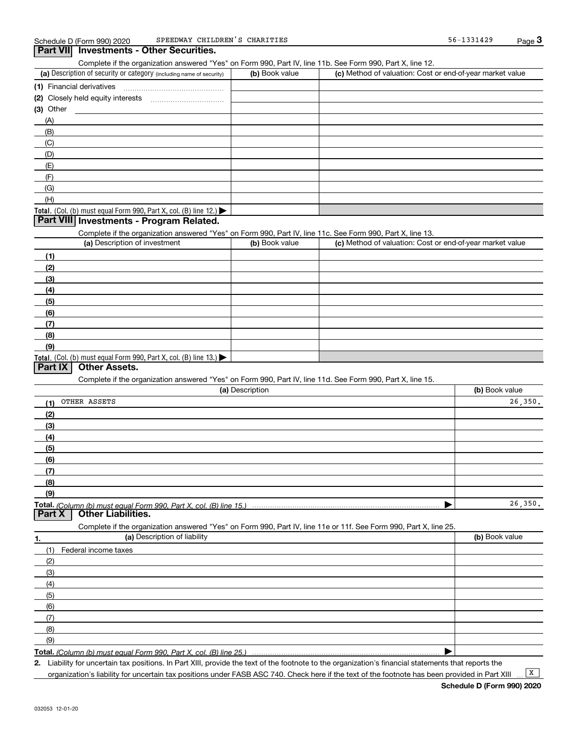Schedule D (Form 990) 2020 SPEEDWAY CHILDREN'S CHARITIES 56-1331429

## Part VII Investments - Other Securities.

Complete if the organization answered "Yes" on Form 990, Part IV, line 11b. See Form 990, Part X, line 12.

| (a) Description of security or category (including name of security) | (b) Book value | (c) Method of valuation: Cost or end-of-year market value |
|---|---|---|
| (1) Financial derivatives | | |
| (2) Closely held equity interests | | |
| (3) Other | | |
| (A) | | |
| (B) | | |
| (C) | | |
| (D) | | |
| (E) | | |
| (F) | | |
| (G) | | |
| (H) | | |
| **Total.** (Col. (b) must equal Form 990, Part X, col. (B) line 12.) ▶ | | |

## Part VIII Investments - Program Related.

Complete if the organization answered "Yes" on Form 990, Part IV, line 11c. See Form 990, Part X, line 13.

| (a) Description of investment | (b) Book value | (c) Method of valuation: Cost or end-of-year market value |
|---|---|---|
| (1) | | |
| (2) | | |
| (3) | | |
| (4) | | |
| (5) | | |
| (6) | | |
| (7) | | |
| (8) | | |
| (9) | | |
| **Total.** (Col. (b) must equal Form 990, Part X, col. (B) line 13.) ▶ | | |

## Part IX Other Assets.

Complete if the organization answered "Yes" on Form 990, Part IV, line 11d. See Form 990, Part X, line 15.

| (a) Description | (b) Book value |
|---|---|
| (1) OTHER ASSETS | 26,350. |
| (2) | |
| (3) | |
| (4) | |
| (5) | |
| (6) | |
| (7) | |
| (8) | |
| (9) | |
| **Total.** *(Column (b) must equal Form 990, Part X, col. (B) line 15.)* ▶ | 26,350. |

## Part X Other Liabilities.

Complete if the organization answered "Yes" on Form 990, Part IV, line 11e or 11f. See Form 990, Part X, line 25.

| 1. (a) Description of liability | (b) Book value |
|---|---|
| (1) Federal income taxes | |
| (2) | |
| (3) | |
| (4) | |
| (5) | |
| (6) | |
| (7) | |
| (8) | |
| (9) | |
| **Total.** *(Column (b) must equal Form 990, Part X, col. (B) line 25.)* ▶ | |

**2.** Liability for uncertain tax positions. In Part XIII, provide the text of the footnote to the organization's financial statements that reports the organization's liability for uncertain tax positions under FASB ASC 740. Check here if the text of the footnote has been provided in Part XIII ... [X]

**Schedule D (Form 990) 2020**

032053 12-01-20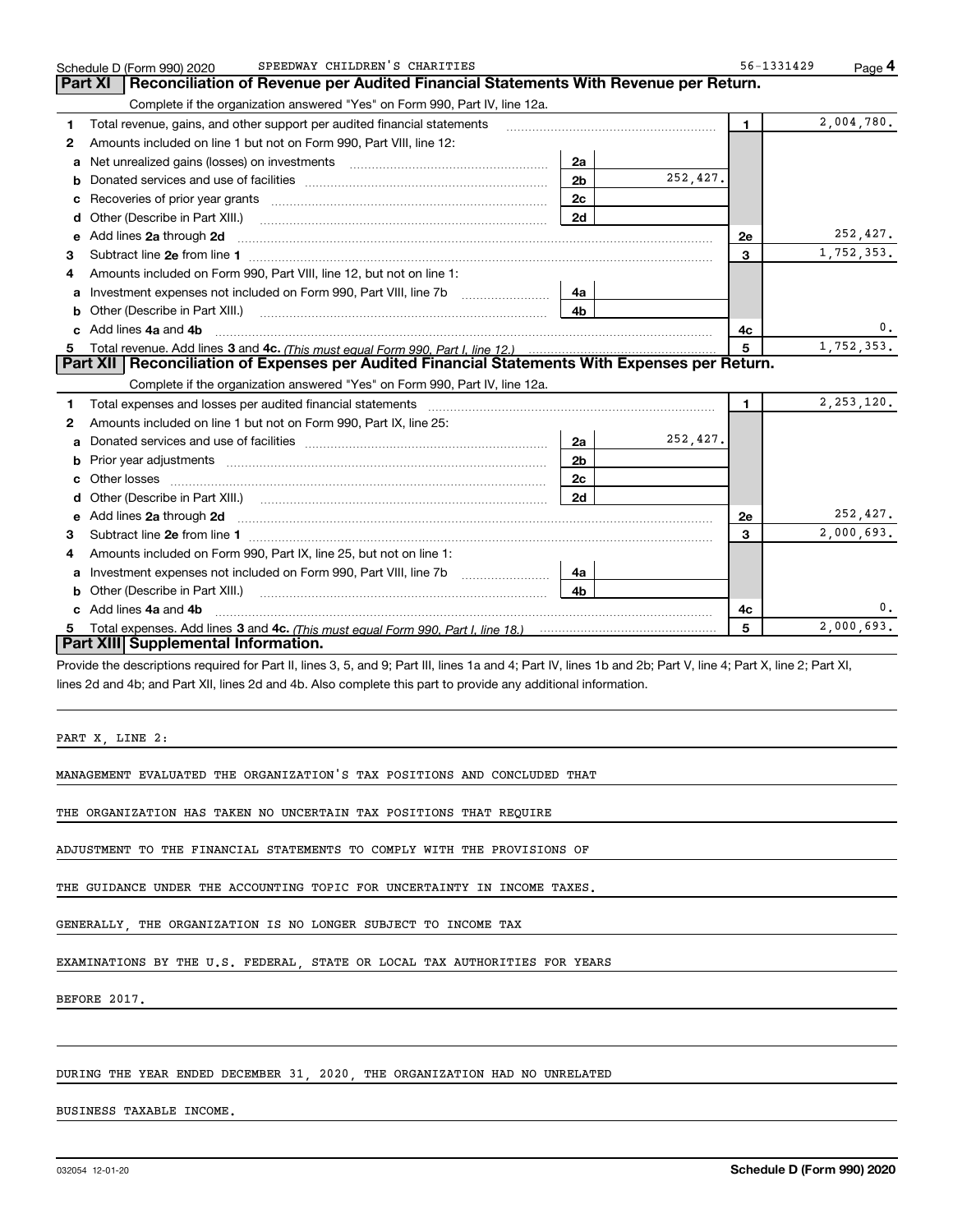Schedule D (Form 990) 2020 SPEEDWAY CHILDREN'S CHARITIES 56-1331429

## Part XI Reconciliation of Revenue per Audited Financial Statements With Revenue per Return.

Complete if the organization answered "Yes" on Form 990, Part IV, line 12a.

| | | | | | |
|---|---|---|---|---|---|
| 1 | Total revenue, gains, and other support per audited financial statements | | | 1 | 2,004,780. |
| 2 | Amounts included on line 1 but not on Form 990, Part VIII, line 12: | | | | |
| a | Net unrealized gains (losses) on investments | 2a | | | |
| b | Donated services and use of facilities | 2b | 252,427. | | |
| c | Recoveries of prior year grants | 2c | | | |
| d | Other (Describe in Part XIII.) | 2d | | | |
| e | Add lines 2a through 2d | | | 2e | 252,427. |
| 3 | Subtract line 2e from line 1 | | | 3 | 1,752,353. |
| 4 | Amounts included on Form 990, Part VIII, line 12, but not on line 1: | | | | |
| a | Investment expenses not included on Form 990, Part VIII, line 7b | 4a | | | |
| b | Other (Describe in Part XIII.) | 4b | | | |
| c | Add lines 4a and 4b | | | 4c | 0. |
| 5 | Total revenue. Add lines 3 and 4c. *(This must equal Form 990, Part I, line 12.)* | | | 5 | 1,752,353. |

## Part XII Reconciliation of Expenses per Audited Financial Statements With Expenses per Return.

Complete if the organization answered "Yes" on Form 990, Part IV, line 12a.

| | | | | | |
|---|---|---|---|---|---|
| 1 | Total expenses and losses per audited financial statements | | | 1 | 2,253,120. |
| 2 | Amounts included on line 1 but not on Form 990, Part IX, line 25: | | | | |
| a | Donated services and use of facilities | 2a | 252,427. | | |
| b | Prior year adjustments | 2b | | | |
| c | Other losses | 2c | | | |
| d | Other (Describe in Part XIII.) | 2d | | | |
| e | Add lines 2a through 2d | | | 2e | 252,427. |
| 3 | Subtract line 2e from line 1 | | | 3 | 2,000,693. |
| 4 | Amounts included on Form 990, Part IX, line 25, but not on line 1: | | | | |
| a | Investment expenses not included on Form 990, Part VIII, line 7b | 4a | | | |
| b | Other (Describe in Part XIII.) | 4b | | | |
| c | Add lines 4a and 4b | | | 4c | 0. |
| 5 | Total expenses. Add lines 3 and 4c. *(This must equal Form 990, Part I, line 18.)* | | | 5 | 2,000,693. |

## Part XIII Supplemental Information.

Provide the descriptions required for Part II, lines 3, 5, and 9; Part III, lines 1a and 4; Part IV, lines 1b and 2b; Part V, line 4; Part X, line 2; Part XI, lines 2d and 4b; and Part XII, lines 2d and 4b. Also complete this part to provide any additional information.

PART X, LINE 2:

MANAGEMENT EVALUATED THE ORGANIZATION'S TAX POSITIONS AND CONCLUDED THAT THE ORGANIZATION HAS TAKEN NO UNCERTAIN TAX POSITIONS THAT REQUIRE ADJUSTMENT TO THE FINANCIAL STATEMENTS TO COMPLY WITH THE PROVISIONS OF THE GUIDANCE UNDER THE ACCOUNTING TOPIC FOR UNCERTAINTY IN INCOME TAXES. GENERALLY, THE ORGANIZATION IS NO LONGER SUBJECT TO INCOME TAX EXAMINATIONS BY THE U.S. FEDERAL, STATE OR LOCAL TAX AUTHORITIES FOR YEARS BEFORE 2017.

DURING THE YEAR ENDED DECEMBER 31, 2020, THE ORGANIZATION HAD NO UNRELATED BUSINESS TAXABLE INCOME.

032054 12-01-20 Schedule D (Form 990) 2020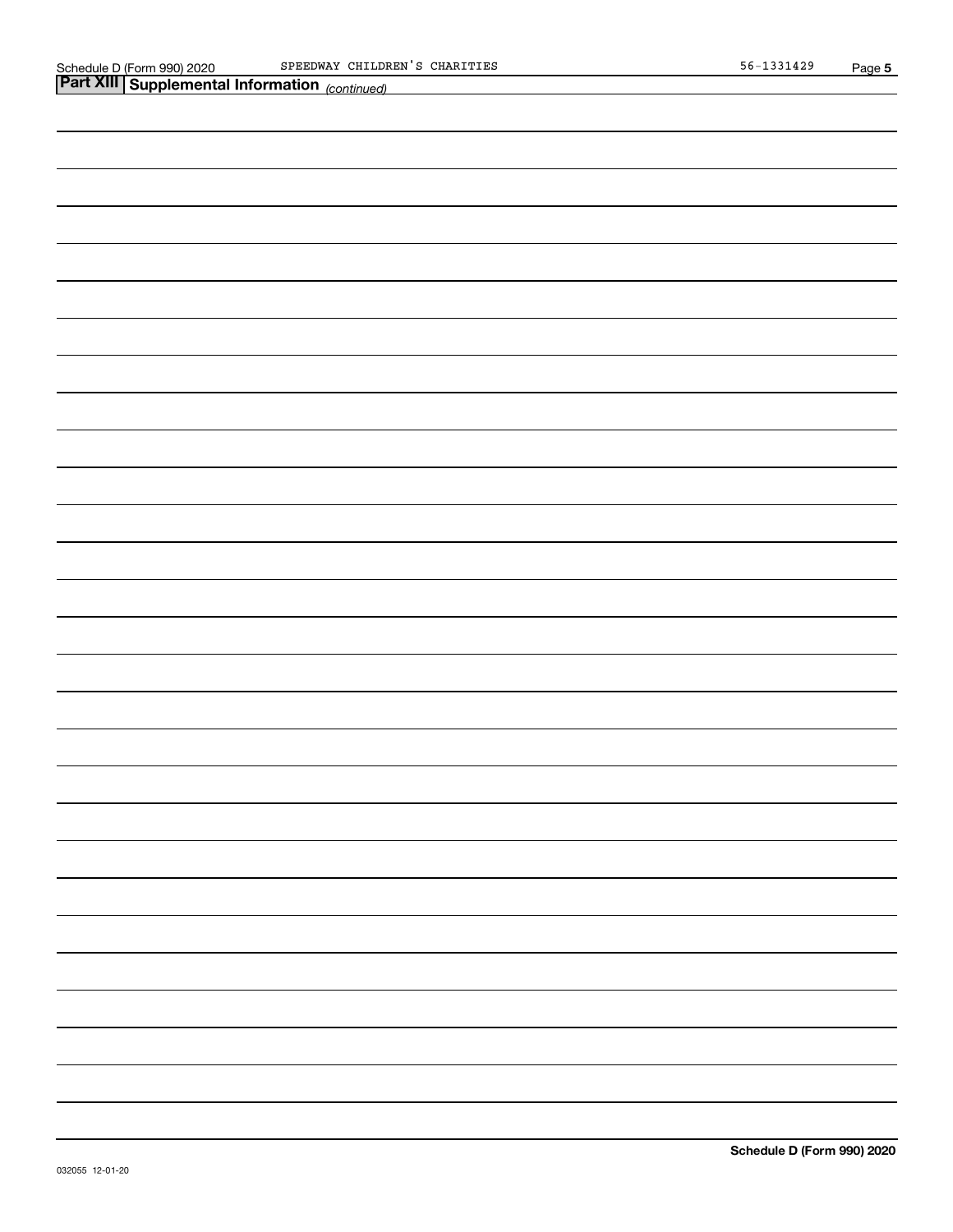## Part XIII Supplemental Information *(continued)*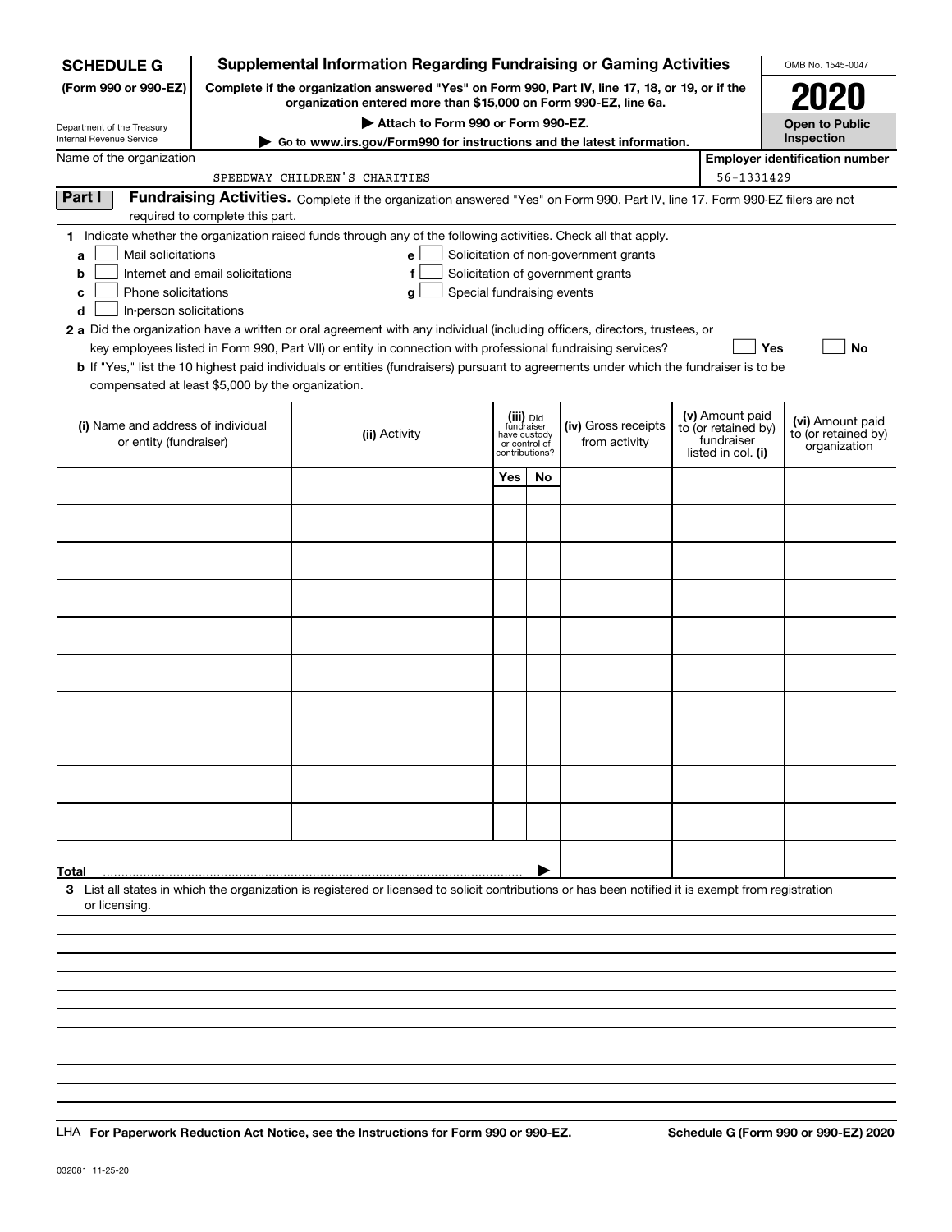**SCHEDULE G** (Form 990 or 990-EZ)

Department of the Treasury Internal Revenue Service

# Supplemental Information Regarding Fundraising or Gaming Activities

**Complete if the organization answered "Yes" on Form 990, Part IV, line 17, 18, or 19, or if the organization entered more than $15,000 on Form 990-EZ, line 6a.**

**▶ Attach to Form 990 or Form 990-EZ.**

**▶ Go to www.irs.gov/Form990 for instructions and the latest information.**

OMB No. 1545-0047

**2020**

**Open to Public Inspection**

Name of the organization: SPEEDWAY CHILDREN'S CHARITIES

**Employer identification number:** 56-1331429

## Part I Fundraising Activities.

Complete if the organization answered "Yes" on Form 990, Part IV, line 17. Form 990-EZ filers are not required to complete this part.

**1** Indicate whether the organization raised funds through any of the following activities. Check all that apply.

- **a** ☐ Mail solicitations
- **b** ☐ Internet and email solicitations
- **c** ☐ Phone solicitations
- **d** ☐ In-person solicitations
- **e** ☐ Solicitation of non-government grants
- **f** ☐ Solicitation of government grants
- **g** ☐ Special fundraising events

**2 a** Did the organization have a written or oral agreement with any individual (including officers, directors, trustees, or key employees listed in Form 990, Part VII) or entity in connection with professional fundraising services? ☐ **Yes** ☐ **No**

**b** If "Yes," list the 10 highest paid individuals or entities (fundraisers) pursuant to agreements under which the fundraiser is to be compensated at least $5,000 by the organization.

| (i) Name and address of individual or entity (fundraiser) | (ii) Activity | (iii) Did fundraiser have custody or control of contributions? Yes | No | (iv) Gross receipts from activity | (v) Amount paid to (or retained by) fundraiser listed in col. (i) | (vi) Amount paid to (or retained by) organization |
|---|---|---|---|---|---|---|
| | | | | | | |
| | | | | | | |
| | | | | | | |
| | | | | | | |
| | | | | | | |
| | | | | | | |
| | | | | | | |
| | | | | | | |
| | | | | | | |
| | | | | | | |
| **Total** ▶ | | | | | | |

**3** List all states in which the organization is registered or licensed to solicit contributions or has been notified it is exempt from registration or licensing.

LHA **For Paperwork Reduction Act Notice, see the Instructions for Form 990 or 990-EZ.** **Schedule G (Form 990 or 990-EZ) 2020**

032081 11-25-20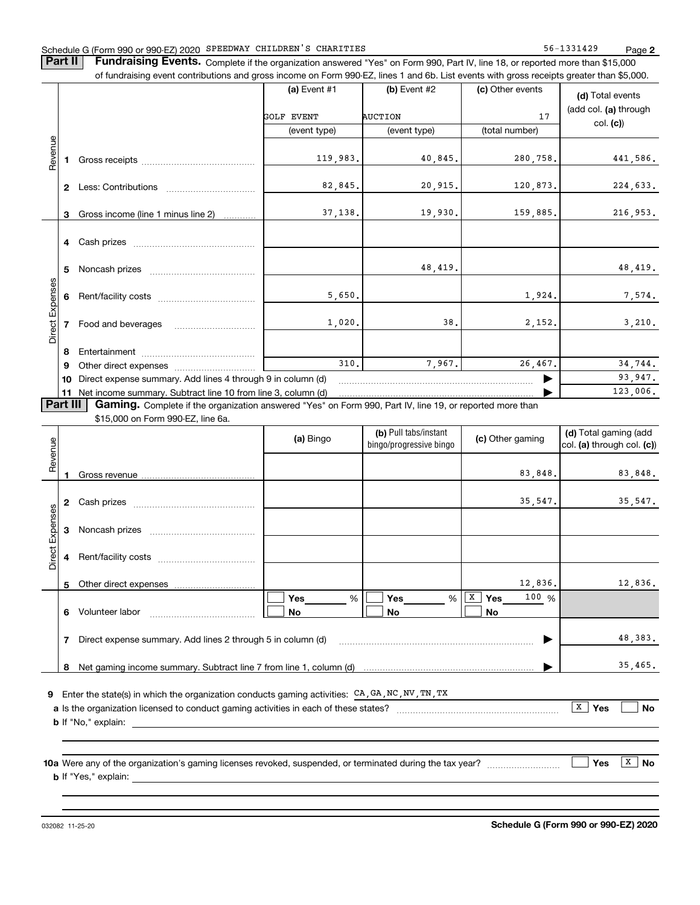Schedule G (Form 990 or 990-EZ) 2020 SPEEDWAY CHILDREN'S CHARITIES 56-1331429

## Part II Fundraising Events.

Complete if the organization answered "Yes" on Form 990, Part IV, line 18, or reported more than $15,000 of fundraising event contributions and gross income on Form 990-EZ, lines 1 and 6b. List events with gross receipts greater than $5,000.

| | | (a) Event #1 | (b) Event #2 | (c) Other events | (d) Total events (add col. (a) through col. (c)) |
|---|---|---|---|---|---|
| | | GOLF EVENT | AUCTION | 17 | |
| | | (event type) | (event type) | (total number) | |
| Revenue | 1 Gross receipts | 119,983. | 40,845. | 280,758. | 441,586. |
| | 2 Less: Contributions | 82,845. | 20,915. | 120,873. | 224,633. |
| | 3 Gross income (line 1 minus line 2) | 37,138. | 19,930. | 159,885. | 216,953. |
| Direct Expenses | 4 Cash prizes | | | | |
| | 5 Noncash prizes | | 48,419. | | 48,419. |
| | 6 Rent/facility costs | 5,650. | | 1,924. | 7,574. |
| | 7 Food and beverages | 1,020. | 38. | 2,152. | 3,210. |
| | 8 Entertainment | | | | |
| | 9 Other direct expenses | 310. | 7,967. | 26,467. | 34,744. |
| | 10 Direct expense summary. Add lines 4 through 9 in column (d) | | | ▶ | 93,947. |
| | 11 Net income summary. Subtract line 10 from line 3, column (d) | | | ▶ | 123,006. |

## Part III Gaming.

Complete if the organization answered "Yes" on Form 990, Part IV, line 19, or reported more than $15,000 on Form 990-EZ, line 6a.

| | | (a) Bingo | (b) Pull tabs/instant bingo/progressive bingo | (c) Other gaming | (d) Total gaming (add col. (a) through col. (c)) |
|---|---|---|---|---|---|
| Revenue | 1 Gross revenue | | | 83,848. | 83,848. |
| Direct Expenses | 2 Cash prizes | | | 35,547. | 35,547. |
| | 3 Noncash prizes | | | | |
| | 4 Rent/facility costs | | | | |
| | 5 Other direct expenses | | | 12,836. | 12,836. |
| | 6 Volunteer labor | ☐ Yes ___ % ☐ No | ☐ Yes ___ % ☐ No | ☒ Yes 100 % ☐ No | |
| | 7 Direct expense summary. Add lines 2 through 5 in column (d) | | | ▶ | 48,383. |
| | 8 Net gaming income summary. Subtract line 7 from line 1, column (d) | | | ▶ | 35,465. |

9 Enter the state(s) in which the organization conducts gaming activities: CA,GA,NC,NV,TN,TX

a Is the organization licensed to conduct gaming activities in each of these states? ☒ Yes ☐ No

b If "No," explain:

10a Were any of the organization's gaming licenses revoked, suspended, or terminated during the tax year? ☐ Yes ☒ No

b If "Yes," explain:

032082 11-25-20 **Schedule G (Form 990 or 990-EZ) 2020**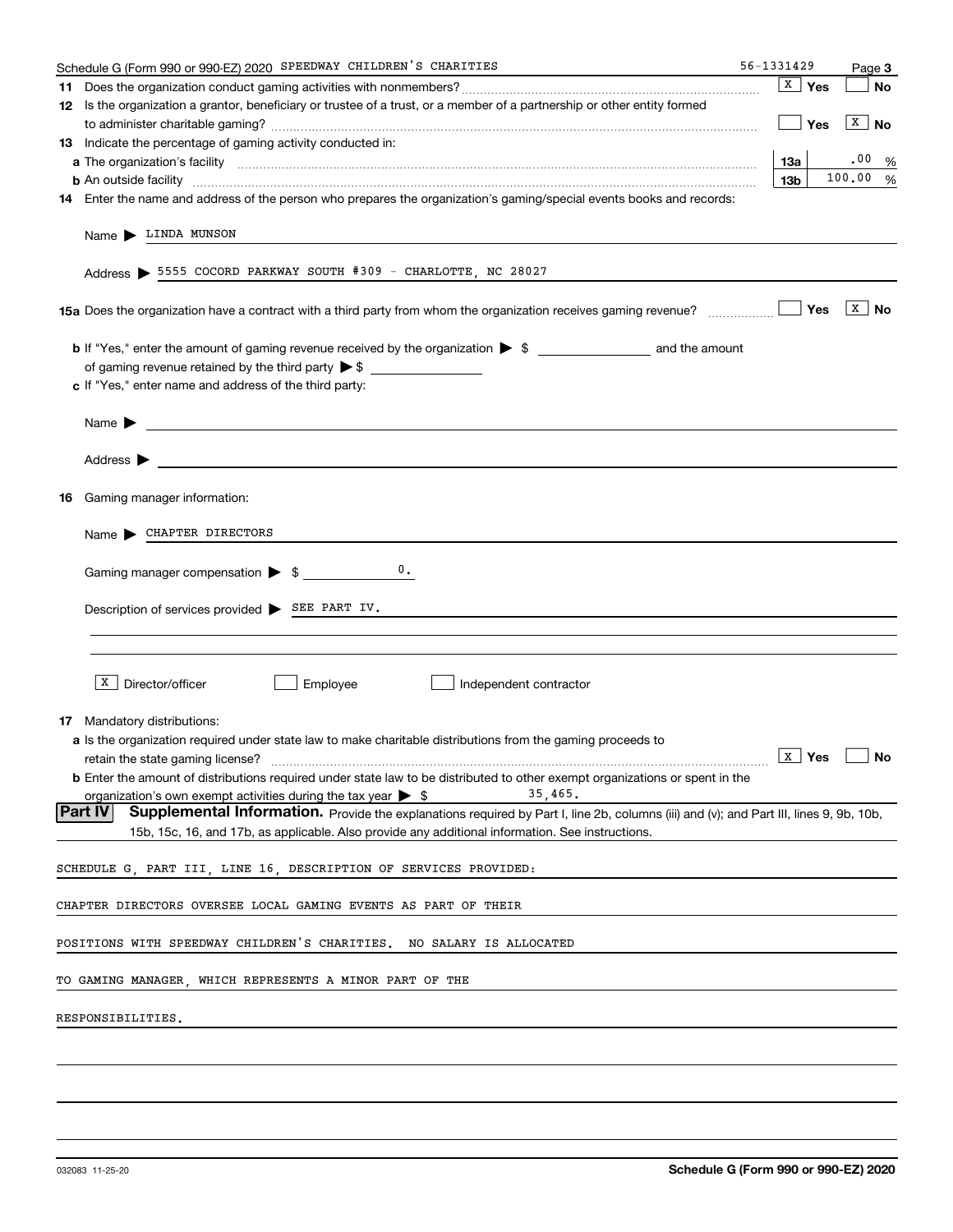Schedule G (Form 990 or 990-EZ) 2020 SPEEDWAY CHILDREN'S CHARITIES 56-1331429 Page 3

**11** Does the organization conduct gaming activities with nonmembers? ☒ Yes ☐ No

**12** Is the organization a grantor, beneficiary or trustee of a trust, or a member of a partnership or other entity formed to administer charitable gaming? ☐ Yes ☒ No

**13** Indicate the percentage of gaming activity conducted in:

**a** The organization's facility **13a** .00 %

**b** An outside facility **13b** 100.00 %

**14** Enter the name and address of the person who prepares the organization's gaming/special events books and records:

Name ▶ LINDA MUNSON

Address ▶ 5555 COCORD PARKWAY SOUTH #309 - CHARLOTTE, NC 28027

**15a** Does the organization have a contract with a third party from whom the organization receives gaming revenue? ☐ Yes ☒ No

**b** If "Yes," enter the amount of gaming revenue received by the organization ▶ $ ________ and the amount of gaming revenue retained by the third party ▶ $ ________

**c** If "Yes," enter name and address of the third party:

Name ▶

Address ▶

**16** Gaming manager information:

Name ▶ CHAPTER DIRECTORS

Gaming manager compensation ▶ $ 0.

Description of services provided ▶ SEE PART IV.

☒ Director/officer ☐ Employee ☐ Independent contractor

**17** Mandatory distributions:

**a** Is the organization required under state law to make charitable distributions from the gaming proceeds to retain the state gaming license? ☒ Yes ☐ No

**b** Enter the amount of distributions required under state law to be distributed to other exempt organizations or spent in the organization's own exempt activities during the tax year ▶ $ 35,465.

## Part IV Supplemental Information.

Provide the explanations required by Part I, line 2b, columns (iii) and (v); and Part III, lines 9, 9b, 10b, 15b, 15c, 16, and 17b, as applicable. Also provide any additional information. See instructions.

SCHEDULE G, PART III, LINE 16, DESCRIPTION OF SERVICES PROVIDED:

CHAPTER DIRECTORS OVERSEE LOCAL GAMING EVENTS AS PART OF THEIR POSITIONS WITH SPEEDWAY CHILDREN'S CHARITIES. NO SALARY IS ALLOCATED TO GAMING MANAGER, WHICH REPRESENTS A MINOR PART OF THE RESPONSIBILITIES.

032083 11-25-20 **Schedule G (Form 990 or 990-EZ) 2020**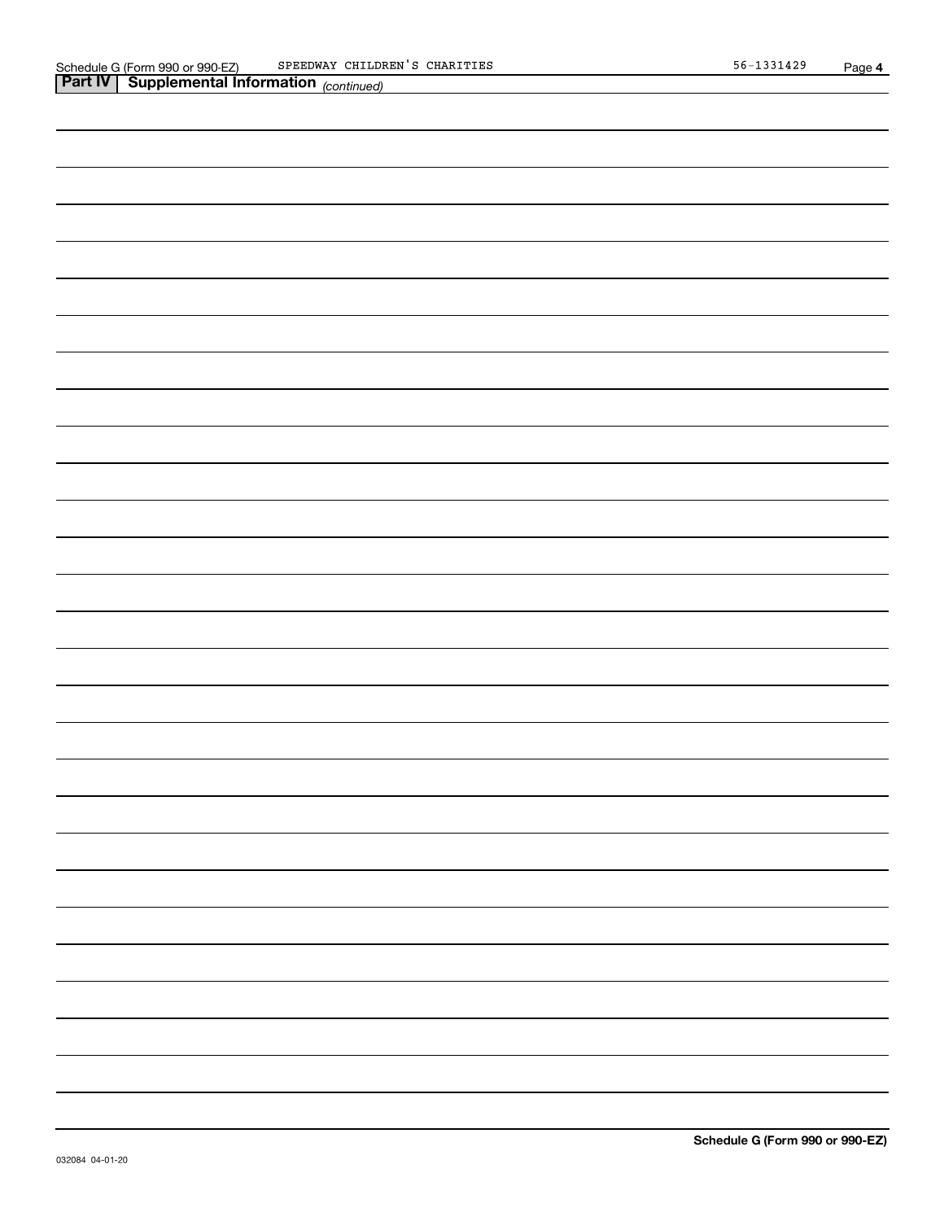## Part IV | Supplemental Information *(continued)*

SPEEDWAY CHILDREN'S CHARITIES 56-1331429

**Schedule G (Form 990 or 990-EZ)**

032084 04-01-20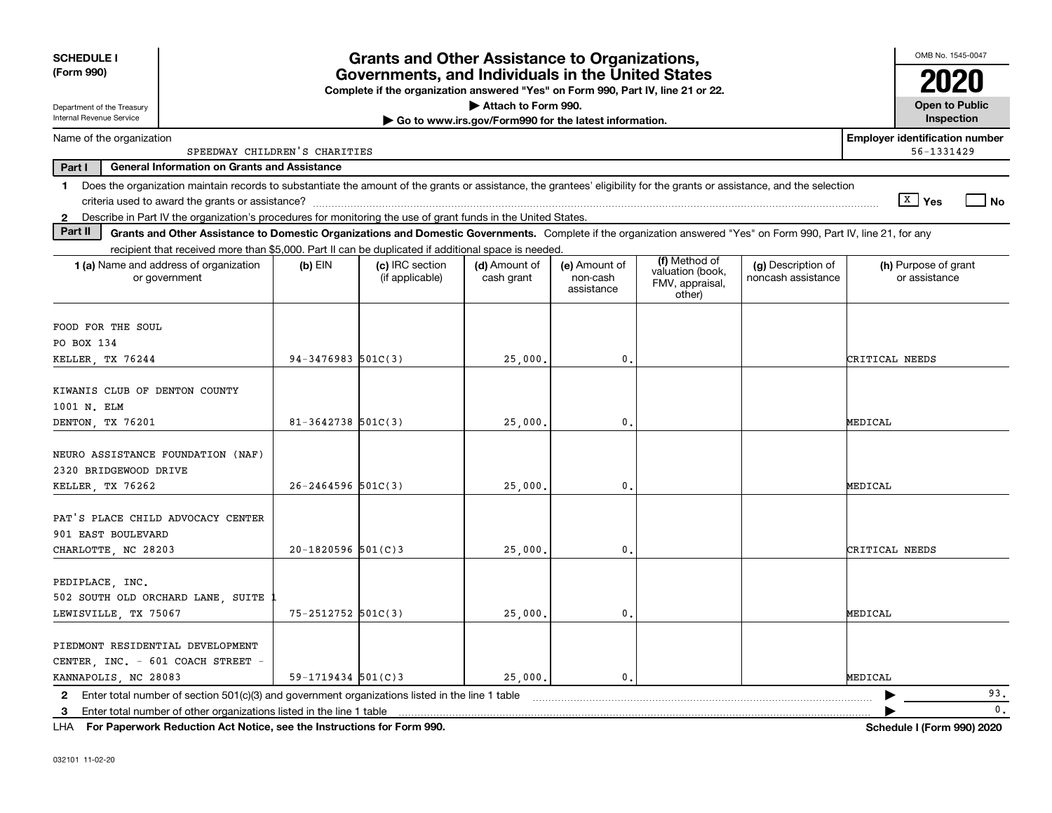**SCHEDULE I (Form 990)**

Department of the Treasury
Internal Revenue Service

# Grants and Other Assistance to Organizations, Governments, and Individuals in the United States

**Complete if the organization answered "Yes" on Form 990, Part IV, line 21 or 22.**

**▶ Attach to Form 990.**

**▶ Go to www.irs.gov/Form990 for the latest information.**

OMB No. 1545-0047

**2020**

**Open to Public Inspection**

Name of the organization: SPEEDWAY CHILDREN'S CHARITIES

**Employer identification number** 56-1331429

**Part I General Information on Grants and Assistance**

1 Does the organization maintain records to substantiate the amount of the grants or assistance, the grantees' eligibility for the grants or assistance, and the selection criteria used to award the grants or assistance? [X] Yes [ ] No

2 Describe in Part IV the organization's procedures for monitoring the use of grant funds in the United States.

**Part II Grants and Other Assistance to Domestic Organizations and Domestic Governments.** Complete if the organization answered "Yes" on Form 990, Part IV, line 21, for any recipient that received more than $5,000. Part II can be duplicated if additional space is needed.

| 1 (a) Name and address of organization or government | (b) EIN | (c) IRC section (if applicable) | (d) Amount of cash grant | (e) Amount of non-cash assistance | (f) Method of valuation (book, FMV, appraisal, other) | (g) Description of noncash assistance | (h) Purpose of grant or assistance |
|---|---|---|---|---|---|---|---|
| FOOD FOR THE SOUL<br>PO BOX 134<br>KELLER, TX 76244 | 94-3476983 | 501C(3) | 25,000. | 0. | | | CRITICAL NEEDS |
| KIWANIS CLUB OF DENTON COUNTY<br>1001 N. ELM<br>DENTON, TX 76201 | 81-3642738 | 501C(3) | 25,000. | 0. | | | MEDICAL |
| NEURO ASSISTANCE FOUNDATION (NAF)<br>2320 BRIDGEWOOD DRIVE<br>KELLER, TX 76262 | 26-2464596 | 501C(3) | 25,000. | 0. | | | MEDICAL |
| PAT'S PLACE CHILD ADVOCACY CENTER<br>901 EAST BOULEVARD<br>CHARLOTTE, NC 28203 | 20-1820596 | 501(C)3 | 25,000. | 0. | | | CRITICAL NEEDS |
| PEDIPLACE, INC.<br>502 SOUTH OLD ORCHARD LANE, SUITE 1<br>LEWISVILLE, TX 75067 | 75-2512752 | 501C(3) | 25,000. | 0. | | | MEDICAL |
| PIEDMONT RESIDENTIAL DEVELOPMENT CENTER, INC. - 601 COACH STREET -<br>KANNAPOLIS, NC 28083 | 59-1719434 | 501(C)3 | 25,000. | 0. | | | MEDICAL |

2 Enter total number of section 501(c)(3) and government organizations listed in the line 1 table ▶ 93.

3 Enter total number of other organizations listed in the line 1 table ▶ 0.

LHA **For Paperwork Reduction Act Notice, see the Instructions for Form 990.** **Schedule I (Form 990) 2020**

032101 11-02-20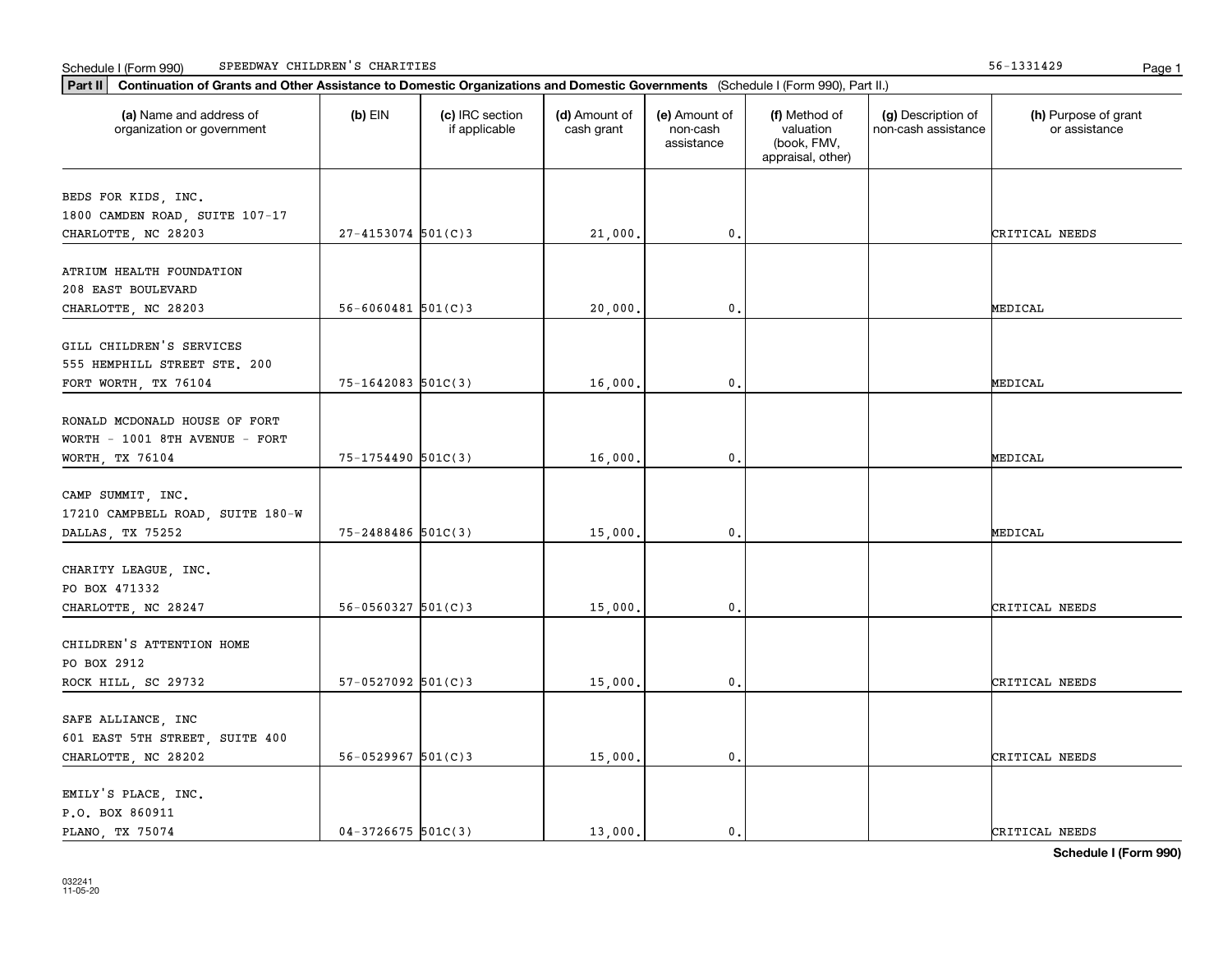Schedule I (Form 990) SPEEDWAY CHILDREN'S CHARITIES 56-1331429

**Part II** **Continuation of Grants and Other Assistance to Domestic Organizations and Domestic Governments** (Schedule I (Form 990), Part II.)

| (a) Name and address of organization or government | (b) EIN | (c) IRC section if applicable | (d) Amount of cash grant | (e) Amount of non-cash assistance | (f) Method of valuation (book, FMV, appraisal, other) | (g) Description of non-cash assistance | (h) Purpose of grant or assistance |
|---|---|---|---|---|---|---|---|
| BEDS FOR KIDS, INC. 1800 CAMDEN ROAD, SUITE 107-17 CHARLOTTE, NC 28203 | 27-4153074 | 501(C)3 | 21,000. | 0. | | | CRITICAL NEEDS |
| ATRIUM HEALTH FOUNDATION 208 EAST BOULEVARD CHARLOTTE, NC 28203 | 56-6060481 | 501(C)3 | 20,000. | 0. | | | MEDICAL |
| GILL CHILDREN'S SERVICES 555 HEMPHILL STREET STE. 200 FORT WORTH, TX 76104 | 75-1642083 | 501C(3) | 16,000. | 0. | | | MEDICAL |
| RONALD MCDONALD HOUSE OF FORT WORTH - 1001 8TH AVENUE - FORT WORTH, TX 76104 | 75-1754490 | 501C(3) | 16,000. | 0. | | | MEDICAL |
| CAMP SUMMIT, INC. 17210 CAMPBELL ROAD, SUITE 180-W DALLAS, TX 75252 | 75-2488486 | 501C(3) | 15,000. | 0. | | | MEDICAL |
| CHARITY LEAGUE, INC. PO BOX 471332 CHARLOTTE, NC 28247 | 56-0560327 | 501(C)3 | 15,000. | 0. | | | CRITICAL NEEDS |
| CHILDREN'S ATTENTION HOME PO BOX 2912 ROCK HILL, SC 29732 | 57-0527092 | 501(C)3 | 15,000. | 0. | | | CRITICAL NEEDS |
| SAFE ALLIANCE, INC 601 EAST 5TH STREET, SUITE 400 CHARLOTTE, NC 28202 | 56-0529967 | 501(C)3 | 15,000. | 0. | | | CRITICAL NEEDS |
| EMILY'S PLACE, INC. P.O. BOX 860911 PLANO, TX 75074 | 04-3726675 | 501C(3) | 13,000. | 0. | | | CRITICAL NEEDS |

**Schedule I (Form 990)**

032241 11-05-20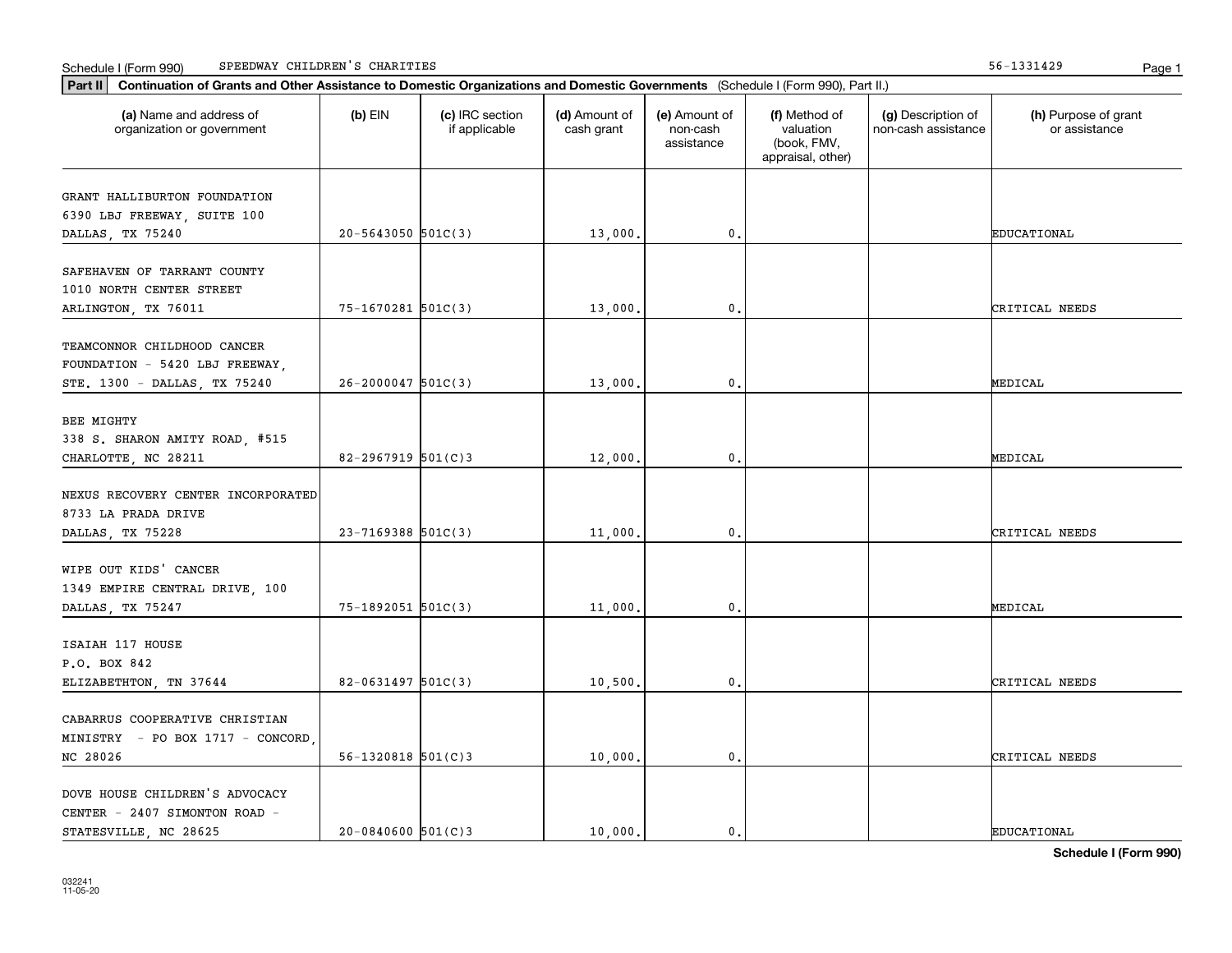Schedule I (Form 990) SPEEDWAY CHILDREN'S CHARITIES 56-1331429

**Part II** **Continuation of Grants and Other Assistance to Domestic Organizations and Domestic Governments** (Schedule I (Form 990), Part II.)

| (a) Name and address of organization or government | (b) EIN | (c) IRC section if applicable | (d) Amount of cash grant | (e) Amount of non-cash assistance | (f) Method of valuation (book, FMV, appraisal, other) | (g) Description of non-cash assistance | (h) Purpose of grant or assistance |
|---|---|---|---|---|---|---|---|
| GRANT HALLIBURTON FOUNDATION 6390 LBJ FREEWAY, SUITE 100 DALLAS, TX 75240 | 20-5643050 | 501C(3) | 13,000. | 0. | | | EDUCATIONAL |
| SAFEHAVEN OF TARRANT COUNTY 1010 NORTH CENTER STREET ARLINGTON, TX 76011 | 75-1670281 | 501C(3) | 13,000. | 0. | | | CRITICAL NEEDS |
| TEAMCONNOR CHILDHOOD CANCER FOUNDATION - 5420 LBJ FREEWAY, STE. 1300 - DALLAS, TX 75240 | 26-2000047 | 501C(3) | 13,000. | 0. | | | MEDICAL |
| BEE MIGHTY 338 S. SHARON AMITY ROAD, #515 CHARLOTTE, NC 28211 | 82-2967919 | 501(C)3 | 12,000. | 0. | | | MEDICAL |
| NEXUS RECOVERY CENTER INCORPORATED 8733 LA PRADA DRIVE DALLAS, TX 75228 | 23-7169388 | 501C(3) | 11,000. | 0. | | | CRITICAL NEEDS |
| WIPE OUT KIDS' CANCER 1349 EMPIRE CENTRAL DRIVE, 100 DALLAS, TX 75247 | 75-1892051 | 501C(3) | 11,000. | 0. | | | MEDICAL |
| ISAIAH 117 HOUSE P.O. BOX 842 ELIZABETHTON, TN 37644 | 82-0631497 | 501C(3) | 10,500. | 0. | | | CRITICAL NEEDS |
| CABARRUS COOPERATIVE CHRISTIAN MINISTRY - PO BOX 1717 - CONCORD, NC 28026 | 56-1320818 | 501(C)3 | 10,000. | 0. | | | CRITICAL NEEDS |
| DOVE HOUSE CHILDREN'S ADVOCACY CENTER - 2407 SIMONTON ROAD - STATESVILLE, NC 28625 | 20-0840600 | 501(C)3 | 10,000. | 0. | | | EDUCATIONAL |

**Schedule I (Form 990)**

032241 11-05-20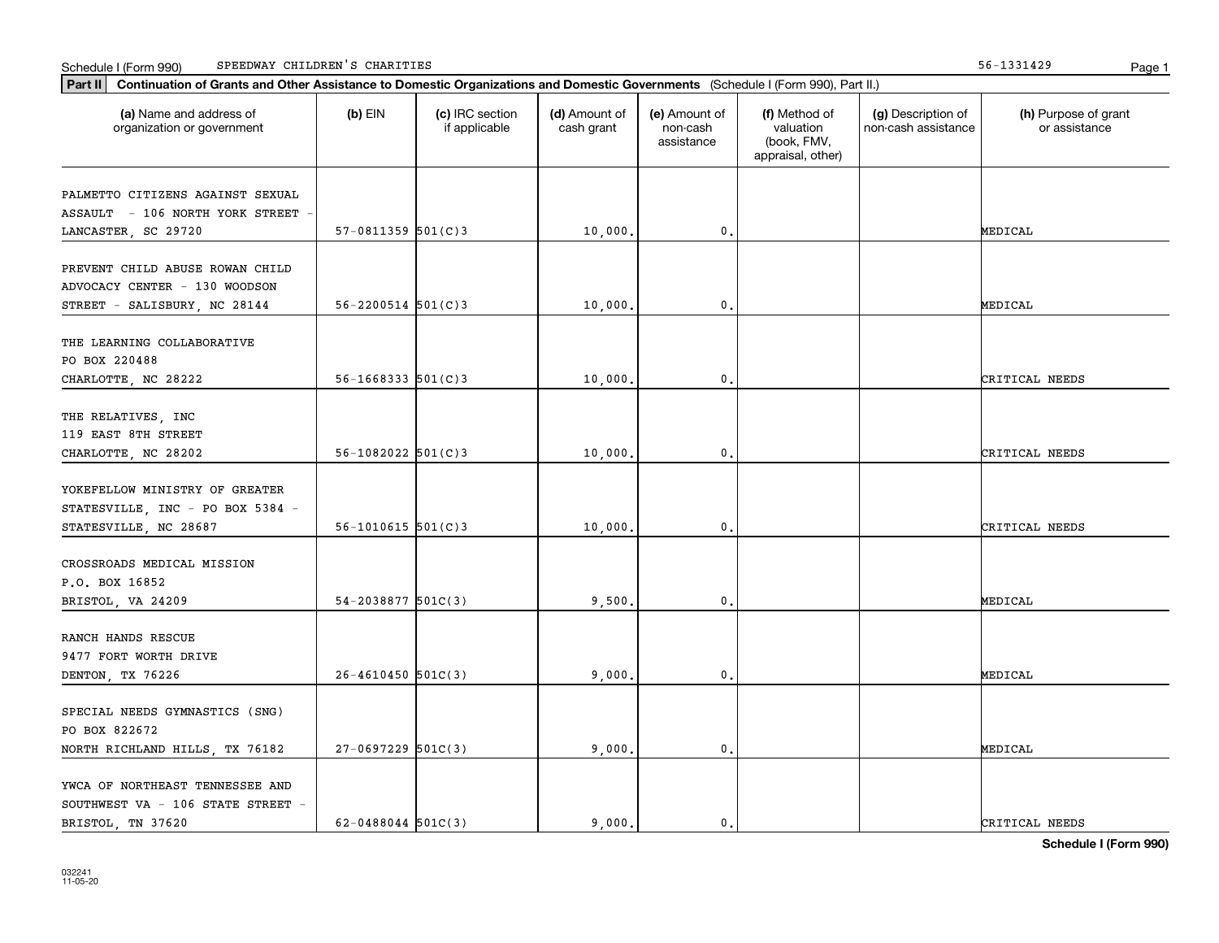Schedule I (Form 990) SPEEDWAY CHILDREN'S CHARITIES 56-1331429

**Part II** **Continuation of Grants and Other Assistance to Domestic Organizations and Domestic Governments** (Schedule I (Form 990), Part II.)

| (a) Name and address of organization or government | (b) EIN | (c) IRC section if applicable | (d) Amount of cash grant | (e) Amount of non-cash assistance | (f) Method of valuation (book, FMV, appraisal, other) | (g) Description of non-cash assistance | (h) Purpose of grant or assistance |
|---|---|---|---|---|---|---|---|
| PALMETTO CITIZENS AGAINST SEXUAL ASSAULT - 106 NORTH YORK STREET - LANCASTER, SC 29720 | 57-0811359 | 501(C)3 | 10,000. | 0. | | | MEDICAL |
| PREVENT CHILD ABUSE ROWAN CHILD ADVOCACY CENTER - 130 WOODSON STREET - SALISBURY, NC 28144 | 56-2200514 | 501(C)3 | 10,000. | 0. | | | MEDICAL |
| THE LEARNING COLLABORATIVE PO BOX 220488 CHARLOTTE, NC 28222 | 56-1668333 | 501(C)3 | 10,000. | 0. | | | CRITICAL NEEDS |
| THE RELATIVES, INC 119 EAST 8TH STREET CHARLOTTE, NC 28202 | 56-1082022 | 501(C)3 | 10,000. | 0. | | | CRITICAL NEEDS |
| YOKEFELLOW MINISTRY OF GREATER STATESVILLE, INC - PO BOX 5384 - STATESVILLE, NC 28687 | 56-1010615 | 501(C)3 | 10,000. | 0. | | | CRITICAL NEEDS |
| CROSSROADS MEDICAL MISSION P.O. BOX 16852 BRISTOL, VA 24209 | 54-2038877 | 501C(3) | 9,500. | 0. | | | MEDICAL |
| RANCH HANDS RESCUE 9477 FORT WORTH DRIVE DENTON, TX 76226 | 26-4610450 | 501C(3) | 9,000. | 0. | | | MEDICAL |
| SPECIAL NEEDS GYMNASTICS (SNG) PO BOX 822672 NORTH RICHLAND HILLS, TX 76182 | 27-0697229 | 501C(3) | 9,000. | 0. | | | MEDICAL |
| YWCA OF NORTHEAST TENNESSEE AND SOUTHWEST VA - 106 STATE STREET - BRISTOL, TN 37620 | 62-0488044 | 501C(3) | 9,000. | 0. | | | CRITICAL NEEDS |

**Schedule I (Form 990)**

032241 11-05-20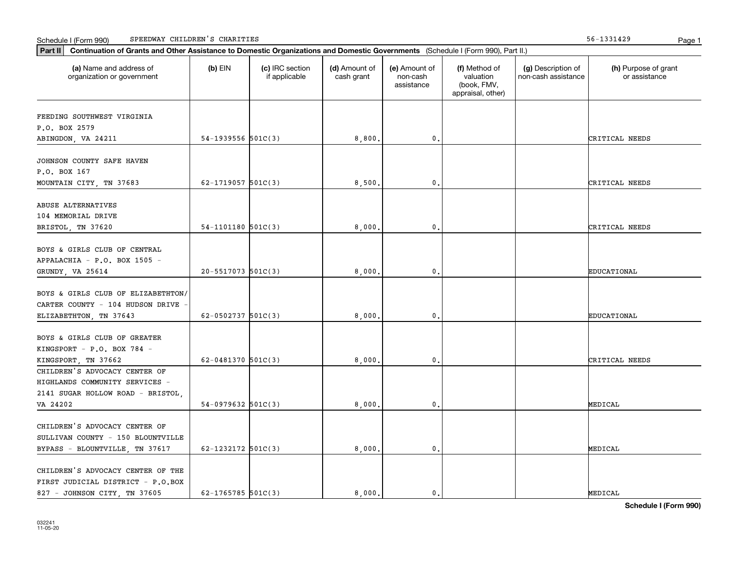Schedule I (Form 990) SPEEDWAY CHILDREN'S CHARITIES 56-1331429

**Part II** **Continuation of Grants and Other Assistance to Domestic Organizations and Domestic Governments** (Schedule I (Form 990), Part II.)

| (a) Name and address of organization or government | (b) EIN | (c) IRC section if applicable | (d) Amount of cash grant | (e) Amount of non-cash assistance | (f) Method of valuation (book, FMV, appraisal, other) | (g) Description of non-cash assistance | (h) Purpose of grant or assistance |
|---|---|---|---|---|---|---|---|
| FEEDING SOUTHWEST VIRGINIA P.O. BOX 2579 ABINGDON, VA 24211 | 54-1939556 | 501C(3) | 8,800. | 0. | | | CRITICAL NEEDS |
| JOHNSON COUNTY SAFE HAVEN P.O. BOX 167 MOUNTAIN CITY, TN 37683 | 62-1719057 | 501C(3) | 8,500. | 0. | | | CRITICAL NEEDS |
| ABUSE ALTERNATIVES 104 MEMORIAL DRIVE BRISTOL, TN 37620 | 54-1101180 | 501C(3) | 8,000. | 0. | | | CRITICAL NEEDS |
| BOYS & GIRLS CLUB OF CENTRAL APPALACHIA - P.O. BOX 1505 - GRUNDY, VA 25614 | 20-5517073 | 501C(3) | 8,000. | 0. | | | EDUCATIONAL |
| BOYS & GIRLS CLUB OF ELIZABETHTON/ CARTER COUNTY - 104 HUDSON DRIVE - ELIZABETHTON, TN 37643 | 62-0502737 | 501C(3) | 8,000. | 0. | | | EDUCATIONAL |
| BOYS & GIRLS CLUB OF GREATER KINGSPORT - P.O. BOX 784 - KINGSPORT, TN 37662 | 62-0481370 | 501C(3) | 8,000. | 0. | | | CRITICAL NEEDS |
| CHILDREN'S ADVOCACY CENTER OF HIGHLANDS COMMUNITY SERVICES - 2141 SUGAR HOLLOW ROAD - BRISTOL, VA 24202 | 54-0979632 | 501C(3) | 8,000. | 0. | | | MEDICAL |
| CHILDREN'S ADVOCACY CENTER OF SULLIVAN COUNTY - 150 BLOUNTVILLE BYPASS - BLOUNTVILLE, TN 37617 | 62-1232172 | 501C(3) | 8,000. | 0. | | | MEDICAL |
| CHILDREN'S ADVOCACY CENTER OF THE FIRST JUDICIAL DISTRICT - P.O.BOX 827 - JOHNSON CITY, TN 37605 | 62-1765785 | 501C(3) | 8,000. | 0. | | | MEDICAL |

**Schedule I (Form 990)**

032241
11-05-20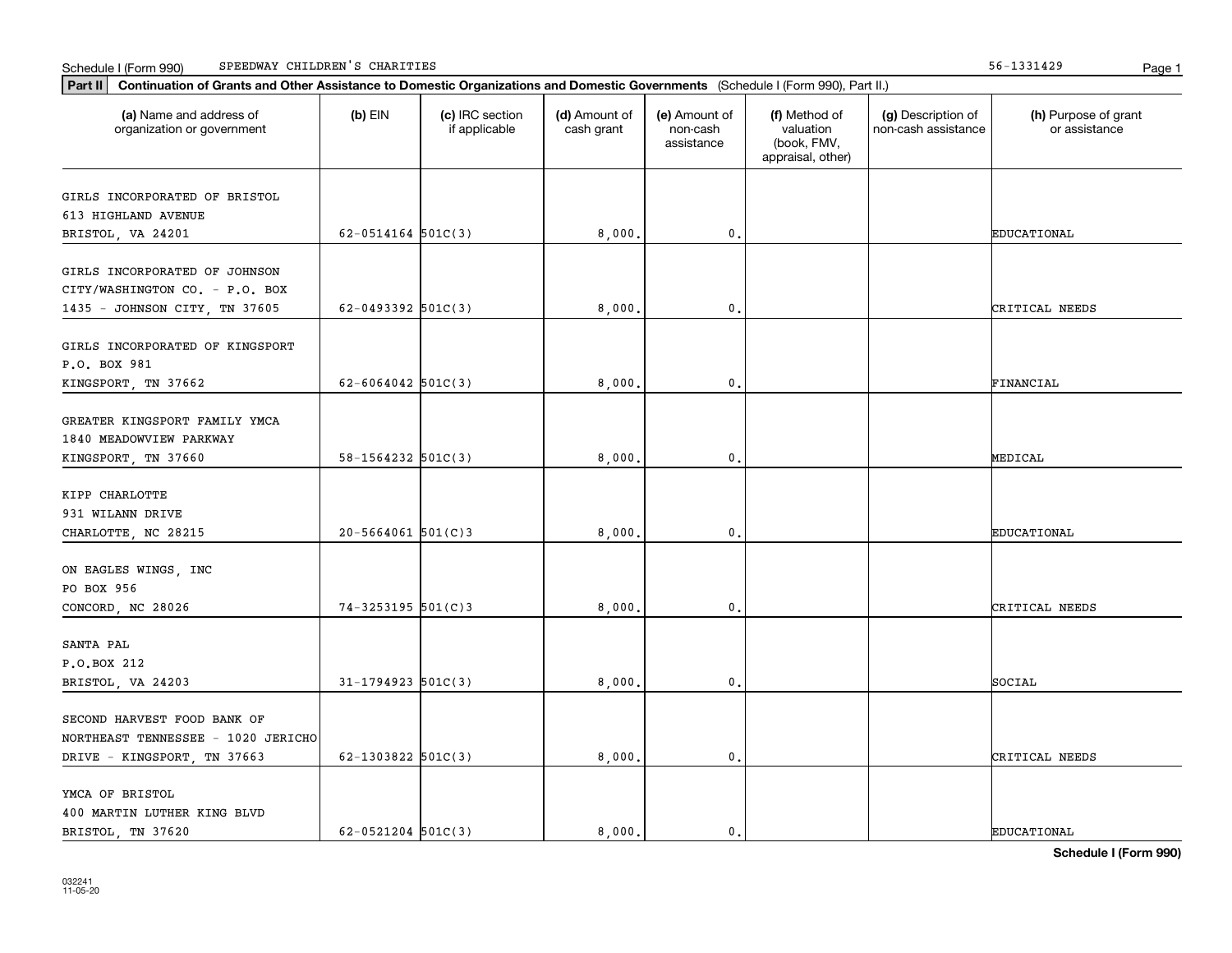Schedule I (Form 990) SPEEDWAY CHILDREN'S CHARITIES 56-1331429

**Part II** **Continuation of Grants and Other Assistance to Domestic Organizations and Domestic Governments** (Schedule I (Form 990), Part II.)

| (a) Name and address of organization or government | (b) EIN | (c) IRC section if applicable | (d) Amount of cash grant | (e) Amount of non-cash assistance | (f) Method of valuation (book, FMV, appraisal, other) | (g) Description of non-cash assistance | (h) Purpose of grant or assistance |
|---|---|---|---|---|---|---|---|
| GIRLS INCORPORATED OF BRISTOL 613 HIGHLAND AVENUE BRISTOL, VA 24201 | 62-0514164 | 501C(3) | 8,000. | 0. | | | EDUCATIONAL |
| GIRLS INCORPORATED OF JOHNSON CITY/WASHINGTON CO. - P.O. BOX 1435 - JOHNSON CITY, TN 37605 | 62-0493392 | 501C(3) | 8,000. | 0. | | | CRITICAL NEEDS |
| GIRLS INCORPORATED OF KINGSPORT P.O. BOX 981 KINGSPORT, TN 37662 | 62-6064042 | 501C(3) | 8,000. | 0. | | | FINANCIAL |
| GREATER KINGSPORT FAMILY YMCA 1840 MEADOWVIEW PARKWAY KINGSPORT, TN 37660 | 58-1564232 | 501C(3) | 8,000. | 0. | | | MEDICAL |
| KIPP CHARLOTTE 931 WILANN DRIVE CHARLOTTE, NC 28215 | 20-5664061 | 501(C)3 | 8,000. | 0. | | | EDUCATIONAL |
| ON EAGLES WINGS, INC PO BOX 956 CONCORD, NC 28026 | 74-3253195 | 501(C)3 | 8,000. | 0. | | | CRITICAL NEEDS |
| SANTA PAL P.O.BOX 212 BRISTOL, VA 24203 | 31-1794923 | 501C(3) | 8,000. | 0. | | | SOCIAL |
| SECOND HARVEST FOOD BANK OF NORTHEAST TENNESSEE - 1020 JERICHO DRIVE - KINGSPORT, TN 37663 | 62-1303822 | 501C(3) | 8,000. | 0. | | | CRITICAL NEEDS |
| YMCA OF BRISTOL 400 MARTIN LUTHER KING BLVD BRISTOL, TN 37620 | 62-0521204 | 501C(3) | 8,000. | 0. | | | EDUCATIONAL |

**Schedule I (Form 990)**

032241
11-05-20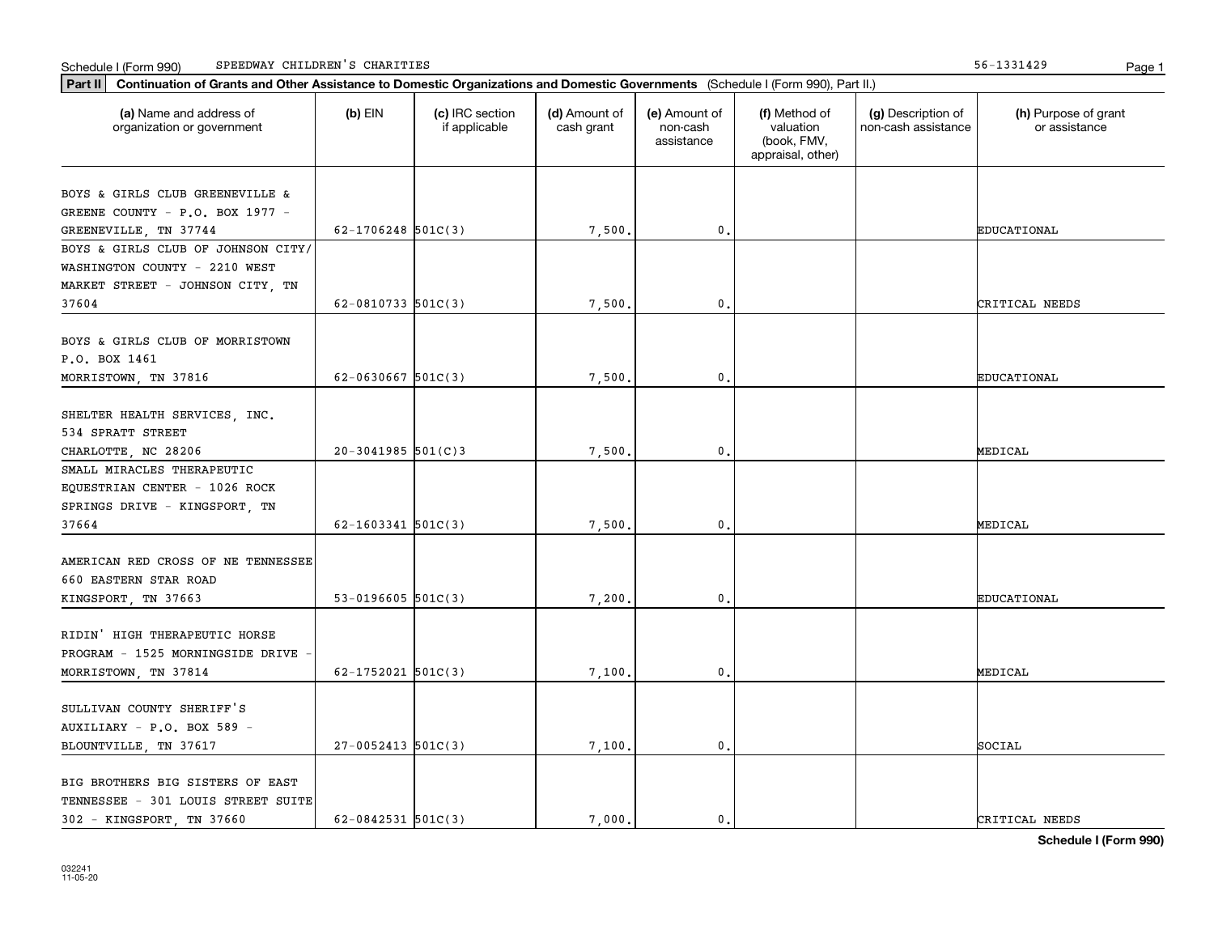Schedule I (Form 990) SPEEDWAY CHILDREN'S CHARITIES 56-1331429

**Part II** **Continuation of Grants and Other Assistance to Domestic Organizations and Domestic Governments** (Schedule I (Form 990), Part II.)

| (a) Name and address of organization or government | (b) EIN | (c) IRC section if applicable | (d) Amount of cash grant | (e) Amount of non-cash assistance | (f) Method of valuation (book, FMV, appraisal, other) | (g) Description of non-cash assistance | (h) Purpose of grant or assistance |
|---|---|---|---|---|---|---|---|
| BOYS & GIRLS CLUB GREENEVILLE & GREENE COUNTY - P.O. BOX 1977 - GREENEVILLE, TN 37744 | 62-1706248 | 501C(3) | 7,500. | 0. | | | EDUCATIONAL |
| BOYS & GIRLS CLUB OF JOHNSON CITY/ WASHINGTON COUNTY - 2210 WEST MARKET STREET - JOHNSON CITY, TN 37604 | 62-0810733 | 501C(3) | 7,500. | 0. | | | CRITICAL NEEDS |
| BOYS & GIRLS CLUB OF MORRISTOWN P.O. BOX 1461 MORRISTOWN, TN 37816 | 62-0630667 | 501C(3) | 7,500. | 0. | | | EDUCATIONAL |
| SHELTER HEALTH SERVICES, INC. 534 SPRATT STREET CHARLOTTE, NC 28206 | 20-3041985 | 501(C)3 | 7,500. | 0. | | | MEDICAL |
| SMALL MIRACLES THERAPEUTIC EQUESTRIAN CENTER - 1026 ROCK SPRINGS DRIVE - KINGSPORT, TN 37664 | 62-1603341 | 501C(3) | 7,500. | 0. | | | MEDICAL |
| AMERICAN RED CROSS OF NE TENNESSEE 660 EASTERN STAR ROAD KINGSPORT, TN 37663 | 53-0196605 | 501C(3) | 7,200. | 0. | | | EDUCATIONAL |
| RIDIN' HIGH THERAPEUTIC HORSE PROGRAM - 1525 MORNINGSIDE DRIVE - MORRISTOWN, TN 37814 | 62-1752021 | 501C(3) | 7,100. | 0. | | | MEDICAL |
| SULLIVAN COUNTY SHERIFF'S AUXILIARY - P.O. BOX 589 - BLOUNTVILLE, TN 37617 | 27-0052413 | 501C(3) | 7,100. | 0. | | | SOCIAL |
| BIG BROTHERS BIG SISTERS OF EAST TENNESSEE - 301 LOUIS STREET SUITE 302 - KINGSPORT, TN 37660 | 62-0842531 | 501C(3) | 7,000. | 0. | | | CRITICAL NEEDS |

**Schedule I (Form 990)**

032241
11-05-20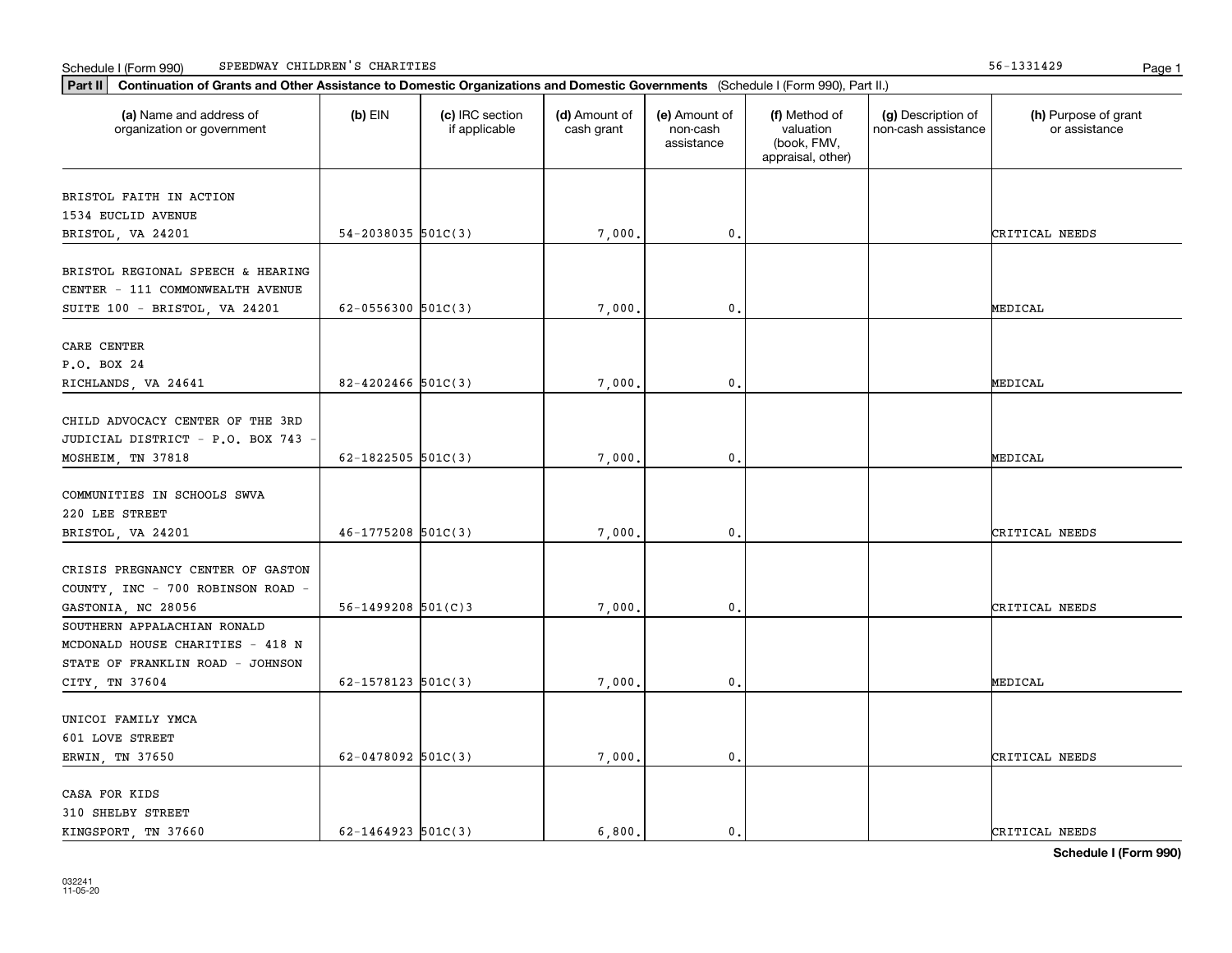Schedule I (Form 990) SPEEDWAY CHILDREN'S CHARITIES 56-1331429

**Part II** **Continuation of Grants and Other Assistance to Domestic Organizations and Domestic Governments** (Schedule I (Form 990), Part II.)

| (a) Name and address of organization or government | (b) EIN | (c) IRC section if applicable | (d) Amount of cash grant | (e) Amount of non-cash assistance | (f) Method of valuation (book, FMV, appraisal, other) | (g) Description of non-cash assistance | (h) Purpose of grant or assistance |
|---|---|---|---|---|---|---|---|
| BRISTOL FAITH IN ACTION 1534 EUCLID AVENUE BRISTOL, VA 24201 | 54-2038035 | 501C(3) | 7,000. | 0. | | | CRITICAL NEEDS |
| BRISTOL REGIONAL SPEECH & HEARING CENTER - 111 COMMONWEALTH AVENUE SUITE 100 - BRISTOL, VA 24201 | 62-0556300 | 501C(3) | 7,000. | 0. | | | MEDICAL |
| CARE CENTER P.O. BOX 24 RICHLANDS, VA 24641 | 82-4202466 | 501C(3) | 7,000. | 0. | | | MEDICAL |
| CHILD ADVOCACY CENTER OF THE 3RD JUDICIAL DISTRICT - P.O. BOX 743 - MOSHEIM, TN 37818 | 62-1822505 | 501C(3) | 7,000. | 0. | | | MEDICAL |
| COMMUNITIES IN SCHOOLS SWVA 220 LEE STREET BRISTOL, VA 24201 | 46-1775208 | 501C(3) | 7,000. | 0. | | | CRITICAL NEEDS |
| CRISIS PREGNANCY CENTER OF GASTON COUNTY, INC - 700 ROBINSON ROAD - GASTONIA, NC 28056 | 56-1499208 | 501(C)3 | 7,000. | 0. | | | CRITICAL NEEDS |
| SOUTHERN APPALACHIAN RONALD MCDONALD HOUSE CHARITIES - 418 N STATE OF FRANKLIN ROAD - JOHNSON CITY, TN 37604 | 62-1578123 | 501C(3) | 7,000. | 0. | | | MEDICAL |
| UNICOI FAMILY YMCA 601 LOVE STREET ERWIN, TN 37650 | 62-0478092 | 501C(3) | 7,000. | 0. | | | CRITICAL NEEDS |
| CASA FOR KIDS 310 SHELBY STREET KINGSPORT, TN 37660 | 62-1464923 | 501C(3) | 6,800. | 0. | | | CRITICAL NEEDS |

**Schedule I (Form 990)**

032241 11-05-20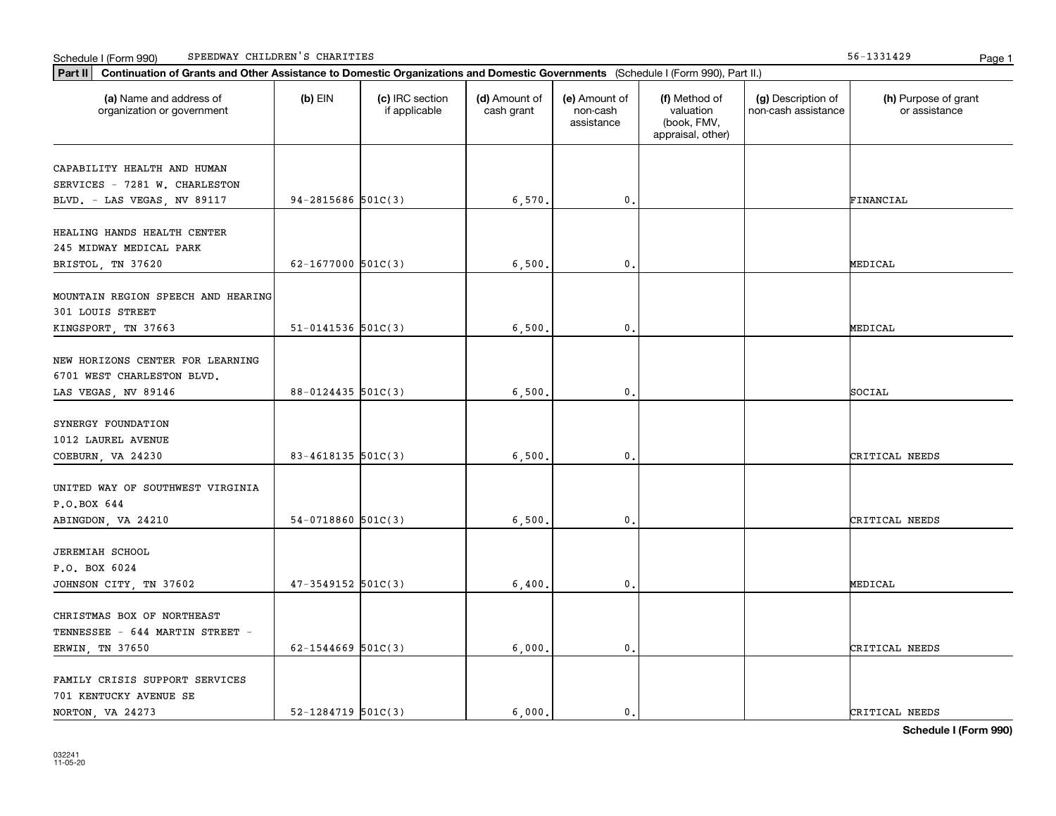Schedule I (Form 990) SPEEDWAY CHILDREN'S CHARITIES 56-1331429

**Part II** **Continuation of Grants and Other Assistance to Domestic Organizations and Domestic Governments** (Schedule I (Form 990), Part II.)

| (a) Name and address of organization or government | (b) EIN | (c) IRC section if applicable | (d) Amount of cash grant | (e) Amount of non-cash assistance | (f) Method of valuation (book, FMV, appraisal, other) | (g) Description of non-cash assistance | (h) Purpose of grant or assistance |
|---|---|---|---|---|---|---|---|
| CAPABILITY HEALTH AND HUMAN SERVICES - 7281 W. CHARLESTON BLVD. - LAS VEGAS, NV 89117 | 94-2815686 | 501C(3) | 6,570. | 0. | | | FINANCIAL |
| HEALING HANDS HEALTH CENTER 245 MIDWAY MEDICAL PARK BRISTOL, TN 37620 | 62-1677000 | 501C(3) | 6,500. | 0. | | | MEDICAL |
| MOUNTAIN REGION SPEECH AND HEARING 301 LOUIS STREET KINGSPORT, TN 37663 | 51-0141536 | 501C(3) | 6,500. | 0. | | | MEDICAL |
| NEW HORIZONS CENTER FOR LEARNING 6701 WEST CHARLESTON BLVD. LAS VEGAS, NV 89146 | 88-0124435 | 501C(3) | 6,500. | 0. | | | SOCIAL |
| SYNERGY FOUNDATION 1012 LAUREL AVENUE COEBURN, VA 24230 | 83-4618135 | 501C(3) | 6,500. | 0. | | | CRITICAL NEEDS |
| UNITED WAY OF SOUTHWEST VIRGINIA P.O.BOX 644 ABINGDON, VA 24210 | 54-0718860 | 501C(3) | 6,500. | 0. | | | CRITICAL NEEDS |
| JEREMIAH SCHOOL P.O. BOX 6024 JOHNSON CITY, TN 37602 | 47-3549152 | 501C(3) | 6,400. | 0. | | | MEDICAL |
| CHRISTMAS BOX OF NORTHEAST TENNESSEE - 644 MARTIN STREET - ERWIN, TN 37650 | 62-1544669 | 501C(3) | 6,000. | 0. | | | CRITICAL NEEDS |
| FAMILY CRISIS SUPPORT SERVICES 701 KENTUCKY AVENUE SE NORTON, VA 24273 | 52-1284719 | 501C(3) | 6,000. | 0. | | | CRITICAL NEEDS |

**Schedule I (Form 990)**

032241 11-05-20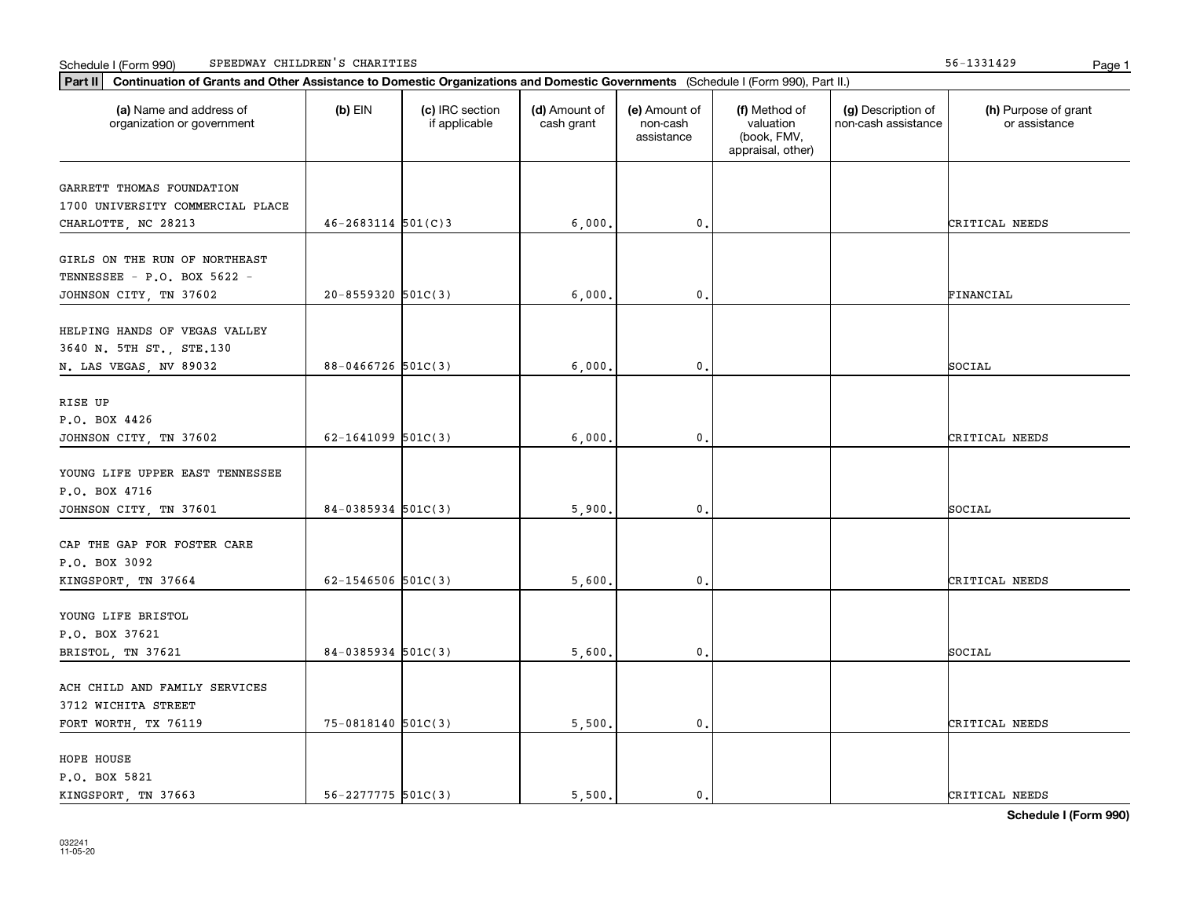Schedule I (Form 990) SPEEDWAY CHILDREN'S CHARITIES 56-1331429

**Part II** **Continuation of Grants and Other Assistance to Domestic Organizations and Domestic Governments** (Schedule I (Form 990), Part II.)

| (a) Name and address of organization or government | (b) EIN | (c) IRC section if applicable | (d) Amount of cash grant | (e) Amount of non-cash assistance | (f) Method of valuation (book, FMV, appraisal, other) | (g) Description of non-cash assistance | (h) Purpose of grant or assistance |
|---|---|---|---|---|---|---|---|
| GARRETT THOMAS FOUNDATION 1700 UNIVERSITY COMMERCIAL PLACE CHARLOTTE, NC 28213 | 46-2683114 | 501(C)3 | 6,000. | 0. | | | CRITICAL NEEDS |
| GIRLS ON THE RUN OF NORTHEAST TENNESSEE - P.O. BOX 5622 - JOHNSON CITY, TN 37602 | 20-8559320 | 501C(3) | 6,000. | 0. | | | FINANCIAL |
| HELPING HANDS OF VEGAS VALLEY 3640 N. 5TH ST., STE.130 N. LAS VEGAS, NV 89032 | 88-0466726 | 501C(3) | 6,000. | 0. | | | SOCIAL |
| RISE UP P.O. BOX 4426 JOHNSON CITY, TN 37602 | 62-1641099 | 501C(3) | 6,000. | 0. | | | CRITICAL NEEDS |
| YOUNG LIFE UPPER EAST TENNESSEE P.O. BOX 4716 JOHNSON CITY, TN 37601 | 84-0385934 | 501C(3) | 5,900. | 0. | | | SOCIAL |
| CAP THE GAP FOR FOSTER CARE P.O. BOX 3092 KINGSPORT, TN 37664 | 62-1546506 | 501C(3) | 5,600. | 0. | | | CRITICAL NEEDS |
| YOUNG LIFE BRISTOL P.O. BOX 37621 BRISTOL, TN 37621 | 84-0385934 | 501C(3) | 5,600. | 0. | | | SOCIAL |
| ACH CHILD AND FAMILY SERVICES 3712 WICHITA STREET FORT WORTH, TX 76119 | 75-0818140 | 501C(3) | 5,500. | 0. | | | CRITICAL NEEDS |
| HOPE HOUSE P.O. BOX 5821 KINGSPORT, TN 37663 | 56-2277775 | 501C(3) | 5,500. | 0. | | | CRITICAL NEEDS |

**Schedule I (Form 990)**

032241
11-05-20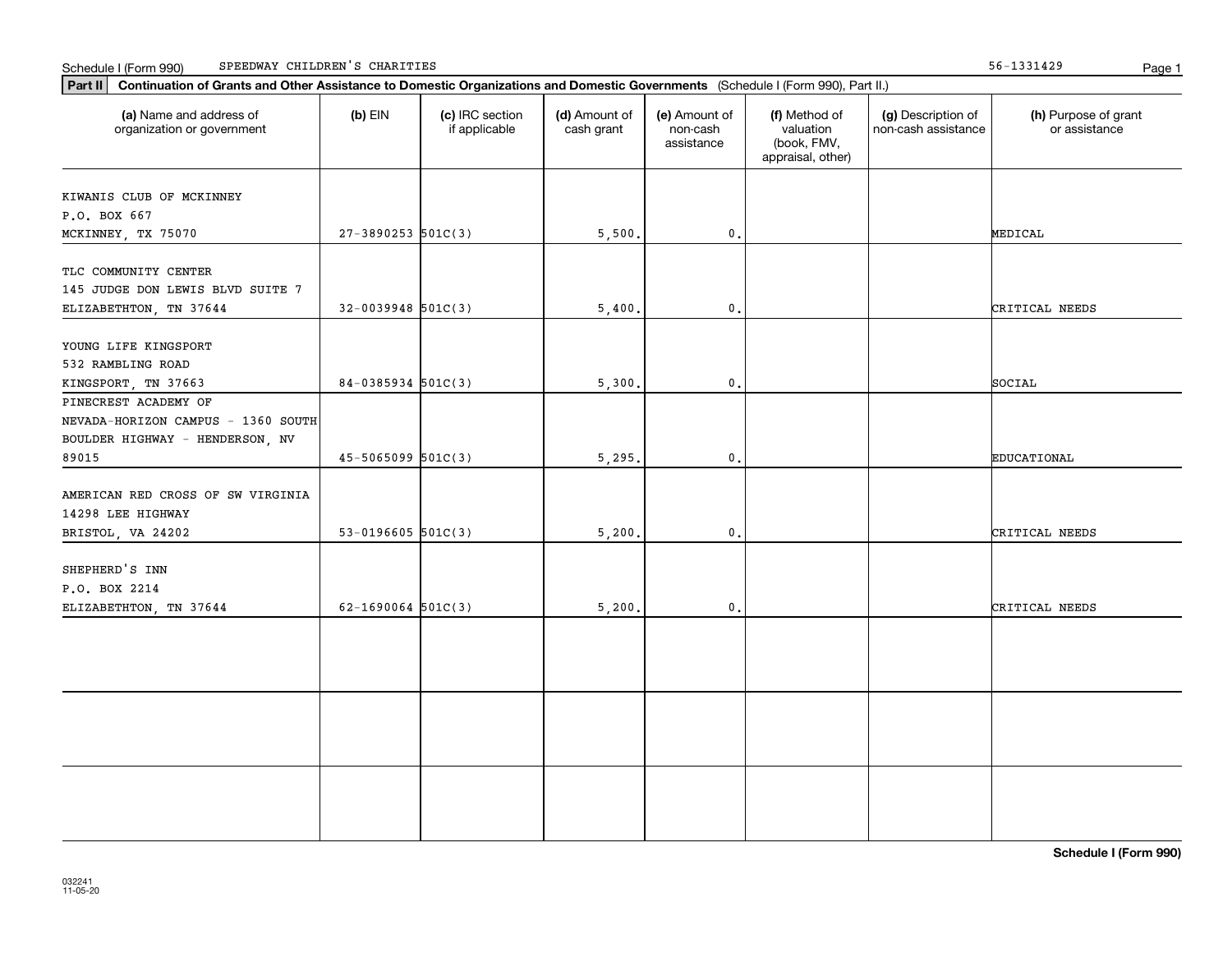Schedule I (Form 990) SPEEDWAY CHILDREN'S CHARITIES 56-1331429

**Part II** **Continuation of Grants and Other Assistance to Domestic Organizations and Domestic Governments** (Schedule I (Form 990), Part II.)

| (a) Name and address of organization or government | (b) EIN | (c) IRC section if applicable | (d) Amount of cash grant | (e) Amount of non-cash assistance | (f) Method of valuation (book, FMV, appraisal, other) | (g) Description of non-cash assistance | (h) Purpose of grant or assistance |
|---|---|---|---|---|---|---|---|
| KIWANIS CLUB OF MCKINNEY P.O. BOX 667 MCKINNEY, TX 75070 | 27-3890253 | 501C(3) | 5,500. | 0. | | | MEDICAL |
| TLC COMMUNITY CENTER 145 JUDGE DON LEWIS BLVD SUITE 7 ELIZABETHTON, TN 37644 | 32-0039948 | 501C(3) | 5,400. | 0. | | | CRITICAL NEEDS |
| YOUNG LIFE KINGSPORT 532 RAMBLING ROAD KINGSPORT, TN 37663 | 84-0385934 | 501C(3) | 5,300. | 0. | | | SOCIAL |
| PINECREST ACADEMY OF NEVADA-HORIZON CAMPUS - 1360 SOUTH BOULDER HIGHWAY - HENDERSON, NV 89015 | 45-5065099 | 501C(3) | 5,295. | 0. | | | EDUCATIONAL |
| AMERICAN RED CROSS OF SW VIRGINIA 14298 LEE HIGHWAY BRISTOL, VA 24202 | 53-0196605 | 501C(3) | 5,200. | 0. | | | CRITICAL NEEDS |
| SHEPHERD'S INN P.O. BOX 2214 ELIZABETHTON, TN 37644 | 62-1690064 | 501C(3) | 5,200. | 0. | | | CRITICAL NEEDS |
| | | | | | | | |
| | | | | | | | |
| | | | | | | | |

**Schedule I (Form 990)**

032241
11-05-20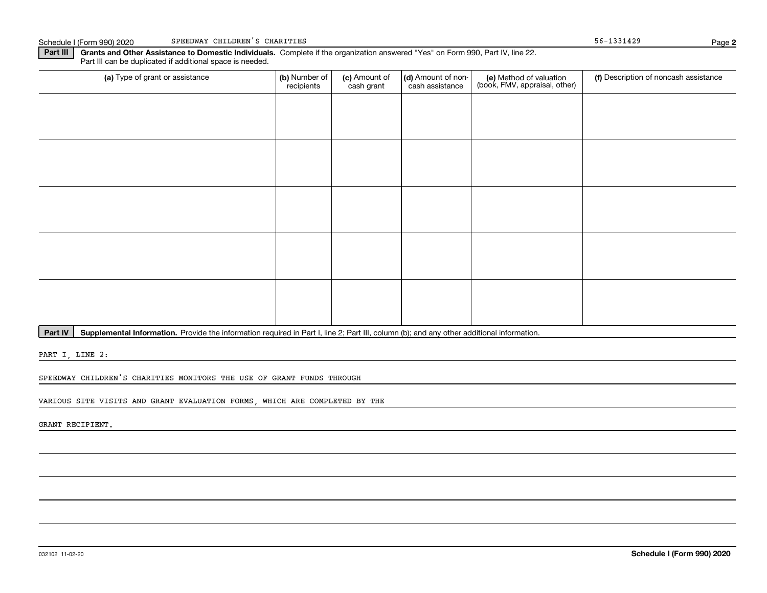Schedule I (Form 990) 2020 SPEEDWAY CHILDREN'S CHARITIES 56-1331429

**Part III** **Grants and Other Assistance to Domestic Individuals.** Complete if the organization answered "Yes" on Form 990, Part IV, line 22. Part III can be duplicated if additional space is needed.

| (a) Type of grant or assistance | (b) Number of recipients | (c) Amount of cash grant | (d) Amount of non-cash assistance | (e) Method of valuation (book, FMV, appraisal, other) | (f) Description of noncash assistance |
|---|---|---|---|---|---|
| | | | | | |
| | | | | | |
| | | | | | |
| | | | | | |
| | | | | | |

**Part IV** **Supplemental Information.** Provide the information required in Part I, line 2; Part III, column (b); and any other additional information.

PART I, LINE 2:

SPEEDWAY CHILDREN'S CHARITIES MONITORS THE USE OF GRANT FUNDS THROUGH

VARIOUS SITE VISITS AND GRANT EVALUATION FORMS, WHICH ARE COMPLETED BY THE

GRANT RECIPIENT.

032102 11-02-20

**Schedule I (Form 990) 2020**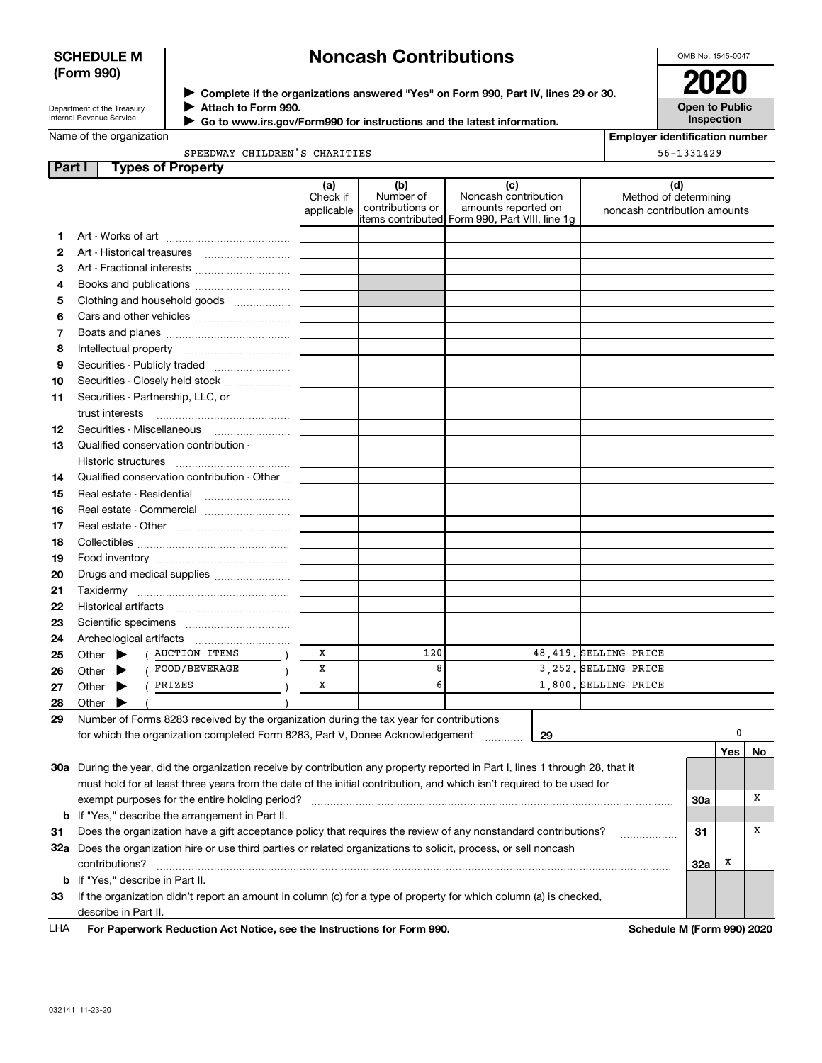**SCHEDULE M (Form 990)**

# Noncash Contributions

OMB No. 1545-0047

**2020**

**Open to Public Inspection**

Department of the Treasury
Internal Revenue Service

▶ **Complete if the organizations answered "Yes" on Form 990, Part IV, lines 29 or 30.**
▶ **Attach to Form 990.**
▶ **Go to www.irs.gov/Form990 for instructions and the latest information.**

Name of the organization: SPEEDWAY CHILDREN'S CHARITIES

**Employer identification number** 56-1331429

## Part I Types of Property

| | | (a) Check if applicable | (b) Number of contributions or items contributed | (c) Noncash contribution amounts reported on Form 990, Part VIII, line 1g | (d) Method of determining noncash contribution amounts |
|---|---|---|---|---|---|
| 1 | Art - Works of art | | | | |
| 2 | Art - Historical treasures | | | | |
| 3 | Art - Fractional interests | | | | |
| 4 | Books and publications | | | | |
| 5 | Clothing and household goods | | | | |
| 6 | Cars and other vehicles | | | | |
| 7 | Boats and planes | | | | |
| 8 | Intellectual property | | | | |
| 9 | Securities - Publicly traded | | | | |
| 10 | Securities - Closely held stock | | | | |
| 11 | Securities - Partnership, LLC, or trust interests | | | | |
| 12 | Securities - Miscellaneous | | | | |
| 13 | Qualified conservation contribution - Historic structures | | | | |
| 14 | Qualified conservation contribution - Other | | | | |
| 15 | Real estate - Residential | | | | |
| 16 | Real estate - Commercial | | | | |
| 17 | Real estate - Other | | | | |
| 18 | Collectibles | | | | |
| 19 | Food inventory | | | | |
| 20 | Drugs and medical supplies | | | | |
| 21 | Taxidermy | | | | |
| 22 | Historical artifacts | | | | |
| 23 | Scientific specimens | | | | |
| 24 | Archeological artifacts | | | | |
| 25 | Other ▶ ( AUCTION ITEMS ) | X | 120 | 48,419. | SELLING PRICE |
| 26 | Other ▶ ( FOOD/BEVERAGE ) | X | 8 | 3,252. | SELLING PRICE |
| 27 | Other ▶ ( PRIZES ) | X | 6 | 1,800. | SELLING PRICE |
| 28 | Other ▶ ( ) | | | | |

**29** Number of Forms 8283 received by the organization during the tax year for contributions for which the organization completed Form 8283, Part V, Donee Acknowledgement ..... **29** 0

| | | | Yes | No |
|---|---|---|---|---|
| **30a** | During the year, did the organization receive by contribution any property reported in Part I, lines 1 through 28, that it must hold for at least three years from the date of the initial contribution, and which isn't required to be used for exempt purposes for the entire holding period? | 30a | | X |
| **b** | If "Yes," describe the arrangement in Part II. | | | |
| **31** | Does the organization have a gift acceptance policy that requires the review of any nonstandard contributions? | 31 | | X |
| **32a** | Does the organization hire or use third parties or related organizations to solicit, process, or sell noncash contributions? | 32a | X | |
| **b** | If "Yes," describe in Part II. | | | |
| **33** | If the organization didn't report an amount in column (c) for a type of property for which column (a) is checked, describe in Part II. | | | |

LHA **For Paperwork Reduction Act Notice, see the Instructions for Form 990.** **Schedule M (Form 990) 2020**

032141 11-23-20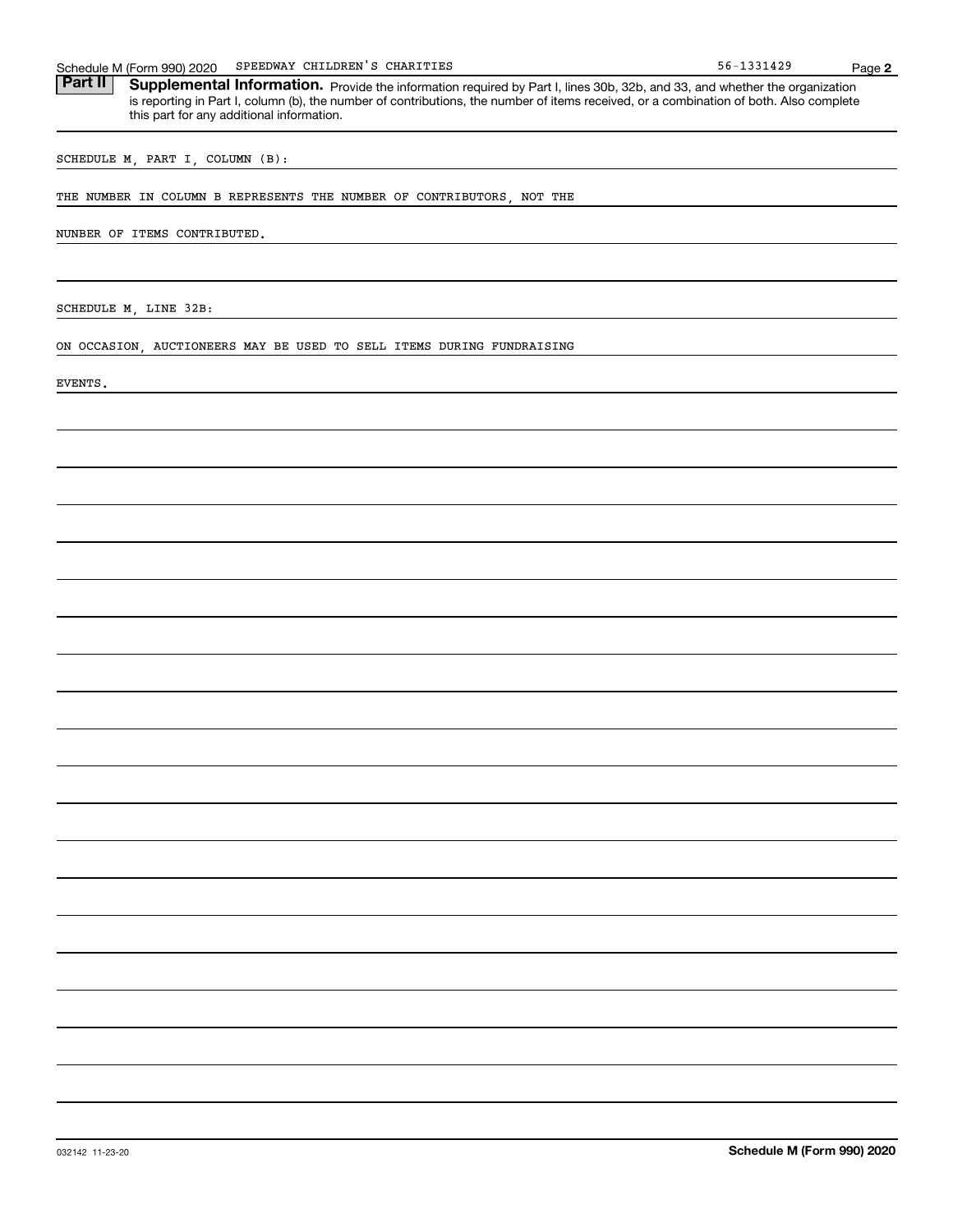Schedule M (Form 990) 2020 SPEEDWAY CHILDREN'S CHARITIES 56-1331429

**Part II** **Supplemental Information.** Provide the information required by Part I, lines 30b, 32b, and 33, and whether the organization is reporting in Part I, column (b), the number of contributions, the number of items received, or a combination of both. Also complete this part for any additional information.

SCHEDULE M, PART I, COLUMN (B):

THE NUMBER IN COLUMN B REPRESENTS THE NUMBER OF CONTRIBUTORS, NOT THE NUNBER OF ITEMS CONTRIBUTED.

SCHEDULE M, LINE 32B:

ON OCCASION, AUCTIONEERS MAY BE USED TO SELL ITEMS DURING FUNDRAISING EVENTS.

032142 11-23-20

**Schedule M (Form 990) 2020**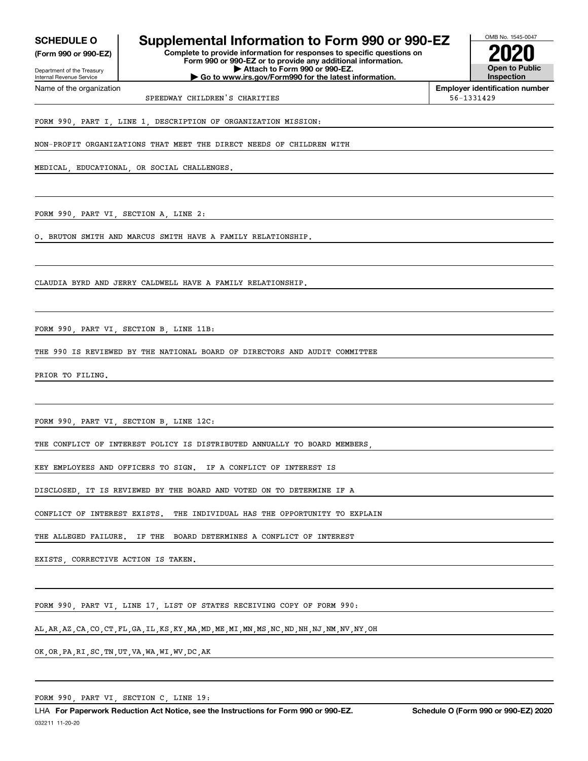**SCHEDULE O**
**(Form 990 or 990-EZ)**

Department of the Treasury
Internal Revenue Service

# Supplemental Information to Form 990 or 990-EZ

**Complete to provide information for responses to specific questions on Form 990 or 990-EZ or to provide any additional information.**
**▶ Attach to Form 990 or 990-EZ.**
**▶ Go to www.irs.gov/Form990 for the latest information.**

OMB No. 1545-0047
**2020**
**Open to Public Inspection**

Name of the organization: SPEEDWAY CHILDREN'S CHARITIES

**Employer identification number:** 56-1331429

FORM 990, PART I, LINE 1, DESCRIPTION OF ORGANIZATION MISSION:

NON-PROFIT ORGANIZATIONS THAT MEET THE DIRECT NEEDS OF CHILDREN WITH MEDICAL, EDUCATIONAL, OR SOCIAL CHALLENGES.

FORM 990, PART VI, SECTION A, LINE 2:

O. BRUTON SMITH AND MARCUS SMITH HAVE A FAMILY RELATIONSHIP.

CLAUDIA BYRD AND JERRY CALDWELL HAVE A FAMILY RELATIONSHIP.

FORM 990, PART VI, SECTION B, LINE 11B:

THE 990 IS REVIEWED BY THE NATIONAL BOARD OF DIRECTORS AND AUDIT COMMITTEE PRIOR TO FILING.

FORM 990, PART VI, SECTION B, LINE 12C:

THE CONFLICT OF INTEREST POLICY IS DISTRIBUTED ANNUALLY TO BOARD MEMBERS, KEY EMPLOYEES AND OFFICERS TO SIGN. IF A CONFLICT OF INTEREST IS DISCLOSED, IT IS REVIEWED BY THE BOARD AND VOTED ON TO DETERMINE IF A CONFLICT OF INTEREST EXISTS. THE INDIVIDUAL HAS THE OPPORTUNITY TO EXPLAIN THE ALLEGED FAILURE. IF THE BOARD DETERMINES A CONFLICT OF INTEREST EXISTS, CORRECTIVE ACTION IS TAKEN.

FORM 990, PART VI, LINE 17, LIST OF STATES RECEIVING COPY OF FORM 990:

AL,AR,AZ,CA,CO,CT,FL,GA,IL,KS,KY,MA,MD,ME,MI,MN,MS,NC,ND,NH,NJ,NM,NV,NY,OH
OK,OR,PA,RI,SC,TN,UT,VA,WA,WI,WV,DC,AK

FORM 990, PART VI, SECTION C, LINE 19:

LHA **For Paperwork Reduction Act Notice, see the Instructions for Form 990 or 990-EZ.** **Schedule O (Form 990 or 990-EZ) 2020**
032211 11-20-20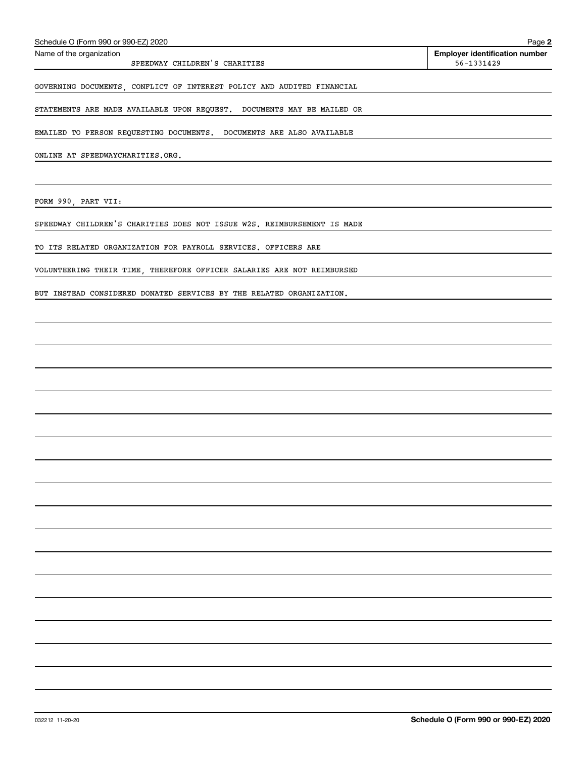Name of the organization: SPEEDWAY CHILDREN'S CHARITIES

**Employer identification number:** 56-1331429

GOVERNING DOCUMENTS, CONFLICT OF INTEREST POLICY AND AUDITED FINANCIAL STATEMENTS ARE MADE AVAILABLE UPON REQUEST. DOCUMENTS MAY BE MAILED OR EMAILED TO PERSON REQUESTING DOCUMENTS. DOCUMENTS ARE ALSO AVAILABLE ONLINE AT SPEEDWAYCHARITIES.ORG.

FORM 990, PART VII:

SPEEDWAY CHILDREN'S CHARITIES DOES NOT ISSUE W2S. REIMBURSEMENT IS MADE TO ITS RELATED ORGANIZATION FOR PAYROLL SERVICES. OFFICERS ARE VOLUNTEERING THEIR TIME, THEREFORE OFFICER SALARIES ARE NOT REIMBURSED BUT INSTEAD CONSIDERED DONATED SERVICES BY THE RELATED ORGANIZATION.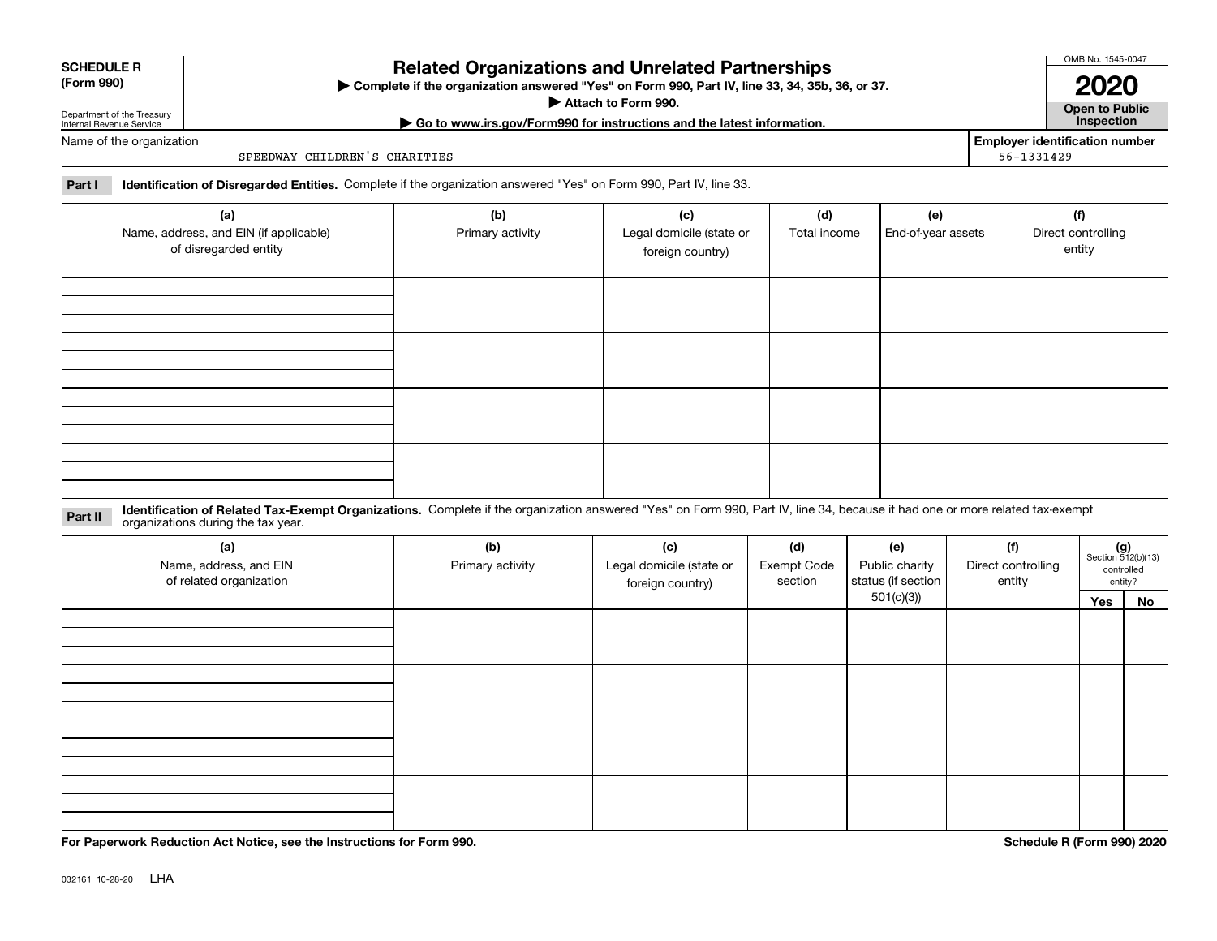**SCHEDULE R (Form 990)**

Department of the Treasury
Internal Revenue Service

# Related Organizations and Unrelated Partnerships

▶ Complete if the organization answered "Yes" on Form 990, Part IV, line 33, 34, 35b, 36, or 37.
▶ Attach to Form 990.
▶ Go to www.irs.gov/Form990 for instructions and the latest information.

OMB No. 1545-0047

**2020**

**Open to Public Inspection**

Name of the organization: SPEEDWAY CHILDREN'S CHARITIES

Employer identification number: 56-1331429

**Part I** **Identification of Disregarded Entities.** Complete if the organization answered "Yes" on Form 990, Part IV, line 33.

| (a) Name, address, and EIN (if applicable) of disregarded entity | (b) Primary activity | (c) Legal domicile (state or foreign country) | (d) Total income | (e) End-of-year assets | (f) Direct controlling entity |
|---|---|---|---|---|---|
| | | | | | |
| | | | | | |
| | | | | | |
| | | | | | |

**Part II** **Identification of Related Tax-Exempt Organizations.** Complete if the organization answered "Yes" on Form 990, Part IV, line 34, because it had one or more related tax-exempt organizations during the tax year.

| (a) Name, address, and EIN of related organization | (b) Primary activity | (c) Legal domicile (state or foreign country) | (d) Exempt Code section | (e) Public charity status (if section 501(c)(3)) | (f) Direct controlling entity | (g) Section 512(b)(13) controlled entity? Yes | No |
|---|---|---|---|---|---|---|---|
| | | | | | | | |
| | | | | | | | |
| | | | | | | | |
| | | | | | | | |

**For Paperwork Reduction Act Notice, see the Instructions for Form 990.**

**Schedule R (Form 990) 2020**

032161 10-28-20 LHA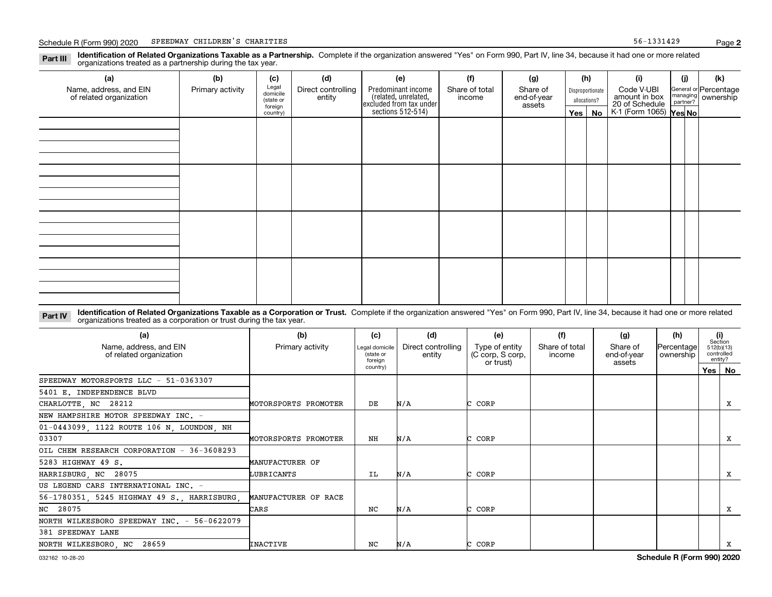Schedule R (Form 990) 2020 SPEEDWAY CHILDREN'S CHARITIES 56-1331429 Page **2**

**Part III** **Identification of Related Organizations Taxable as a Partnership.** Complete if the organization answered "Yes" on Form 990, Part IV, line 34, because it had one or more related organizations treated as a partnership during the tax year.

| (a) Name, address, and EIN of related organization | (b) Primary activity | (c) Legal domicile (state or foreign country) | (d) Direct controlling entity | (e) Predominant income (related, unrelated, excluded from tax under sections 512-514) | (f) Share of total income | (g) Share of end-of-year assets | (h) Disproportionate allocations? Yes | No | (i) Code V-UBI amount in box 20 of Schedule K-1 (Form 1065) | (j) General or managing partner? Yes | No | (k) Percentage ownership |
|---|---|---|---|---|---|---|---|---|---|---|---|---|
| | | | | | | | | | | | | |
| | | | | | | | | | | | | |
| | | | | | | | | | | | | |
| | | | | | | | | | | | | |

**Part IV** **Identification of Related Organizations Taxable as a Corporation or Trust.** Complete if the organization answered "Yes" on Form 990, Part IV, line 34, because it had one or more related organizations treated as a corporation or trust during the tax year.

| (a) Name, address, and EIN of related organization | (b) Primary activity | (c) Legal domicile (state or foreign country) | (d) Direct controlling entity | (e) Type of entity (C corp, S corp, or trust) | (f) Share of total income | (g) Share of end-of-year assets | (h) Percentage ownership | (i) Section 512(b)(13) controlled entity? Yes | No |
|---|---|---|---|---|---|---|---|---|---|
| SPEEDWAY MOTORSPORTS LLC - 51-0363307<br>5401 E. INDEPENDENCE BLVD<br>CHARLOTTE, NC 28212 | MOTORSPORTS PROMOTER | DE | N/A | C CORP | | | | | X |
| NEW HAMPSHIRE MOTOR SPEEDWAY INC. - 01-0443099, 1122 ROUTE 106 N, LOUNDON, NH 03307 | MOTORSPORTS PROMOTER | NH | N/A | C CORP | | | | | X |
| OIL CHEM RESEARCH CORPORATION - 36-3608293<br>5283 HIGHWAY 49 S.<br>HARRISBURG, NC 28075 | MANUFACTURER OF LUBRICANTS | IL | N/A | C CORP | | | | | X |
| US LEGEND CARS INTERNATIONAL INC. - 56-1780351, 5245 HIGHWAY 49 S., HARRISBURG, NC 28075 | MANUFACTURER OF RACE CARS | NC | N/A | C CORP | | | | | X |
| NORTH WILKESBORO SPEEDWAY INC. - 56-0622079<br>381 SPEEDWAY LANE<br>NORTH WILKESBORO, NC 28659 | INACTIVE | NC | N/A | C CORP | | | | | X |

032162 10-28-20 **Schedule R (Form 990) 2020**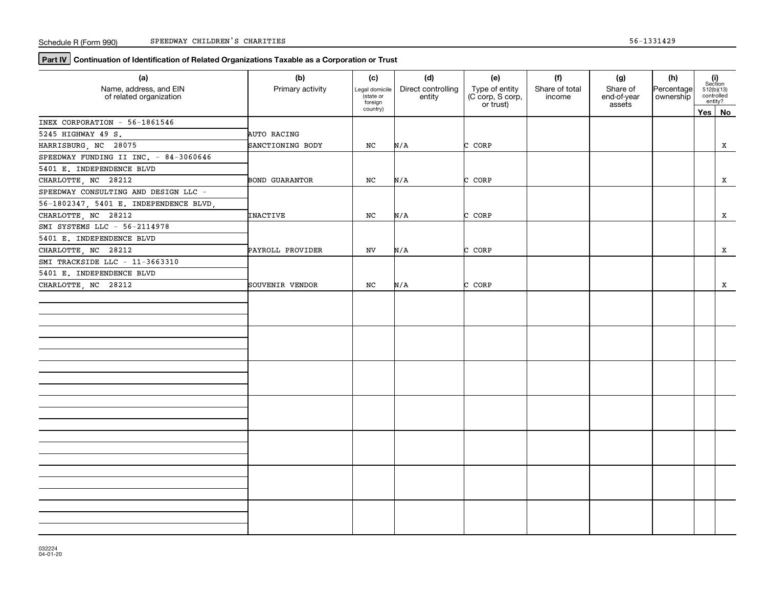Schedule R (Form 990) SPEEDWAY CHILDREN'S CHARITIES 56-1331429

**Part IV** **Continuation of Identification of Related Organizations Taxable as a Corporation or Trust**

| (a) Name, address, and EIN of related organization | (b) Primary activity | (c) Legal domicile (state or foreign country) | (d) Direct controlling entity | (e) Type of entity (C corp, S corp, or trust) | (f) Share of total income | (g) Share of end-of-year assets | (h) Percentage ownership | (i) Section 512(b)(13) controlled entity? Yes | No |
|---|---|---|---|---|---|---|---|---|---|
| INEX CORPORATION - 56-1861546<br>5245 HIGHWAY 49 S.<br>HARRISBURG, NC 28075 | AUTO RACING SANCTIONING BODY | NC | N/A | C CORP | | | | | X |
| SPEEDWAY FUNDING II INC. - 84-3060646<br>5401 E. INDEPENDENCE BLVD<br>CHARLOTTE, NC 28212 | BOND GUARANTOR | NC | N/A | C CORP | | | | | X |
| SPEEDWAY CONSULTING AND DESIGN LLC -<br>56-1802347, 5401 E. INDEPENDENCE BLVD,<br>CHARLOTTE, NC 28212 | INACTIVE | NC | N/A | C CORP | | | | | X |
| SMI SYSTEMS LLC - 56-2114978<br>5401 E. INDEPENDENCE BLVD<br>CHARLOTTE, NC 28212 | PAYROLL PROVIDER | NV | N/A | C CORP | | | | | X |
| SMI TRACKSIDE LLC - 11-3663310<br>5401 E. INDEPENDENCE BLVD<br>CHARLOTTE, NC 28212 | SOUVENIR VENDOR | NC | N/A | C CORP | | | | | X |

032224
04-01-20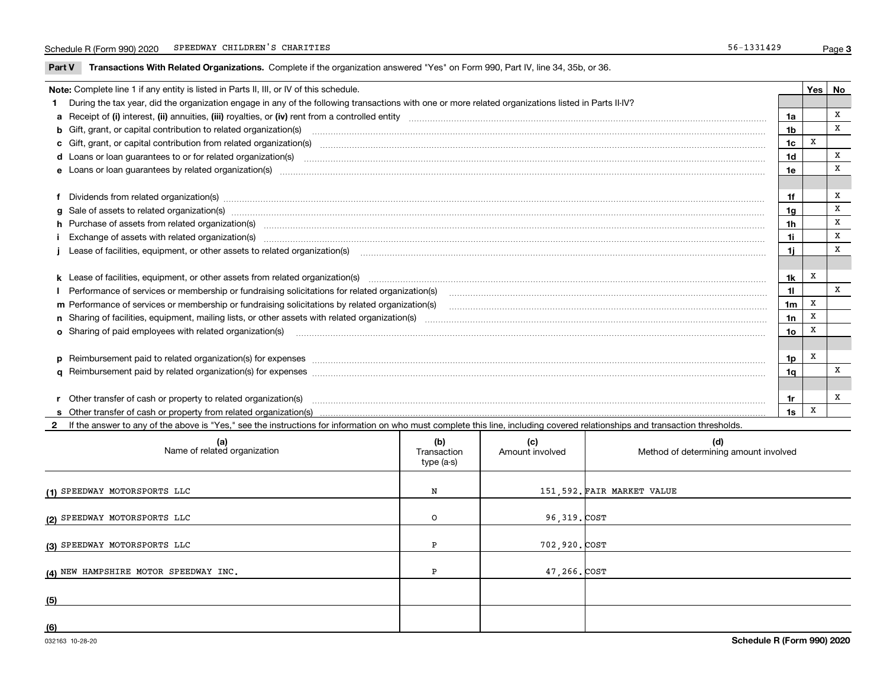Schedule R (Form 990) 2020 SPEEDWAY CHILDREN'S CHARITIES 56-1331429

## Part V Transactions With Related Organizations.

Complete if the organization answered "Yes" on Form 990, Part IV, line 34, 35b, or 36.

| **Note:** Complete line 1 if any entity is listed in Parts II, III, or IV of this schedule. | | Yes | No |
|---|---|---|---|
| **1** During the tax year, did the organization engage in any of the following transactions with one or more related organizations listed in Parts II-IV? | | | |
| **a** Receipt of **(i)** interest, **(ii)** annuities, **(iii)** royalties, or **(iv)** rent from a controlled entity | 1a | | X |
| **b** Gift, grant, or capital contribution to related organization(s) | 1b | | X |
| **c** Gift, grant, or capital contribution from related organization(s) | 1c | X | |
| **d** Loans or loan guarantees to or for related organization(s) | 1d | | X |
| **e** Loans or loan guarantees by related organization(s) | 1e | | X |
| **f** Dividends from related organization(s) | 1f | | X |
| **g** Sale of assets to related organization(s) | 1g | | X |
| **h** Purchase of assets from related organization(s) | 1h | | X |
| **i** Exchange of assets with related organization(s) | 1i | | X |
| **j** Lease of facilities, equipment, or other assets to related organization(s) | 1j | | X |
| **k** Lease of facilities, equipment, or other assets from related organization(s) | 1k | X | |
| **l** Performance of services or membership or fundraising solicitations for related organization(s) | 1l | | X |
| **m** Performance of services or membership or fundraising solicitations by related organization(s) | 1m | X | |
| **n** Sharing of facilities, equipment, mailing lists, or other assets with related organization(s) | 1n | X | |
| **o** Sharing of paid employees with related organization(s) | 1o | X | |
| **p** Reimbursement paid to related organization(s) for expenses | 1p | X | |
| **q** Reimbursement paid by related organization(s) for expenses | 1q | | X |
| **r** Other transfer of cash or property to related organization(s) | 1r | | X |
| **s** Other transfer of cash or property from related organization(s) | 1s | X | |

**2** If the answer to any of the above is "Yes," see the instructions for information on who must complete this line, including covered relationships and transaction thresholds.

| | (a) Name of related organization | (b) Transaction type (a-s) | (c) Amount involved | (d) Method of determining amount involved |
|---|---|---|---|---|
| (1) | SPEEDWAY MOTORSPORTS LLC | N | 151,592. | FAIR MARKET VALUE |
| (2) | SPEEDWAY MOTORSPORTS LLC | O | 96,319. | COST |
| (3) | SPEEDWAY MOTORSPORTS LLC | P | 702,920. | COST |
| (4) | NEW HAMPSHIRE MOTOR SPEEDWAY INC. | P | 47,266. | COST |
| (5) | | | | |
| (6) | | | | |

032163 10-28-20 Schedule R (Form 990) 2020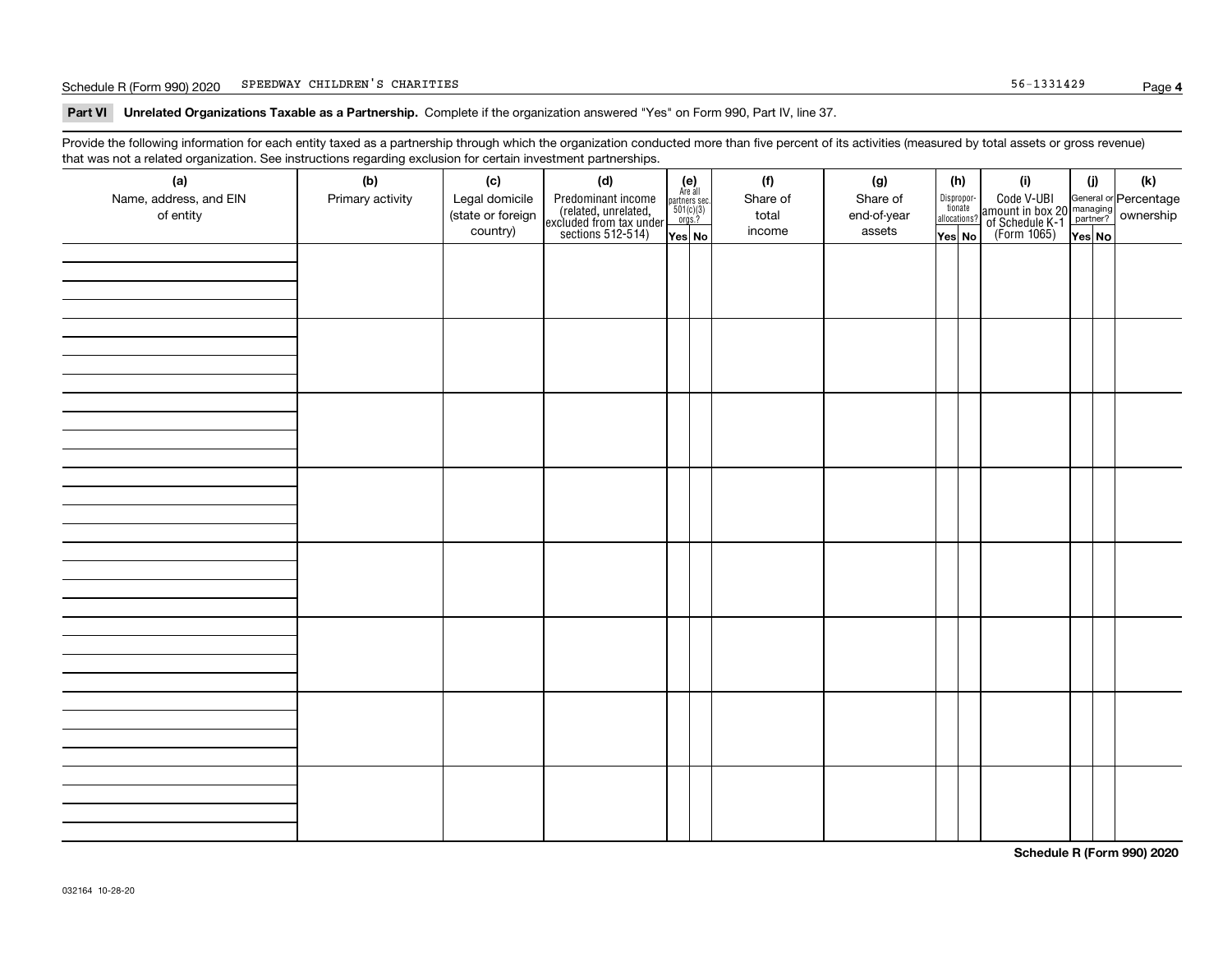Schedule R (Form 990) 2020 SPEEDWAY CHILDREN'S CHARITIES 56-1331429

**Part VI Unrelated Organizations Taxable as a Partnership.** Complete if the organization answered "Yes" on Form 990, Part IV, line 37.

Provide the following information for each entity taxed as a partnership through which the organization conducted more than five percent of its activities (measured by total assets or gross revenue) that was not a related organization. See instructions regarding exclusion for certain investment partnerships.

| (a) Name, address, and EIN of entity | (b) Primary activity | (c) Legal domicile (state or foreign country) | (d) Predominant income (related, unrelated, excluded from tax under sections 512-514) | (e) Are all partners sec. 501(c)(3) orgs.? Yes | (e) No | (f) Share of total income | (g) Share of end-of-year assets | (h) Disproportionate allocations? Yes | (h) No | (i) Code V-UBI amount in box 20 of Schedule K-1 (Form 1065) | (j) General or managing partner? Yes | (j) No | (k) Percentage ownership |
|---|---|---|---|---|---|---|---|---|---|---|---|---|---|
| | | | | | | | | | | | | | |
| | | | | | | | | | | | | | |
| | | | | | | | | | | | | | |
| | | | | | | | | | | | | | |
| | | | | | | | | | | | | | |
| | | | | | | | | | | | | | |
| | | | | | | | | | | | | | |
| | | | | | | | | | | | | | |

**Schedule R (Form 990) 2020**

032164 10-28-20